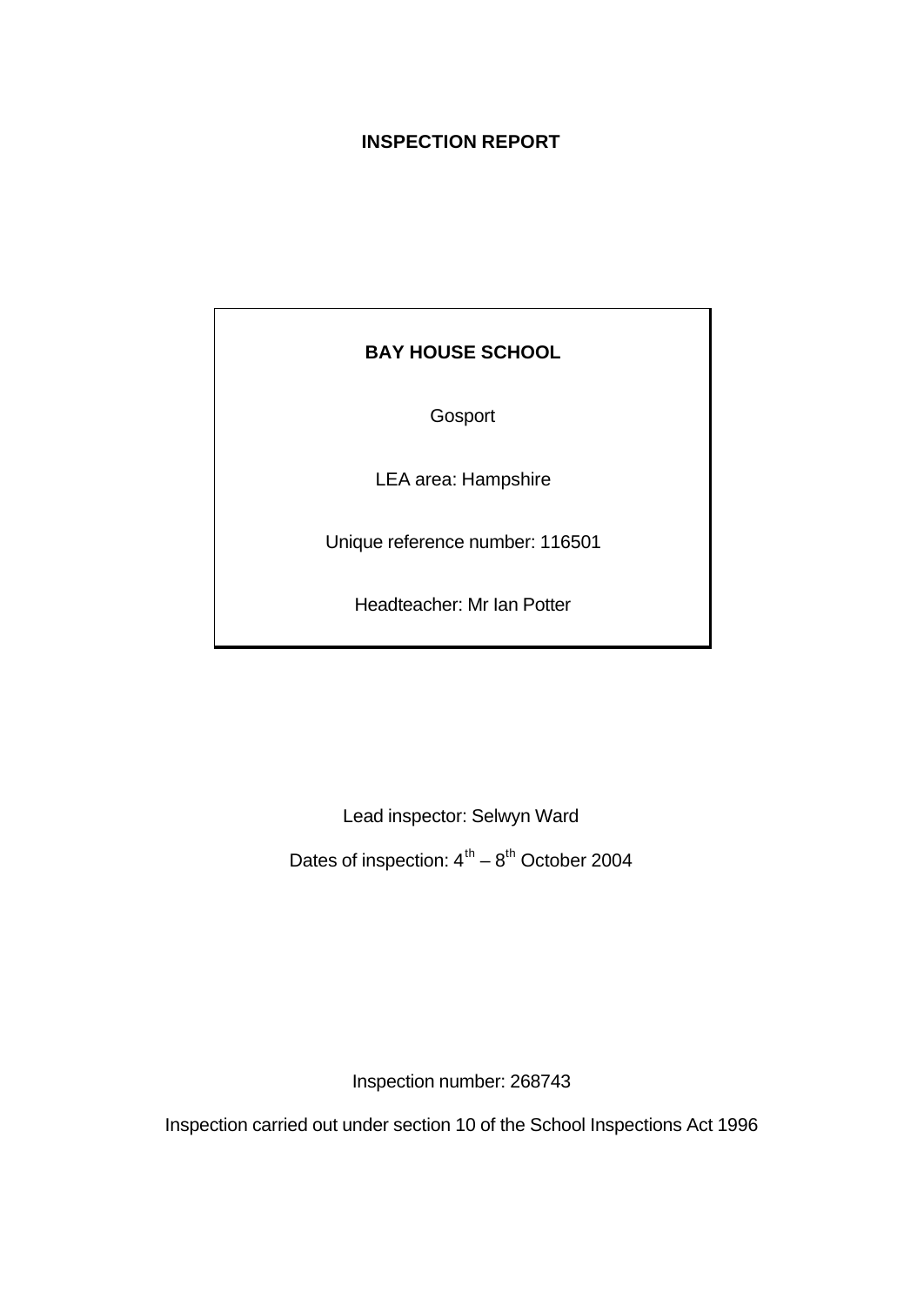# INSPECTION REPORT

**BAY HOUSE SCHOOL**

Gosport

LEA area: Hampshire

Unique reference number: 116501

Headteacher: Mr Ian Potter

Lead inspector: Selwyn Ward

Dates of inspection: 4th – 8th October 2004

Inspection number: 268743

Inspection carried out under section 10 of the School Inspections Act 1996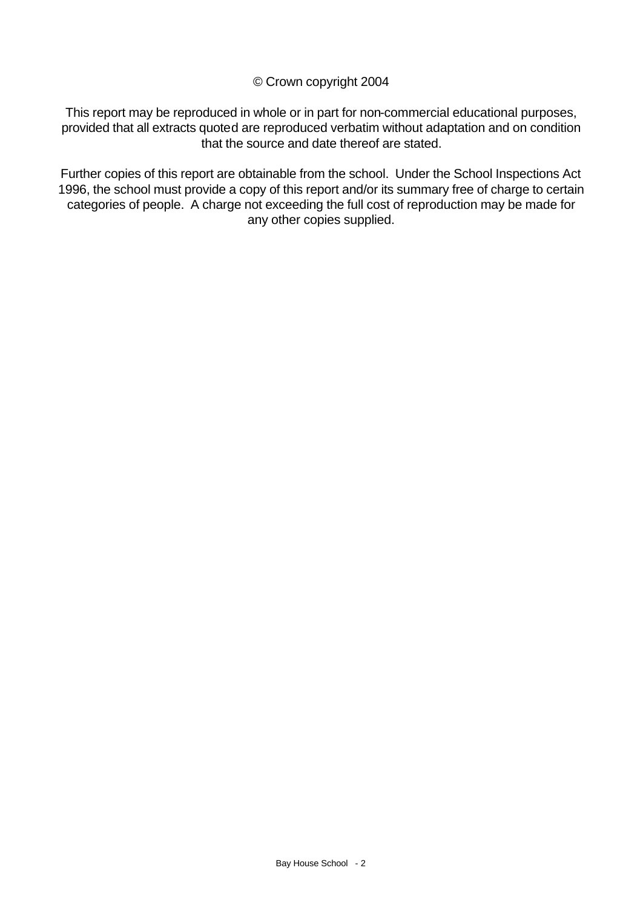© Crown copyright 2004

This report may be reproduced in whole or in part for non-commercial educational purposes, provided that all extracts quoted are reproduced verbatim without adaptation and on condition that the source and date thereof are stated.

Further copies of this report are obtainable from the school. Under the School Inspections Act 1996, the school must provide a copy of this report and/or its summary free of charge to certain categories of people. A charge not exceeding the full cost of reproduction may be made for any other copies supplied.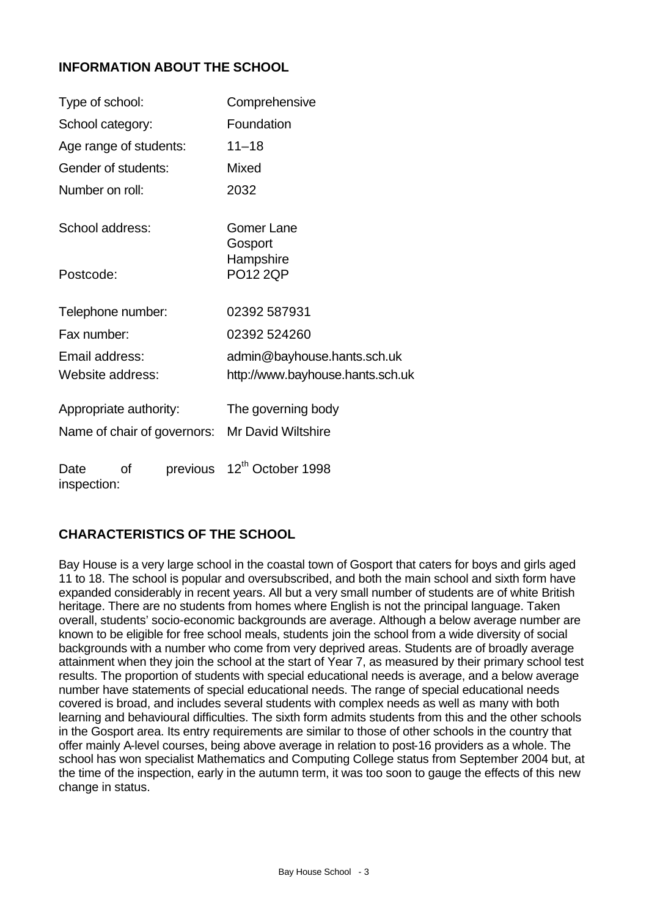## INFORMATION ABOUT THE SCHOOL

| | |
|---|---|
| Type of school: | Comprehensive |
| School category: | Foundation |
| Age range of students: | 11–18 |
| Gender of students: | Mixed |
| Number on roll: | 2032 |
| School address: | Gomer Lane<br>Gosport<br>Hampshire |
| Postcode: | PO12 2QP |
| Telephone number: | 02392 587931 |
| Fax number: | 02392 524260 |
| Email address: | admin@bayhouse.hants.sch.uk |
| Website address: | http://www.bayhouse.hants.sch.uk |
| Appropriate authority: | The governing body |
| Name of chair of governors: | Mr David Wiltshire |
| Date of previous inspection: | 12th October 1998 |

## CHARACTERISTICS OF THE SCHOOL

Bay House is a very large school in the coastal town of Gosport that caters for boys and girls aged 11 to 18. The school is popular and oversubscribed, and both the main school and sixth form have expanded considerably in recent years. All but a very small number of students are of white British heritage. There are no students from homes where English is not the principal language. Taken overall, students' socio-economic backgrounds are average. Although a below average number are known to be eligible for free school meals, students join the school from a wide diversity of social backgrounds with a number who come from very deprived areas. Students are of broadly average attainment when they join the school at the start of Year 7, as measured by their primary school test results. The proportion of students with special educational needs is average, and a below average number have statements of special educational needs. The range of special educational needs covered is broad, and includes several students with complex needs as well as many with both learning and behavioural difficulties. The sixth form admits students from this and the other schools in the Gosport area. Its entry requirements are similar to those of other schools in the country that offer mainly A-level courses, being above average in relation to post-16 providers as a whole. The school has won specialist Mathematics and Computing College status from September 2004 but, at the time of the inspection, early in the autumn term, it was too soon to gauge the effects of this new change in status.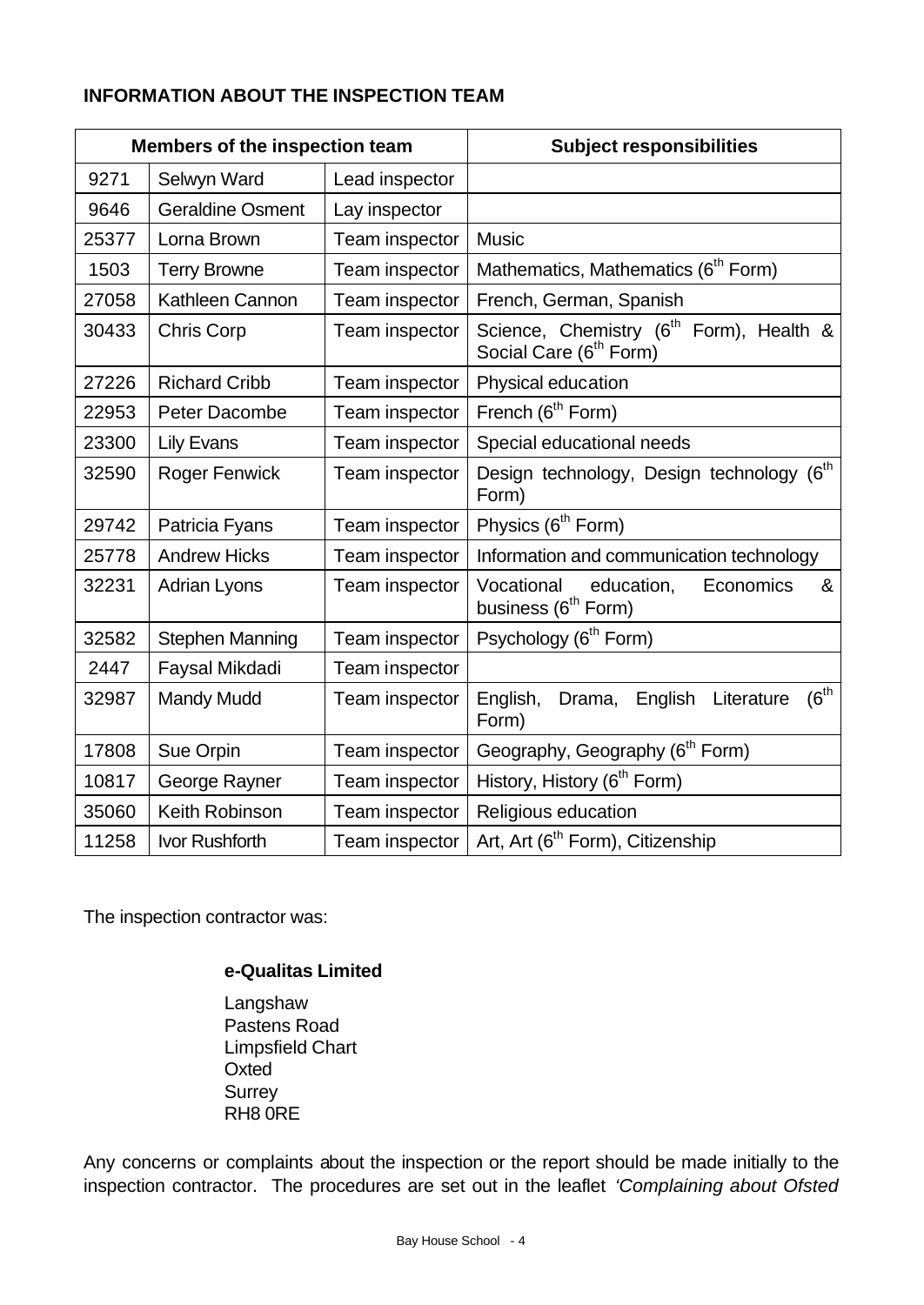**INFORMATION ABOUT THE INSPECTION TEAM**

| Members of the inspection team | | | Subject responsibilities |
|---|---|---|---|
| 9271 | Selwyn Ward | Lead inspector | |
| 9646 | Geraldine Osment | Lay inspector | |
| 25377 | Lorna Brown | Team inspector | Music |
| 1503 | Terry Browne | Team inspector | Mathematics, Mathematics (6th Form) |
| 27058 | Kathleen Cannon | Team inspector | French, German, Spanish |
| 30433 | Chris Corp | Team inspector | Science, Chemistry (6th Form), Health & Social Care (6th Form) |
| 27226 | Richard Cribb | Team inspector | Physical education |
| 22953 | Peter Dacombe | Team inspector | French (6th Form) |
| 23300 | Lily Evans | Team inspector | Special educational needs |
| 32590 | Roger Fenwick | Team inspector | Design technology, Design technology (6th Form) |
| 29742 | Patricia Fyans | Team inspector | Physics (6th Form) |
| 25778 | Andrew Hicks | Team inspector | Information and communication technology |
| 32231 | Adrian Lyons | Team inspector | Vocational education, Economics & business (6th Form) |
| 32582 | Stephen Manning | Team inspector | Psychology (6th Form) |
| 2447 | Faysal Mikdadi | Team inspector | |
| 32987 | Mandy Mudd | Team inspector | English, Drama, English Literature (6th Form) |
| 17808 | Sue Orpin | Team inspector | Geography, Geography (6th Form) |
| 10817 | George Rayner | Team inspector | History, History (6th Form) |
| 35060 | Keith Robinson | Team inspector | Religious education |
| 11258 | Ivor Rushforth | Team inspector | Art, Art (6th Form), Citizenship |

The inspection contractor was:

**e-Qualitas Limited**

Langshaw
Pastens Road
Limpsfield Chart
Oxted
Surrey
RH8 0RE

Any concerns or complaints about the inspection or the report should be made initially to the inspection contractor. The procedures are set out in the leaflet *'Complaining about Ofsted*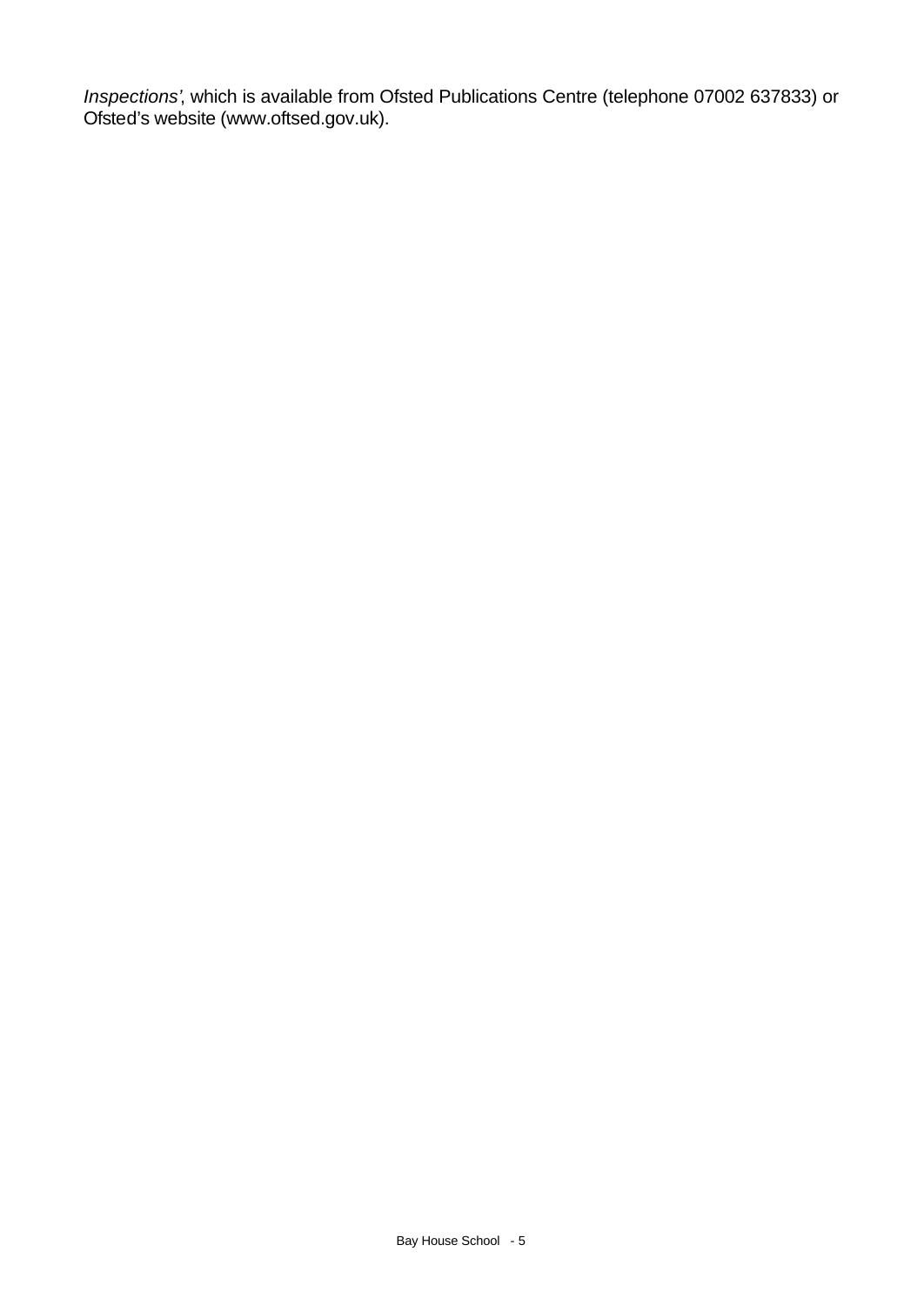*Inspections'*, which is available from Ofsted Publications Centre (telephone 07002 637833) or Ofsted's website (www.oftsed.gov.uk).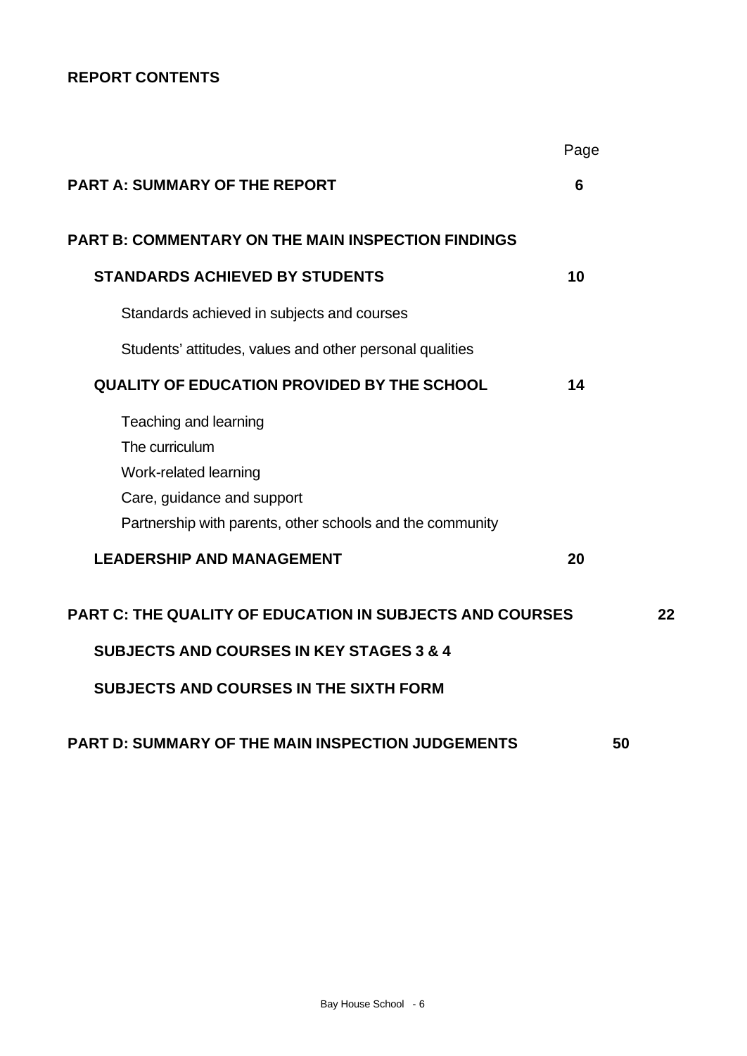## REPORT CONTENTS

| | Page |
|---|---|
| **PART A: SUMMARY OF THE REPORT** | **6** |
| **PART B: COMMENTARY ON THE MAIN INSPECTION FINDINGS** | |
| **STANDARDS ACHIEVED BY STUDENTS** | **10** |
| Standards achieved in subjects and courses | |
| Students' attitudes, values and other personal qualities | |
| **QUALITY OF EDUCATION PROVIDED BY THE SCHOOL** | **14** |
| Teaching and learning | |
| The curriculum | |
| Work-related learning | |
| Care, guidance and support | |
| Partnership with parents, other schools and the community | |
| **LEADERSHIP AND MANAGEMENT** | **20** |
| **PART C: THE QUALITY OF EDUCATION IN SUBJECTS AND COURSES** | **22** |
| **SUBJECTS AND COURSES IN KEY STAGES 3 & 4** | |
| **SUBJECTS AND COURSES IN THE SIXTH FORM** | |
| **PART D: SUMMARY OF THE MAIN INSPECTION JUDGEMENTS** | **50** |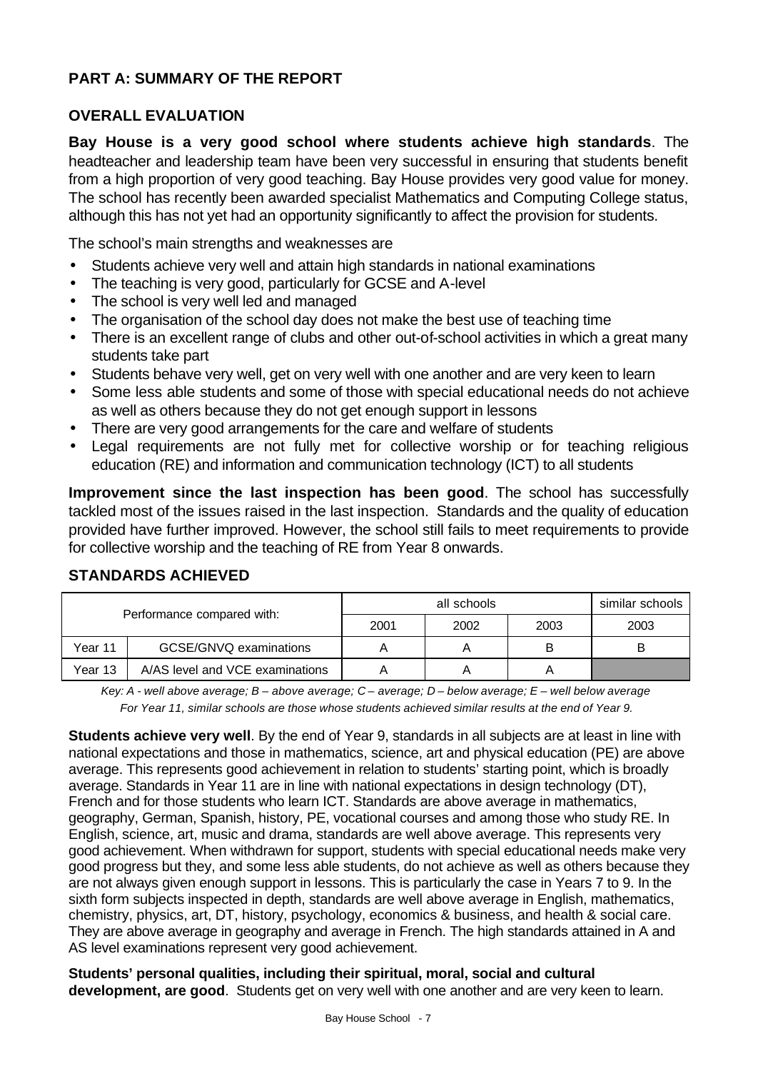## PART A: SUMMARY OF THE REPORT

### OVERALL EVALUATION

**Bay House is a very good school where students achieve high standards**. The headteacher and leadership team have been very successful in ensuring that students benefit from a high proportion of very good teaching. Bay House provides very good value for money. The school has recently been awarded specialist Mathematics and Computing College status, although this has not yet had an opportunity significantly to affect the provision for students.

The school's main strengths and weaknesses are

- Students achieve very well and attain high standards in national examinations
- The teaching is very good, particularly for GCSE and A-level
- The school is very well led and managed
- The organisation of the school day does not make the best use of teaching time
- There is an excellent range of clubs and other out-of-school activities in which a great many students take part
- Students behave very well, get on very well with one another and are very keen to learn
- Some less able students and some of those with special educational needs do not achieve as well as others because they do not get enough support in lessons
- There are very good arrangements for the care and welfare of students
- Legal requirements are not fully met for collective worship or for teaching religious education (RE) and information and communication technology (ICT) to all students

**Improvement since the last inspection has been good**. The school has successfully tackled most of the issues raised in the last inspection. Standards and the quality of education provided have further improved. However, the school still fails to meet requirements to provide for collective worship and the teaching of RE from Year 8 onwards.

### STANDARDS ACHIEVED

| Performance compared with: | | all schools | | | similar schools |
|---|---|---|---|---|---|
| | | 2001 | 2002 | 2003 | 2003 |
| Year 11 | GCSE/GNVQ examinations | A | A | B | B |
| Year 13 | A/AS level and VCE examinations | A | A | A | |

*Key: A - well above average; B – above average; C – average; D – below average; E – well below average*
*For Year 11, similar schools are those whose students achieved similar results at the end of Year 9.*

**Students achieve very well**. By the end of Year 9, standards in all subjects are at least in line with national expectations and those in mathematics, science, art and physical education (PE) are above average. This represents good achievement in relation to students' starting point, which is broadly average. Standards in Year 11 are in line with national expectations in design technology (DT), French and for those students who learn ICT. Standards are above average in mathematics, geography, German, Spanish, history, PE, vocational courses and among those who study RE. In English, science, art, music and drama, standards are well above average. This represents very good achievement. When withdrawn for support, students with special educational needs make very good progress but they, and some less able students, do not achieve as well as others because they are not always given enough support in lessons. This is particularly the case in Years 7 to 9. In the sixth form subjects inspected in depth, standards are well above average in English, mathematics, chemistry, physics, art, DT, history, psychology, economics & business, and health & social care. They are above average in geography and average in French. The high standards attained in A and AS level examinations represent very good achievement.

**Students' personal qualities, including their spiritual, moral, social and cultural development, are good**. Students get on very well with one another and are very keen to learn.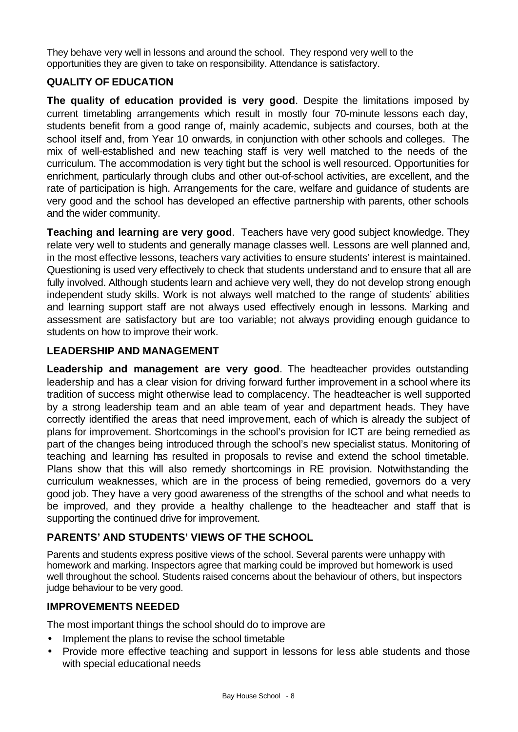They behave very well in lessons and around the school. They respond very well to the opportunities they are given to take on responsibility. Attendance is satisfactory.

## QUALITY OF EDUCATION

**The quality of education provided is very good**. Despite the limitations imposed by current timetabling arrangements which result in mostly four 70-minute lessons each day, students benefit from a good range of, mainly academic, subjects and courses, both at the school itself and, from Year 10 onwards, in conjunction with other schools and colleges. The mix of well-established and new teaching staff is very well matched to the needs of the curriculum. The accommodation is very tight but the school is well resourced. Opportunities for enrichment, particularly through clubs and other out-of-school activities, are excellent, and the rate of participation is high. Arrangements for the care, welfare and guidance of students are very good and the school has developed an effective partnership with parents, other schools and the wider community.

**Teaching and learning are very good**. Teachers have very good subject knowledge. They relate very well to students and generally manage classes well. Lessons are well planned and, in the most effective lessons, teachers vary activities to ensure students' interest is maintained. Questioning is used very effectively to check that students understand and to ensure that all are fully involved. Although students learn and achieve very well, they do not develop strong enough independent study skills. Work is not always well matched to the range of students' abilities and learning support staff are not always used effectively enough in lessons. Marking and assessment are satisfactory but are too variable; not always providing enough guidance to students on how to improve their work.

## LEADERSHIP AND MANAGEMENT

**Leadership and management are very good**. The headteacher provides outstanding leadership and has a clear vision for driving forward further improvement in a school where its tradition of success might otherwise lead to complacency. The headteacher is well supported by a strong leadership team and an able team of year and department heads. They have correctly identified the areas that need improvement, each of which is already the subject of plans for improvement. Shortcomings in the school's provision for ICT are being remedied as part of the changes being introduced through the school's new specialist status. Monitoring of teaching and learning has resulted in proposals to revise and extend the school timetable. Plans show that this will also remedy shortcomings in RE provision. Notwithstanding the curriculum weaknesses, which are in the process of being remedied, governors do a very good job. They have a very good awareness of the strengths of the school and what needs to be improved, and they provide a healthy challenge to the headteacher and staff that is supporting the continued drive for improvement.

## PARENTS' AND STUDENTS' VIEWS OF THE SCHOOL

Parents and students express positive views of the school. Several parents were unhappy with homework and marking. Inspectors agree that marking could be improved but homework is used well throughout the school. Students raised concerns about the behaviour of others, but inspectors judge behaviour to be very good.

## IMPROVEMENTS NEEDED

The most important things the school should do to improve are

- Implement the plans to revise the school timetable
- Provide more effective teaching and support in lessons for less able students and those with special educational needs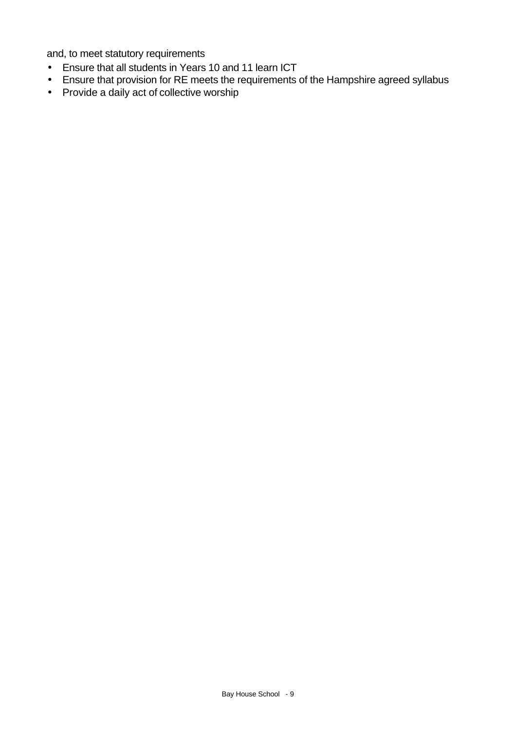and, to meet statutory requirements

- Ensure that all students in Years 10 and 11 learn ICT
- Ensure that provision for RE meets the requirements of the Hampshire agreed syllabus
- Provide a daily act of collective worship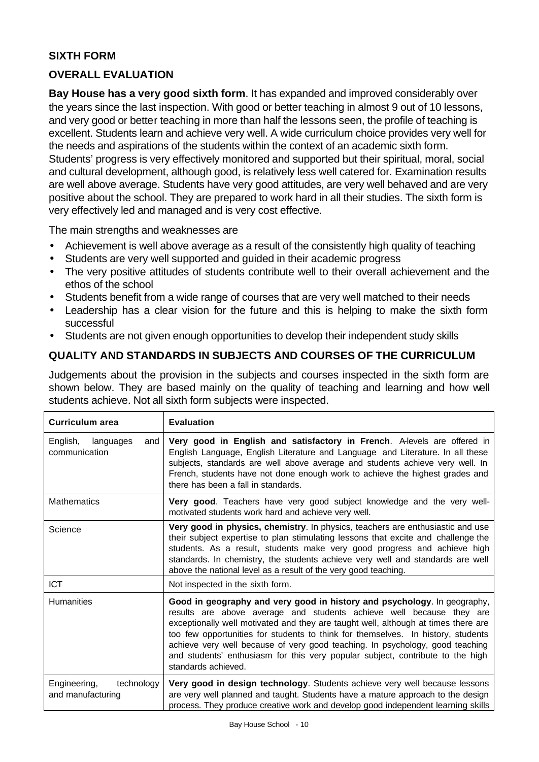## SIXTH FORM

## OVERALL EVALUATION

**Bay House has a very good sixth form**. It has expanded and improved considerably over the years since the last inspection. With good or better teaching in almost 9 out of 10 lessons, and very good or better teaching in more than half the lessons seen, the profile of teaching is excellent. Students learn and achieve very well. A wide curriculum choice provides very well for the needs and aspirations of the students within the context of an academic sixth form. Students' progress is very effectively monitored and supported but their spiritual, moral, social and cultural development, although good, is relatively less well catered for. Examination results are well above average. Students have very good attitudes, are very well behaved and are very positive about the school. They are prepared to work hard in all their studies. The sixth form is very effectively led and managed and is very cost effective.

The main strengths and weaknesses are

- Achievement is well above average as a result of the consistently high quality of teaching
- Students are very well supported and guided in their academic progress
- The very positive attitudes of students contribute well to their overall achievement and the ethos of the school
- Students benefit from a wide range of courses that are very well matched to their needs
- Leadership has a clear vision for the future and this is helping to make the sixth form successful
- Students are not given enough opportunities to develop their independent study skills

## QUALITY AND STANDARDS IN SUBJECTS AND COURSES OF THE CURRICULUM

Judgements about the provision in the subjects and courses inspected in the sixth form are shown below. They are based mainly on the quality of teaching and learning and how well students achieve. Not all sixth form subjects were inspected.

| Curriculum area | Evaluation |
|---|---|
| English, languages and communication | **Very good in English and satisfactory in French**. A-levels are offered in English Language, English Literature and Language and Literature. In all these subjects, standards are well above average and students achieve very well. In French, students have not done enough work to achieve the highest grades and there has been a fall in standards. |
| Mathematics | **Very good**. Teachers have very good subject knowledge and the very well-motivated students work hard and achieve very well. |
| Science | **Very good in physics, chemistry**. In physics, teachers are enthusiastic and use their subject expertise to plan stimulating lessons that excite and challenge the students. As a result, students make very good progress and achieve high standards. In chemistry, the students achieve very well and standards are well above the national level as a result of the very good teaching. |
| ICT | Not inspected in the sixth form. |
| Humanities | **Good in geography and very good in history and psychology**. In geography, results are above average and students achieve well because they are exceptionally well motivated and they are taught well, although at times there are too few opportunities for students to think for themselves. In history, students achieve very well because of very good teaching. In psychology, good teaching and students' enthusiasm for this very popular subject, contribute to the high standards achieved. |
| Engineering, technology and manufacturing | **Very good in design technology**. Students achieve very well because lessons are very well planned and taught. Students have a mature approach to the design process. They produce creative work and develop good independent learning skills |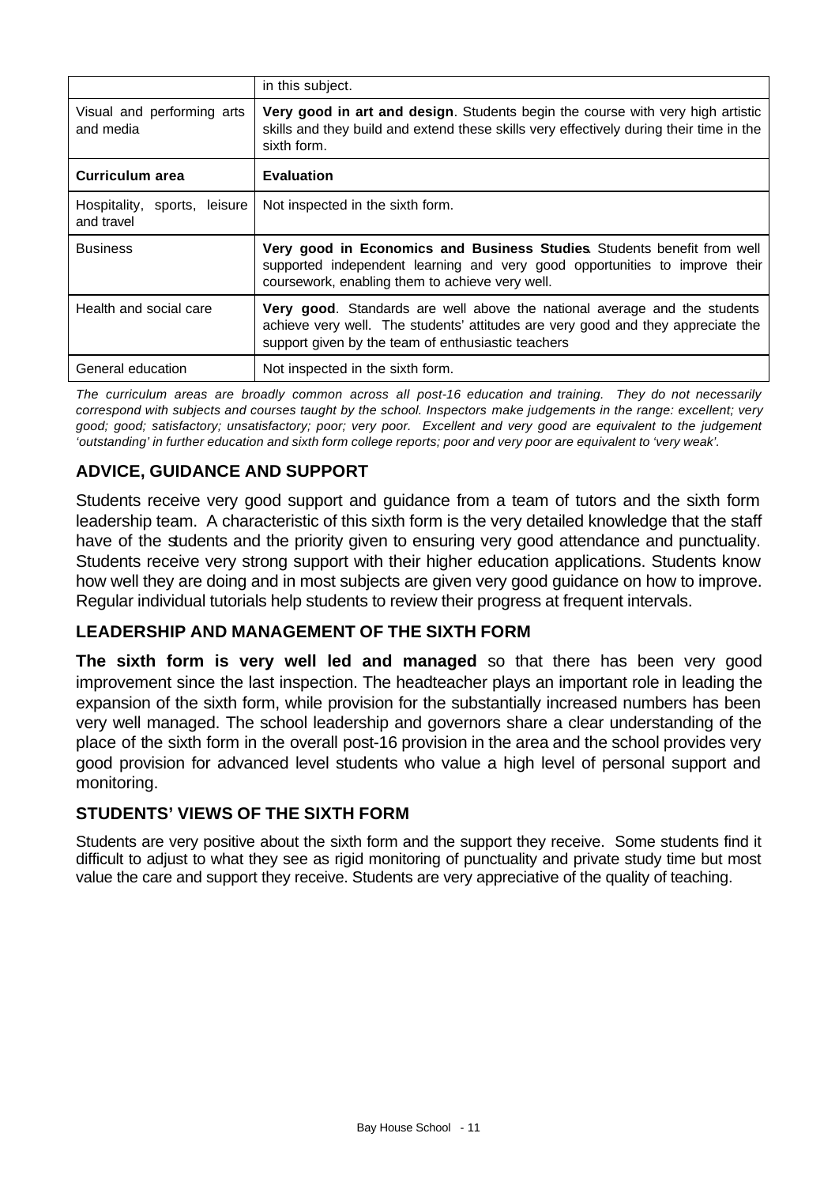|  | in this subject. |
| --- | --- |
| Visual and performing arts and media | **Very good in art and design**. Students begin the course with very high artistic skills and they build and extend these skills very effectively during their time in the sixth form. |
| **Curriculum area** | **Evaluation** |
| Hospitality, sports, leisure and travel | Not inspected in the sixth form. |
| Business | **Very good in Economics and Business Studies**. Students benefit from well supported independent learning and very good opportunities to improve their coursework, enabling them to achieve very well. |
| Health and social care | **Very good**. Standards are well above the national average and the students achieve very well. The students' attitudes are very good and they appreciate the support given by the team of enthusiastic teachers |
| General education | Not inspected in the sixth form. |

*The curriculum areas are broadly common across all post-16 education and training. They do not necessarily correspond with subjects and courses taught by the school. Inspectors make judgements in the range: excellent; very good; good; satisfactory; unsatisfactory; poor; very poor. Excellent and very good are equivalent to the judgement 'outstanding' in further education and sixth form college reports; poor and very poor are equivalent to 'very weak'.*

## ADVICE, GUIDANCE AND SUPPORT

Students receive very good support and guidance from a team of tutors and the sixth form leadership team. A characteristic of this sixth form is the very detailed knowledge that the staff have of the students and the priority given to ensuring very good attendance and punctuality. Students receive very strong support with their higher education applications. Students know how well they are doing and in most subjects are given very good guidance on how to improve. Regular individual tutorials help students to review their progress at frequent intervals.

## LEADERSHIP AND MANAGEMENT OF THE SIXTH FORM

**The sixth form is very well led and managed** so that there has been very good improvement since the last inspection. The headteacher plays an important role in leading the expansion of the sixth form, while provision for the substantially increased numbers has been very well managed. The school leadership and governors share a clear understanding of the place of the sixth form in the overall post-16 provision in the area and the school provides very good provision for advanced level students who value a high level of personal support and monitoring.

## STUDENTS' VIEWS OF THE SIXTH FORM

Students are very positive about the sixth form and the support they receive. Some students find it difficult to adjust to what they see as rigid monitoring of punctuality and private study time but most value the care and support they receive. Students are very appreciative of the quality of teaching.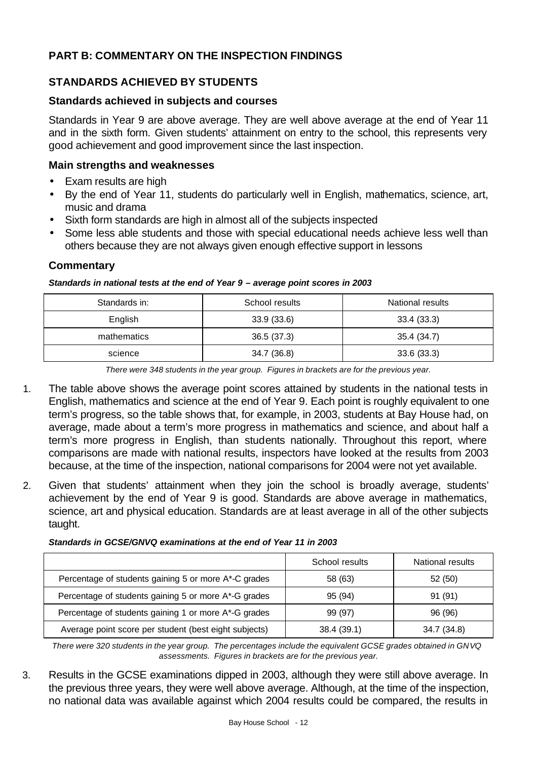## PART B: COMMENTARY ON THE INSPECTION FINDINGS

### STANDARDS ACHIEVED BY STUDENTS

#### Standards achieved in subjects and courses

Standards in Year 9 are above average. They are well above average at the end of Year 11 and in the sixth form. Given students' attainment on entry to the school, this represents very good achievement and good improvement since the last inspection.

#### Main strengths and weaknesses

- Exam results are high
- By the end of Year 11, students do particularly well in English, mathematics, science, art, music and drama
- Sixth form standards are high in almost all of the subjects inspected
- Some less able students and those with special educational needs achieve less well than others because they are not always given enough effective support in lessons

#### Commentary

***Standards in national tests at the end of Year 9 – average point scores in 2003***

| Standards in: | School results | National results |
|---|---|---|
| English | 33.9 (33.6) | 33.4 (33.3) |
| mathematics | 36.5 (37.3) | 35.4 (34.7) |
| science | 34.7 (36.8) | 33.6 (33.3) |

*There were 348 students in the year group. Figures in brackets are for the previous year.*

1. The table above shows the average point scores attained by students in the national tests in English, mathematics and science at the end of Year 9. Each point is roughly equivalent to one term's progress, so the table shows that, for example, in 2003, students at Bay House had, on average, made about a term's more progress in mathematics and science, and about half a term's more progress in English, than students nationally. Throughout this report, where comparisons are made with national results, inspectors have looked at the results from 2003 because, at the time of the inspection, national comparisons for 2004 were not yet available.

2. Given that students' attainment when they join the school is broadly average, students' achievement by the end of Year 9 is good. Standards are above average in mathematics, science, art and physical education. Standards are at least average in all of the other subjects taught.

***Standards in GCSE/GNVQ examinations at the end of Year 11 in 2003***

| | School results | National results |
|---|---|---|
| Percentage of students gaining 5 or more A*-C grades | 58 (63) | 52 (50) |
| Percentage of students gaining 5 or more A*-G grades | 95 (94) | 91 (91) |
| Percentage of students gaining 1 or more A*-G grades | 99 (97) | 96 (96) |
| Average point score per student (best eight subjects) | 38.4 (39.1) | 34.7 (34.8) |

*There were 320 students in the year group. The percentages include the equivalent GCSE grades obtained in GNVQ assessments. Figures in brackets are for the previous year.*

3. Results in the GCSE examinations dipped in 2003, although they were still above average. In the previous three years, they were well above average. Although, at the time of the inspection, no national data was available against which 2004 results could be compared, the results in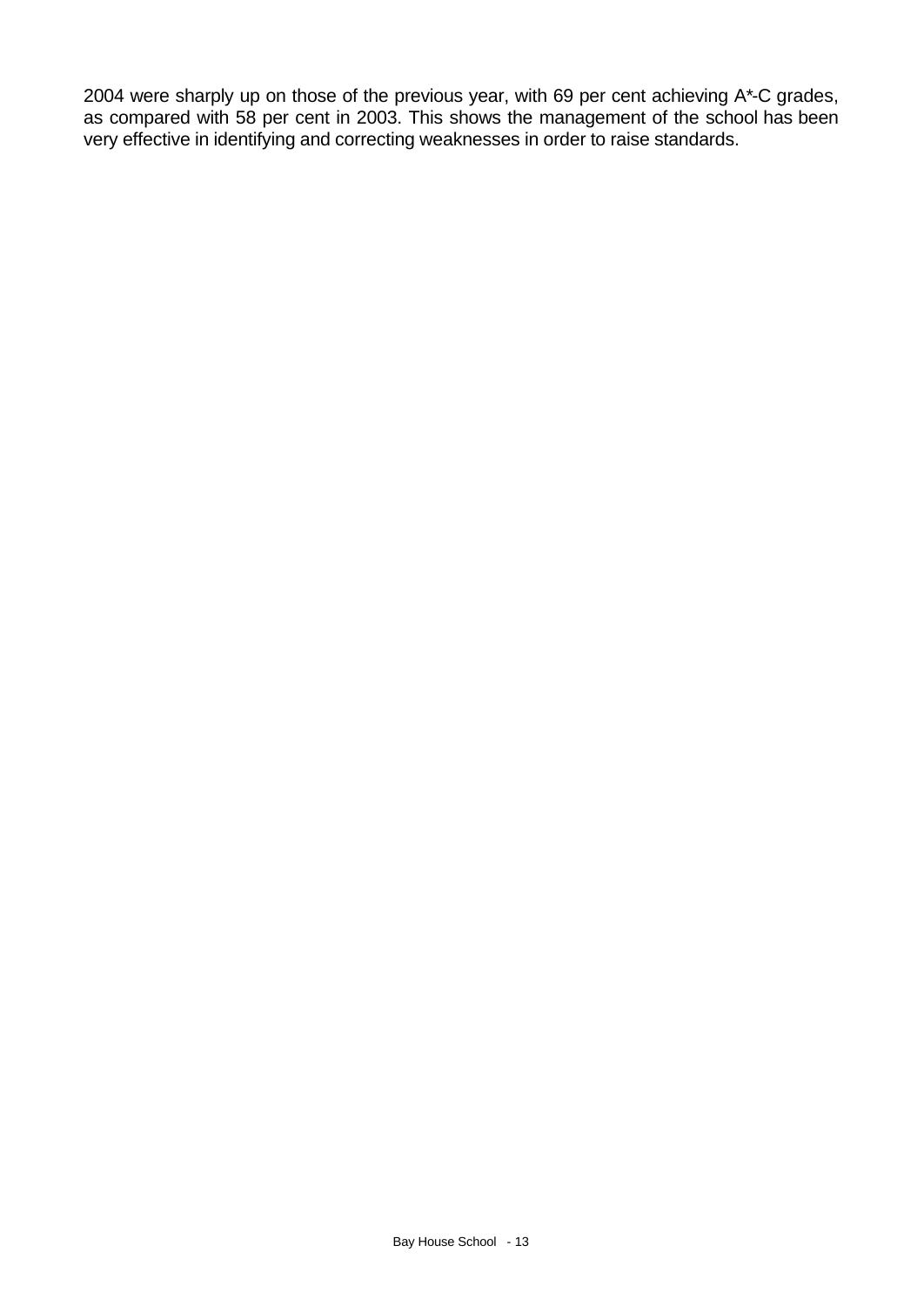2004 were sharply up on those of the previous year, with 69 per cent achieving A*-C grades, as compared with 58 per cent in 2003. This shows the management of the school has been very effective in identifying and correcting weaknesses in order to raise standards.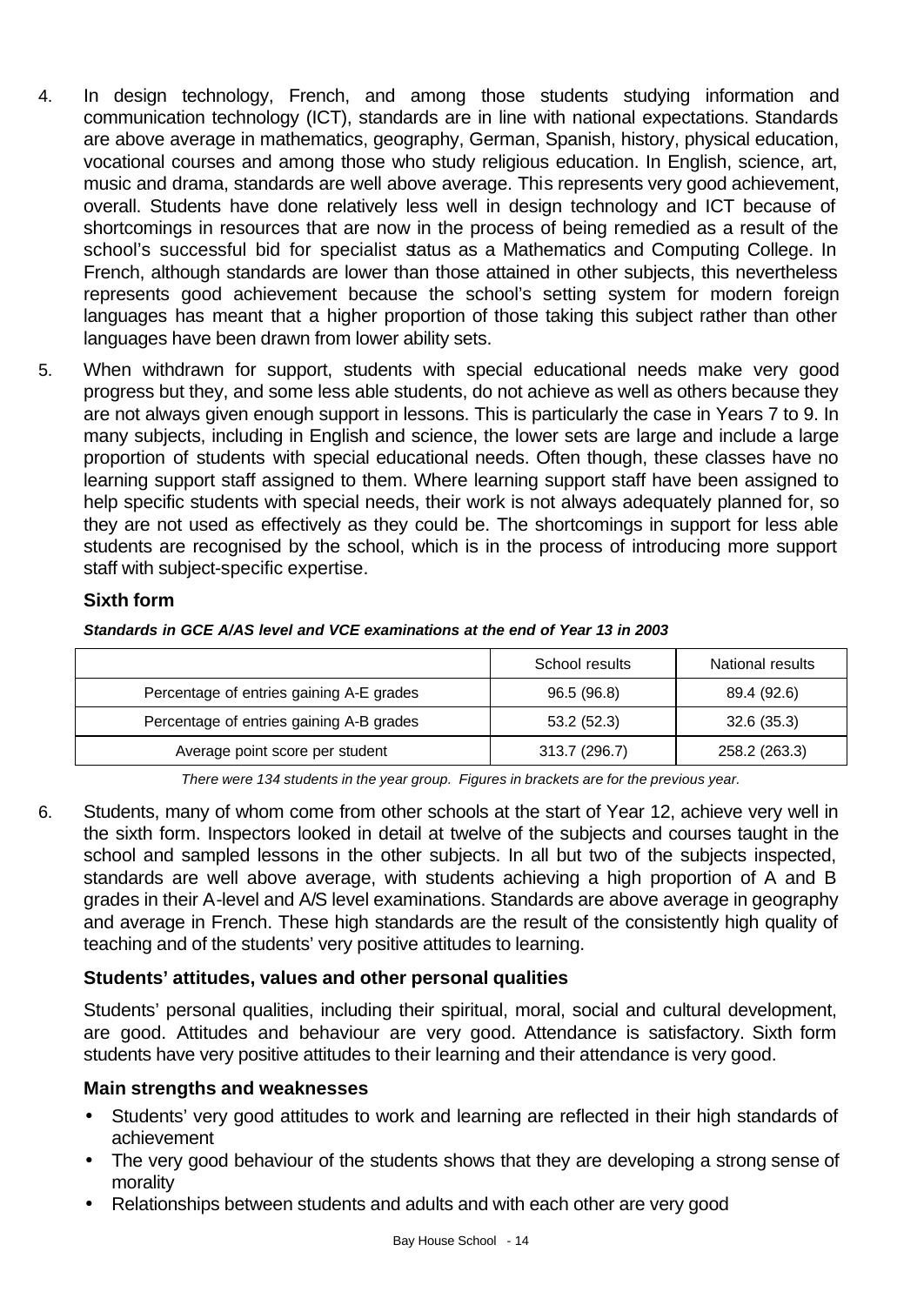4. In design technology, French, and among those students studying information and communication technology (ICT), standards are in line with national expectations. Standards are above average in mathematics, geography, German, Spanish, history, physical education, vocational courses and among those who study religious education. In English, science, art, music and drama, standards are well above average. This represents very good achievement, overall. Students have done relatively less well in design technology and ICT because of shortcomings in resources that are now in the process of being remedied as a result of the school's successful bid for specialist status as a Mathematics and Computing College. In French, although standards are lower than those attained in other subjects, this nevertheless represents good achievement because the school's setting system for modern foreign languages has meant that a higher proportion of those taking this subject rather than other languages have been drawn from lower ability sets.

5. When withdrawn for support, students with special educational needs make very good progress but they, and some less able students, do not achieve as well as others because they are not always given enough support in lessons. This is particularly the case in Years 7 to 9. In many subjects, including in English and science, the lower sets are large and include a large proportion of students with special educational needs. Often though, these classes have no learning support staff assigned to them. Where learning support staff have been assigned to help specific students with special needs, their work is not always adequately planned for, so they are not used as effectively as they could be. The shortcomings in support for less able students are recognised by the school, which is in the process of introducing more support staff with subject-specific expertise.

### Sixth form

***Standards in GCE A/AS level and VCE examinations at the end of Year 13 in 2003***

| | School results | National results |
|---|---|---|
| Percentage of entries gaining A-E grades | 96.5 (96.8) | 89.4 (92.6) |
| Percentage of entries gaining A-B grades | 53.2 (52.3) | 32.6 (35.3) |
| Average point score per student | 313.7 (296.7) | 258.2 (263.3) |

*There were 134 students in the year group. Figures in brackets are for the previous year.*

6. Students, many of whom come from other schools at the start of Year 12, achieve very well in the sixth form. Inspectors looked in detail at twelve of the subjects and courses taught in the school and sampled lessons in the other subjects. In all but two of the subjects inspected, standards are well above average, with students achieving a high proportion of A and B grades in their A-level and A/S level examinations. Standards are above average in geography and average in French. These high standards are the result of the consistently high quality of teaching and of the students' very positive attitudes to learning.

### Students' attitudes, values and other personal qualities

Students' personal qualities, including their spiritual, moral, social and cultural development, are good. Attitudes and behaviour are very good. Attendance is satisfactory. Sixth form students have very positive attitudes to their learning and their attendance is very good.

### Main strengths and weaknesses

- Students' very good attitudes to work and learning are reflected in their high standards of achievement
- The very good behaviour of the students shows that they are developing a strong sense of morality
- Relationships between students and adults and with each other are very good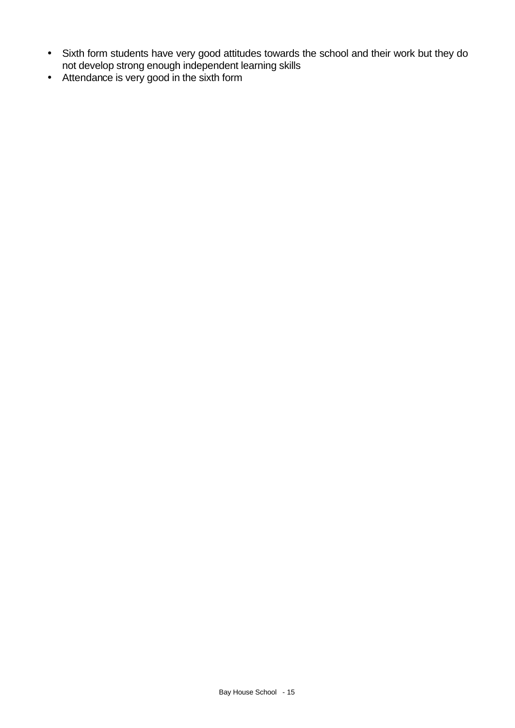- Sixth form students have very good attitudes towards the school and their work but they do not develop strong enough independent learning skills
- Attendance is very good in the sixth form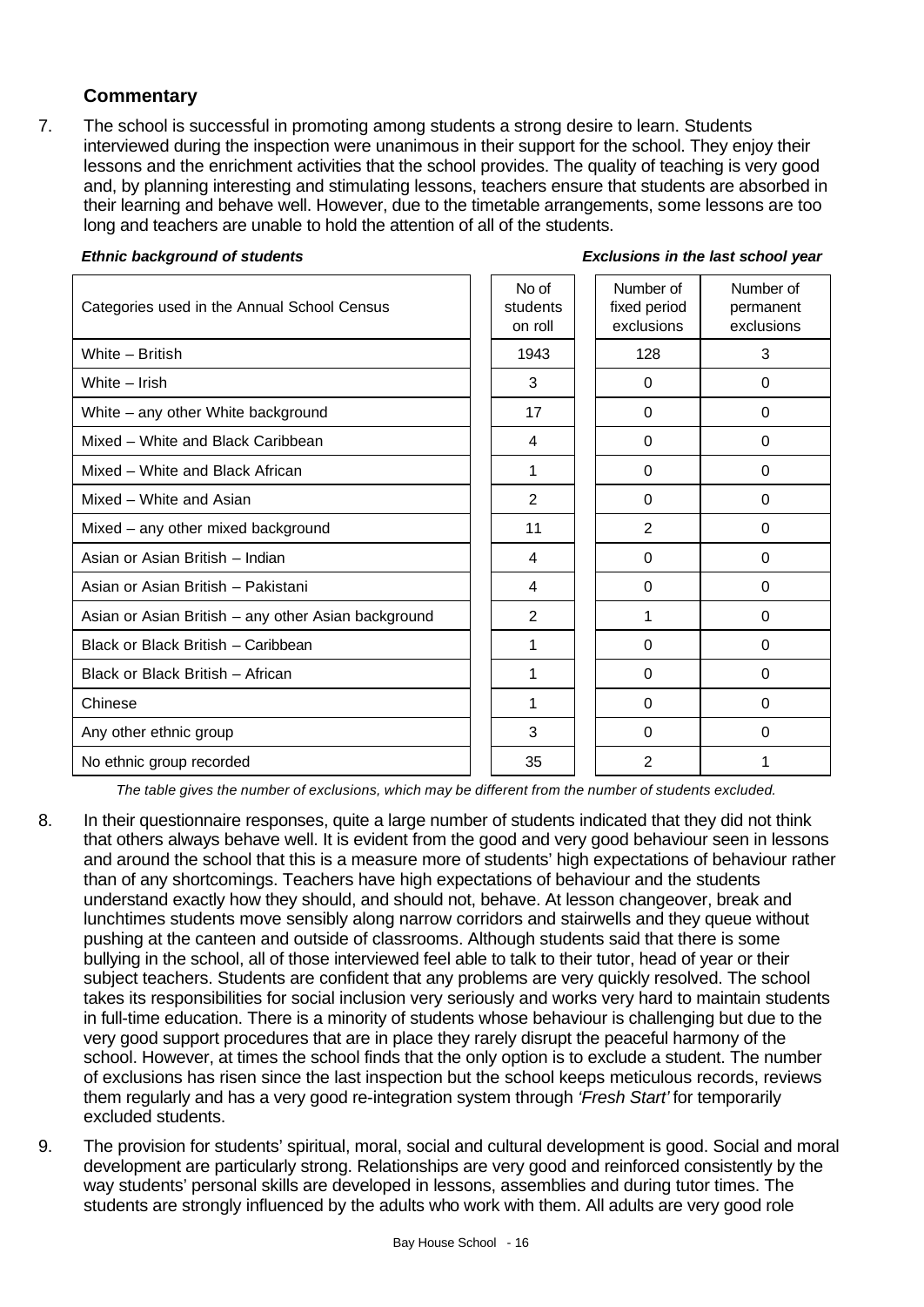### Commentary

7. The school is successful in promoting among students a strong desire to learn. Students interviewed during the inspection were unanimous in their support for the school. They enjoy their lessons and the enrichment activities that the school provides. The quality of teaching is very good and, by planning interesting and stimulating lessons, teachers ensure that students are absorbed in their learning and behave well. However, due to the timetable arrangements, some lessons are too long and teachers are unable to hold the attention of all of the students.

***Ethnic background of students*** ***Exclusions in the last school year***

| Categories used in the Annual School Census | No of students on roll | Number of fixed period exclusions | Number of permanent exclusions |
|---|---|---|---|
| White – British | 1943 | 128 | 3 |
| White – Irish | 3 | 0 | 0 |
| White – any other White background | 17 | 0 | 0 |
| Mixed – White and Black Caribbean | 4 | 0 | 0 |
| Mixed – White and Black African | 1 | 0 | 0 |
| Mixed – White and Asian | 2 | 0 | 0 |
| Mixed – any other mixed background | 11 | 2 | 0 |
| Asian or Asian British – Indian | 4 | 0 | 0 |
| Asian or Asian British – Pakistani | 4 | 0 | 0 |
| Asian or Asian British – any other Asian background | 2 | 1 | 0 |
| Black or Black British – Caribbean | 1 | 0 | 0 |
| Black or Black British – African | 1 | 0 | 0 |
| Chinese | 1 | 0 | 0 |
| Any other ethnic group | 3 | 0 | 0 |
| No ethnic group recorded | 35 | 2 | 1 |

*The table gives the number of exclusions, which may be different from the number of students excluded.*

8. In their questionnaire responses, quite a large number of students indicated that they did not think that others always behave well. It is evident from the good and very good behaviour seen in lessons and around the school that this is a measure more of students' high expectations of behaviour rather than of any shortcomings. Teachers have high expectations of behaviour and the students understand exactly how they should, and should not, behave. At lesson changeover, break and lunchtimes students move sensibly along narrow corridors and stairwells and they queue without pushing at the canteen and outside of classrooms. Although students said that there is some bullying in the school, all of those interviewed feel able to talk to their tutor, head of year or their subject teachers. Students are confident that any problems are very quickly resolved. The school takes its responsibilities for social inclusion very seriously and works very hard to maintain students in full-time education. There is a minority of students whose behaviour is challenging but due to the very good support procedures that are in place they rarely disrupt the peaceful harmony of the school. However, at times the school finds that the only option is to exclude a student. The number of exclusions has risen since the last inspection but the school keeps meticulous records, reviews them regularly and has a very good re-integration system through *'Fresh Start'* for temporarily excluded students.

9. The provision for students' spiritual, moral, social and cultural development is good. Social and moral development are particularly strong. Relationships are very good and reinforced consistently by the way students' personal skills are developed in lessons, assemblies and during tutor times. The students are strongly influenced by the adults who work with them. All adults are very good role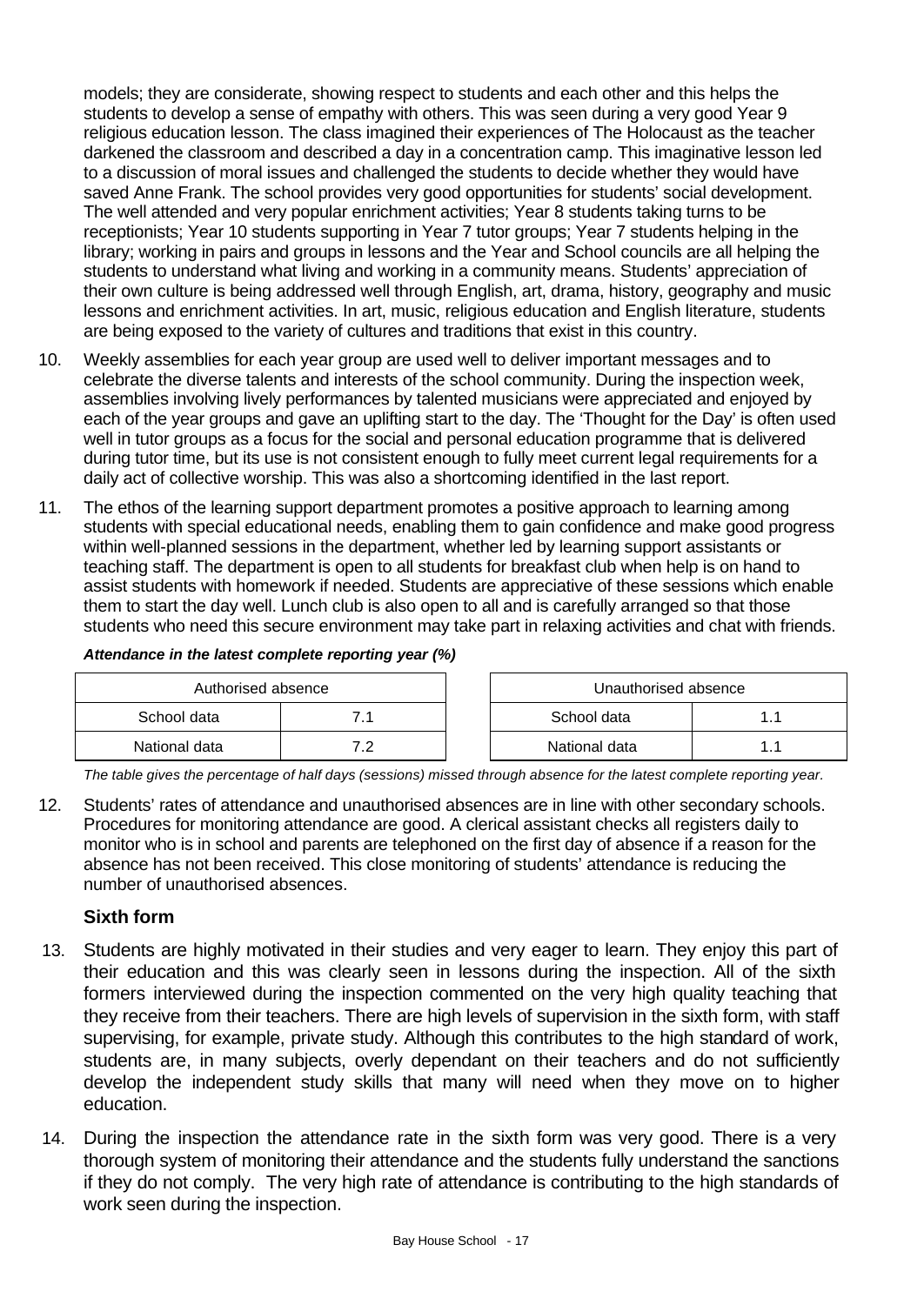models; they are considerate, showing respect to students and each other and this helps the students to develop a sense of empathy with others. This was seen during a very good Year 9 religious education lesson. The class imagined their experiences of The Holocaust as the teacher darkened the classroom and described a day in a concentration camp. This imaginative lesson led to a discussion of moral issues and challenged the students to decide whether they would have saved Anne Frank. The school provides very good opportunities for students' social development. The well attended and very popular enrichment activities; Year 8 students taking turns to be receptionists; Year 10 students supporting in Year 7 tutor groups; Year 7 students helping in the library; working in pairs and groups in lessons and the Year and School councils are all helping the students to understand what living and working in a community means. Students' appreciation of their own culture is being addressed well through English, art, drama, history, geography and music lessons and enrichment activities. In art, music, religious education and English literature, students are being exposed to the variety of cultures and traditions that exist in this country.

10. Weekly assemblies for each year group are used well to deliver important messages and to celebrate the diverse talents and interests of the school community. During the inspection week, assemblies involving lively performances by talented musicians were appreciated and enjoyed by each of the year groups and gave an uplifting start to the day. The 'Thought for the Day' is often used well in tutor groups as a focus for the social and personal education programme that is delivered during tutor time, but its use is not consistent enough to fully meet current legal requirements for a daily act of collective worship. This was also a shortcoming identified in the last report.

11. The ethos of the learning support department promotes a positive approach to learning among students with special educational needs, enabling them to gain confidence and make good progress within well-planned sessions in the department, whether led by learning support assistants or teaching staff. The department is open to all students for breakfast club when help is on hand to assist students with homework if needed. Students are appreciative of these sessions which enable them to start the day well. Lunch club is also open to all and is carefully arranged so that those students who need this secure environment may take part in relaxing activities and chat with friends.

***Attendance in the latest complete reporting year (%)***

| Authorised absence | |
|---|---|
| School data | 7.1 |
| National data | 7.2 |

| Unauthorised absence | |
|---|---|
| School data | 1.1 |
| National data | 1.1 |

*The table gives the percentage of half days (sessions) missed through absence for the latest complete reporting year.*

12. Students' rates of attendance and unauthorised absences are in line with other secondary schools. Procedures for monitoring attendance are good. A clerical assistant checks all registers daily to monitor who is in school and parents are telephoned on the first day of absence if a reason for the absence has not been received. This close monitoring of students' attendance is reducing the number of unauthorised absences.

## Sixth form

13. Students are highly motivated in their studies and very eager to learn. They enjoy this part of their education and this was clearly seen in lessons during the inspection. All of the sixth formers interviewed during the inspection commented on the very high quality teaching that they receive from their teachers. There are high levels of supervision in the sixth form, with staff supervising, for example, private study. Although this contributes to the high standard of work, students are, in many subjects, overly dependant on their teachers and do not sufficiently develop the independent study skills that many will need when they move on to higher education.

14. During the inspection the attendance rate in the sixth form was very good. There is a very thorough system of monitoring their attendance and the students fully understand the sanctions if they do not comply. The very high rate of attendance is contributing to the high standards of work seen during the inspection.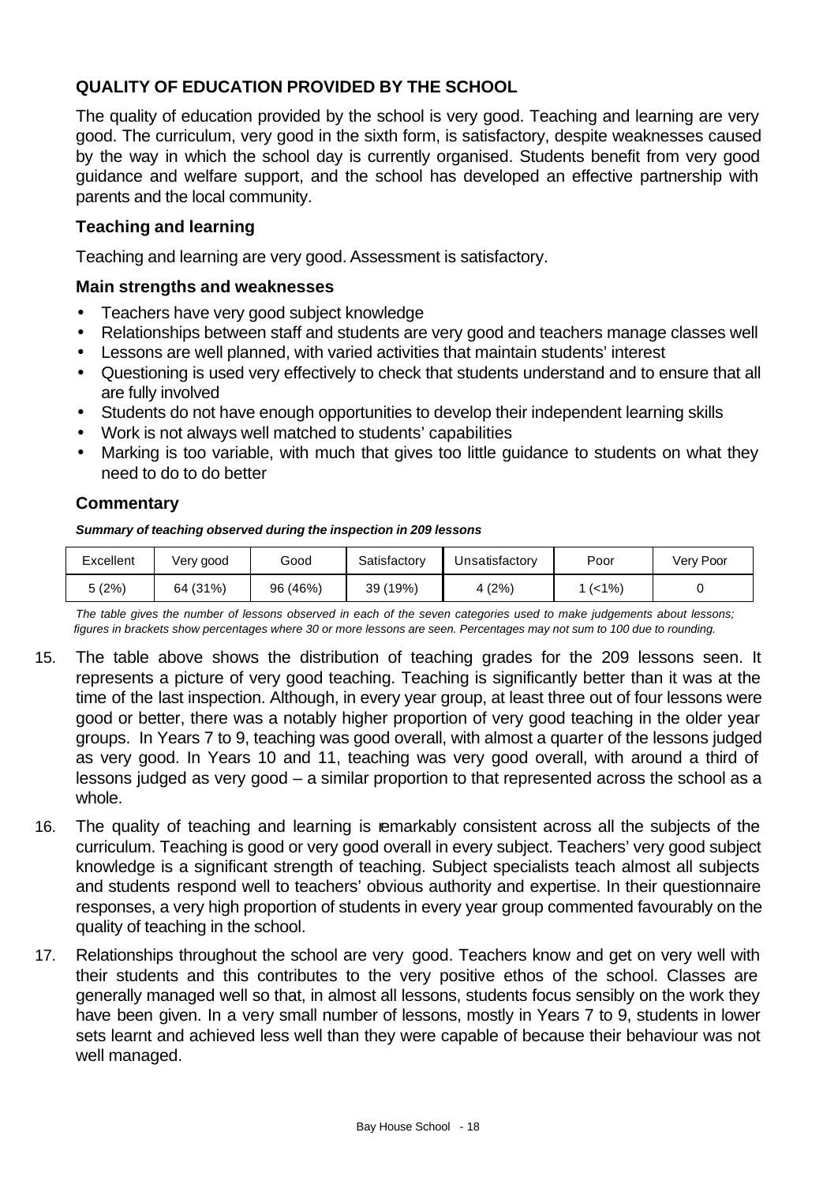## QUALITY OF EDUCATION PROVIDED BY THE SCHOOL

The quality of education provided by the school is very good. Teaching and learning are very good. The curriculum, very good in the sixth form, is satisfactory, despite weaknesses caused by the way in which the school day is currently organised. Students benefit from very good guidance and welfare support, and the school has developed an effective partnership with parents and the local community.

### Teaching and learning

Teaching and learning are very good. Assessment is satisfactory.

### Main strengths and weaknesses

- Teachers have very good subject knowledge
- Relationships between staff and students are very good and teachers manage classes well
- Lessons are well planned, with varied activities that maintain students' interest
- Questioning is used very effectively to check that students understand and to ensure that all are fully involved
- Students do not have enough opportunities to develop their independent learning skills
- Work is not always well matched to students' capabilities
- Marking is too variable, with much that gives too little guidance to students on what they need to do to do better

### Commentary

***Summary of teaching observed during the inspection in 209 lessons***

| Excellent | Very good | Good | Satisfactory | Unsatisfactory | Poor | Very Poor |
|---|---|---|---|---|---|---|
| 5 (2%) | 64 (31%) | 96 (46%) | 39 (19%) | 4 (2%) | 1 (<1%) | 0 |

*The table gives the number of lessons observed in each of the seven categories used to make judgements about lessons; figures in brackets show percentages where 30 or more lessons are seen. Percentages may not sum to 100 due to rounding.*

15. The table above shows the distribution of teaching grades for the 209 lessons seen. It represents a picture of very good teaching. Teaching is significantly better than it was at the time of the last inspection. Although, in every year group, at least three out of four lessons were good or better, there was a notably higher proportion of very good teaching in the older year groups. In Years 7 to 9, teaching was good overall, with almost a quarter of the lessons judged as very good. In Years 10 and 11, teaching was very good overall, with around a third of lessons judged as very good – a similar proportion to that represented across the school as a whole.

16. The quality of teaching and learning is remarkably consistent across all the subjects of the curriculum. Teaching is good or very good overall in every subject. Teachers' very good subject knowledge is a significant strength of teaching. Subject specialists teach almost all subjects and students respond well to teachers' obvious authority and expertise. In their questionnaire responses, a very high proportion of students in every year group commented favourably on the quality of teaching in the school.

17. Relationships throughout the school are very good. Teachers know and get on very well with their students and this contributes to the very positive ethos of the school. Classes are generally managed well so that, in almost all lessons, students focus sensibly on the work they have been given. In a very small number of lessons, mostly in Years 7 to 9, students in lower sets learnt and achieved less well than they were capable of because their behaviour was not well managed.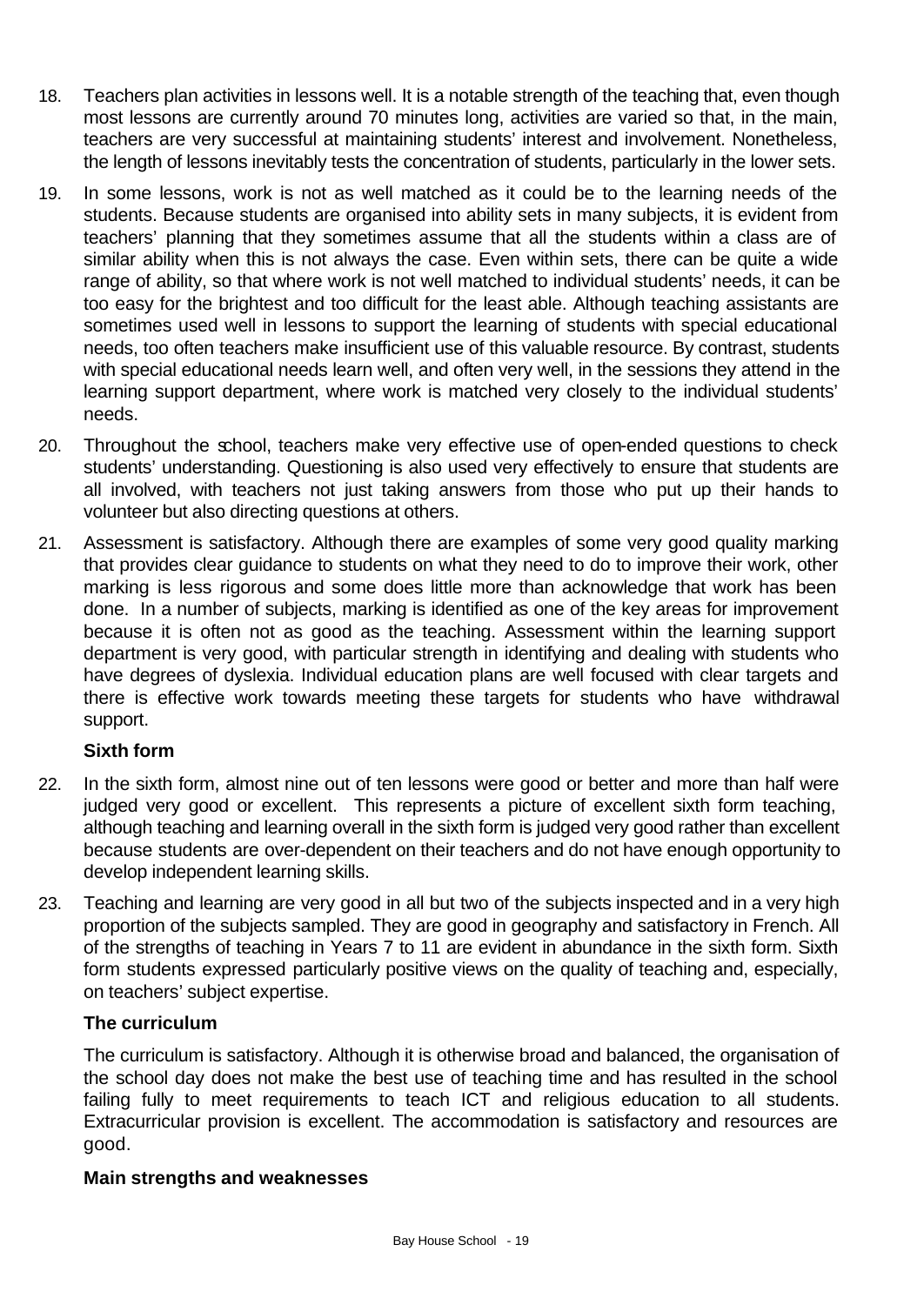18. Teachers plan activities in lessons well. It is a notable strength of the teaching that, even though most lessons are currently around 70 minutes long, activities are varied so that, in the main, teachers are very successful at maintaining students' interest and involvement. Nonetheless, the length of lessons inevitably tests the concentration of students, particularly in the lower sets.

19. In some lessons, work is not as well matched as it could be to the learning needs of the students. Because students are organised into ability sets in many subjects, it is evident from teachers' planning that they sometimes assume that all the students within a class are of similar ability when this is not always the case. Even within sets, there can be quite a wide range of ability, so that where work is not well matched to individual students' needs, it can be too easy for the brightest and too difficult for the least able. Although teaching assistants are sometimes used well in lessons to support the learning of students with special educational needs, too often teachers make insufficient use of this valuable resource. By contrast, students with special educational needs learn well, and often very well, in the sessions they attend in the learning support department, where work is matched very closely to the individual students' needs.

20. Throughout the school, teachers make very effective use of open-ended questions to check students' understanding. Questioning is also used very effectively to ensure that students are all involved, with teachers not just taking answers from those who put up their hands to volunteer but also directing questions at others.

21. Assessment is satisfactory. Although there are examples of some very good quality marking that provides clear guidance to students on what they need to do to improve their work, other marking is less rigorous and some does little more than acknowledge that work has been done. In a number of subjects, marking is identified as one of the key areas for improvement because it is often not as good as the teaching. Assessment within the learning support department is very good, with particular strength in identifying and dealing with students who have degrees of dyslexia. Individual education plans are well focused with clear targets and there is effective work towards meeting these targets for students who have withdrawal support.

### Sixth form

22. In the sixth form, almost nine out of ten lessons were good or better and more than half were judged very good or excellent. This represents a picture of excellent sixth form teaching, although teaching and learning overall in the sixth form is judged very good rather than excellent because students are over-dependent on their teachers and do not have enough opportunity to develop independent learning skills.

23. Teaching and learning are very good in all but two of the subjects inspected and in a very high proportion of the subjects sampled. They are good in geography and satisfactory in French. All of the strengths of teaching in Years 7 to 11 are evident in abundance in the sixth form. Sixth form students expressed particularly positive views on the quality of teaching and, especially, on teachers' subject expertise.

### The curriculum

The curriculum is satisfactory. Although it is otherwise broad and balanced, the organisation of the school day does not make the best use of teaching time and has resulted in the school failing fully to meet requirements to teach ICT and religious education to all students. Extracurricular provision is excellent. The accommodation is satisfactory and resources are good.

### Main strengths and weaknesses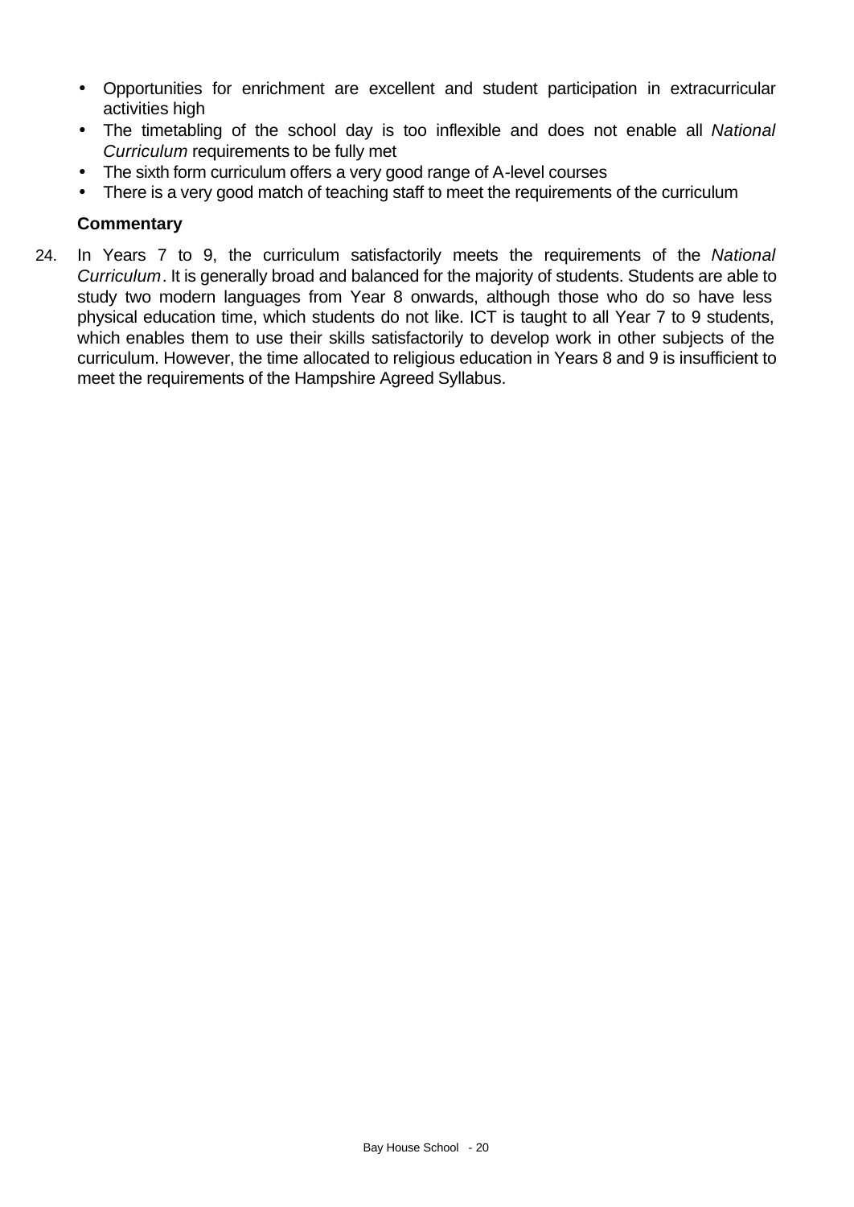- Opportunities for enrichment are excellent and student participation in extracurricular activities high
- The timetabling of the school day is too inflexible and does not enable all *National Curriculum* requirements to be fully met
- The sixth form curriculum offers a very good range of A-level courses
- There is a very good match of teaching staff to meet the requirements of the curriculum

**Commentary**

24. In Years 7 to 9, the curriculum satisfactorily meets the requirements of the *National Curriculum*. It is generally broad and balanced for the majority of students. Students are able to study two modern languages from Year 8 onwards, although those who do so have less physical education time, which students do not like. ICT is taught to all Year 7 to 9 students, which enables them to use their skills satisfactorily to develop work in other subjects of the curriculum. However, the time allocated to religious education in Years 8 and 9 is insufficient to meet the requirements of the Hampshire Agreed Syllabus.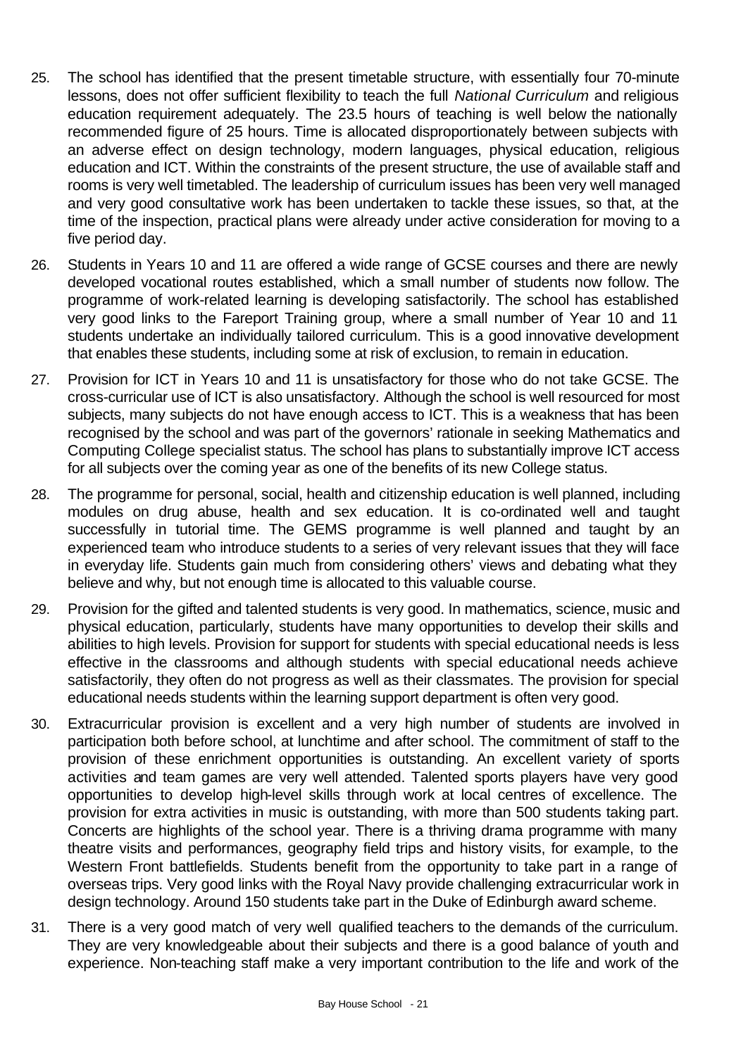25. The school has identified that the present timetable structure, with essentially four 70-minute lessons, does not offer sufficient flexibility to teach the full *National Curriculum* and religious education requirement adequately. The 23.5 hours of teaching is well below the nationally recommended figure of 25 hours. Time is allocated disproportionately between subjects with an adverse effect on design technology, modern languages, physical education, religious education and ICT. Within the constraints of the present structure, the use of available staff and rooms is very well timetabled. The leadership of curriculum issues has been very well managed and very good consultative work has been undertaken to tackle these issues, so that, at the time of the inspection, practical plans were already under active consideration for moving to a five period day.

26. Students in Years 10 and 11 are offered a wide range of GCSE courses and there are newly developed vocational routes established, which a small number of students now follow. The programme of work-related learning is developing satisfactorily. The school has established very good links to the Fareport Training group, where a small number of Year 10 and 11 students undertake an individually tailored curriculum. This is a good innovative development that enables these students, including some at risk of exclusion, to remain in education.

27. Provision for ICT in Years 10 and 11 is unsatisfactory for those who do not take GCSE. The cross-curricular use of ICT is also unsatisfactory. Although the school is well resourced for most subjects, many subjects do not have enough access to ICT. This is a weakness that has been recognised by the school and was part of the governors' rationale in seeking Mathematics and Computing College specialist status. The school has plans to substantially improve ICT access for all subjects over the coming year as one of the benefits of its new College status.

28. The programme for personal, social, health and citizenship education is well planned, including modules on drug abuse, health and sex education. It is co-ordinated well and taught successfully in tutorial time. The GEMS programme is well planned and taught by an experienced team who introduce students to a series of very relevant issues that they will face in everyday life. Students gain much from considering others' views and debating what they believe and why, but not enough time is allocated to this valuable course.

29. Provision for the gifted and talented students is very good. In mathematics, science, music and physical education, particularly, students have many opportunities to develop their skills and abilities to high levels. Provision for support for students with special educational needs is less effective in the classrooms and although students with special educational needs achieve satisfactorily, they often do not progress as well as their classmates. The provision for special educational needs students within the learning support department is often very good.

30. Extracurricular provision is excellent and a very high number of students are involved in participation both before school, at lunchtime and after school. The commitment of staff to the provision of these enrichment opportunities is outstanding. An excellent variety of sports activities and team games are very well attended. Talented sports players have very good opportunities to develop high-level skills through work at local centres of excellence. The provision for extra activities in music is outstanding, with more than 500 students taking part. Concerts are highlights of the school year. There is a thriving drama programme with many theatre visits and performances, geography field trips and history visits, for example, to the Western Front battlefields. Students benefit from the opportunity to take part in a range of overseas trips. Very good links with the Royal Navy provide challenging extracurricular work in design technology. Around 150 students take part in the Duke of Edinburgh award scheme.

31. There is a very good match of very well qualified teachers to the demands of the curriculum. They are very knowledgeable about their subjects and there is a good balance of youth and experience. Non-teaching staff make a very important contribution to the life and work of the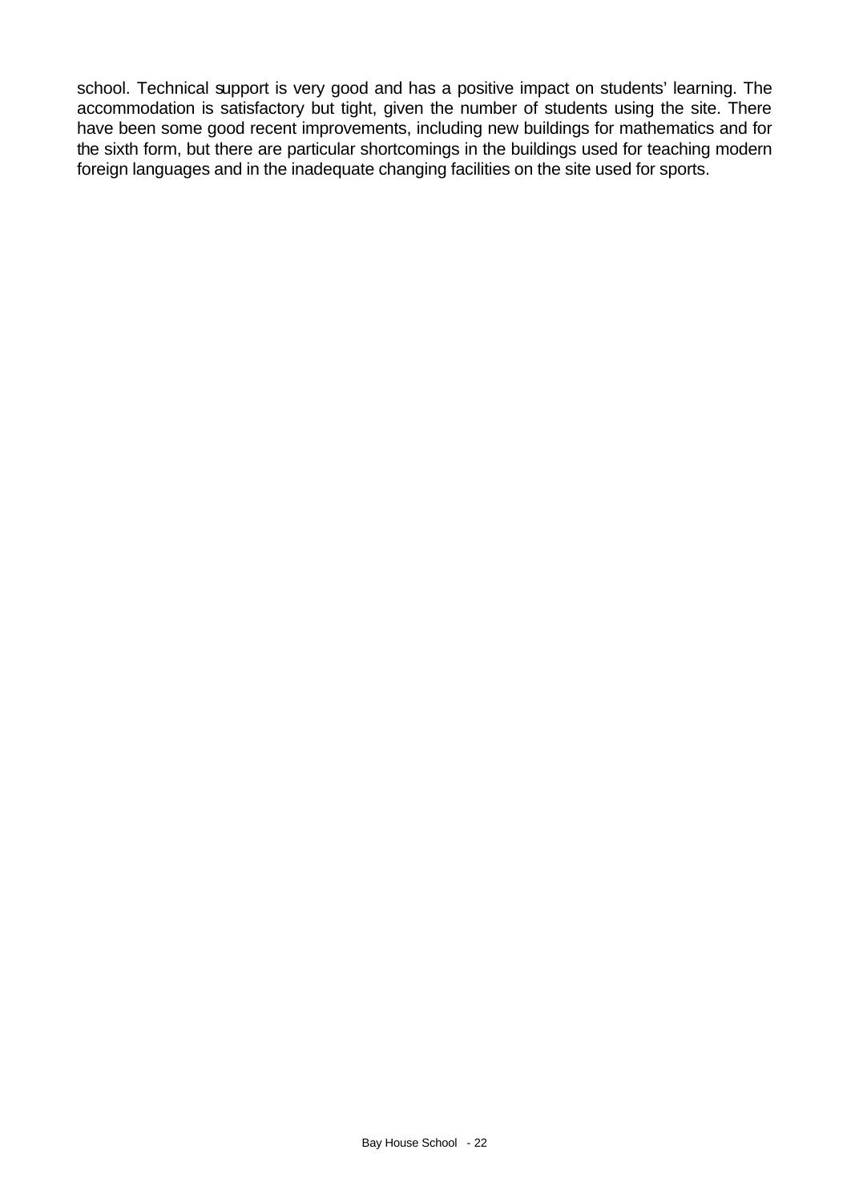school. Technical support is very good and has a positive impact on students' learning. The accommodation is satisfactory but tight, given the number of students using the site. There have been some good recent improvements, including new buildings for mathematics and for the sixth form, but there are particular shortcomings in the buildings used for teaching modern foreign languages and in the inadequate changing facilities on the site used for sports.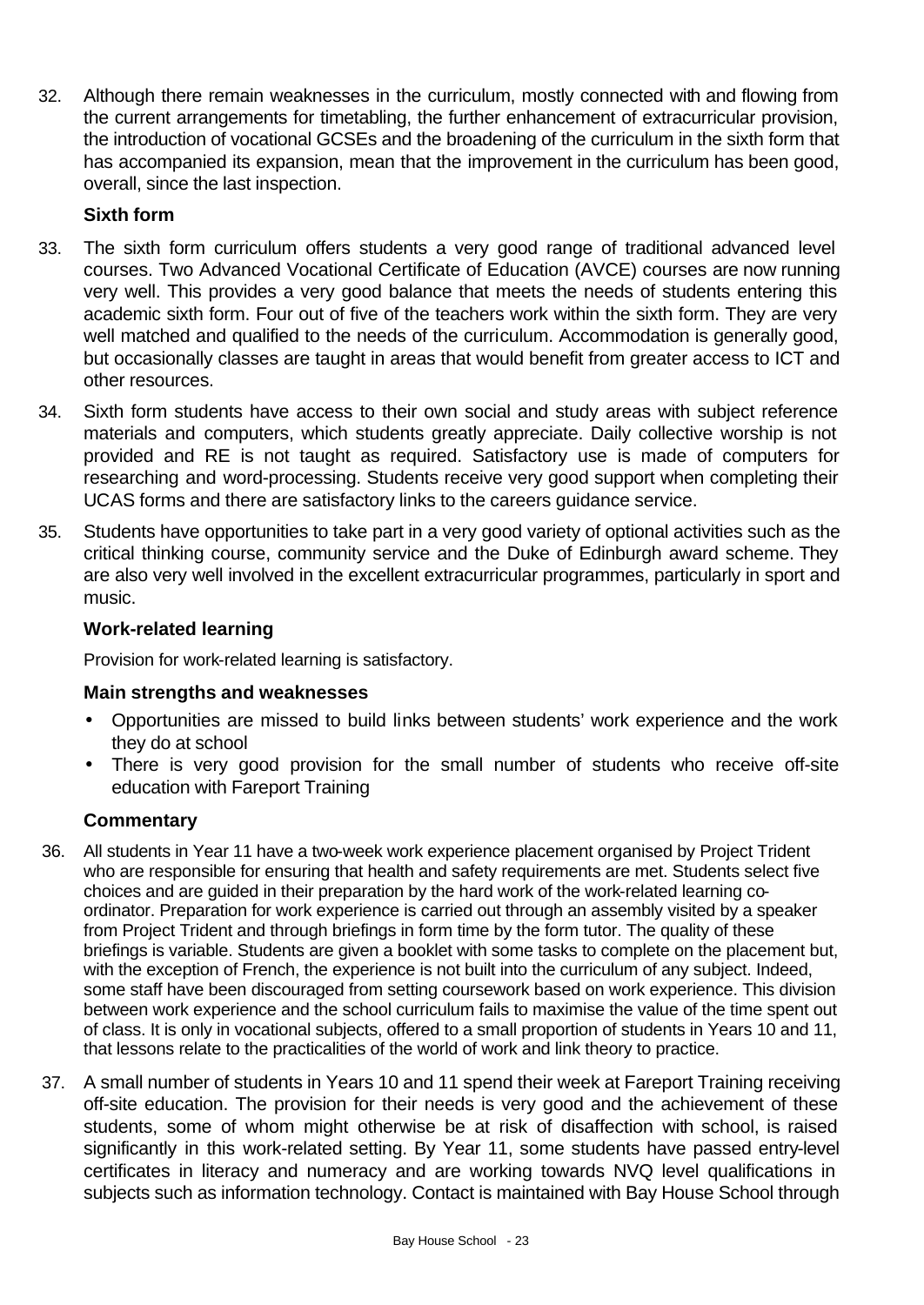32. Although there remain weaknesses in the curriculum, mostly connected with and flowing from the current arrangements for timetabling, the further enhancement of extracurricular provision, the introduction of vocational GCSEs and the broadening of the curriculum in the sixth form that has accompanied its expansion, mean that the improvement in the curriculum has been good, overall, since the last inspection.

### Sixth form

33. The sixth form curriculum offers students a very good range of traditional advanced level courses. Two Advanced Vocational Certificate of Education (AVCE) courses are now running very well. This provides a very good balance that meets the needs of students entering this academic sixth form. Four out of five of the teachers work within the sixth form. They are very well matched and qualified to the needs of the curriculum. Accommodation is generally good, but occasionally classes are taught in areas that would benefit from greater access to ICT and other resources.

34. Sixth form students have access to their own social and study areas with subject reference materials and computers, which students greatly appreciate. Daily collective worship is not provided and RE is not taught as required. Satisfactory use is made of computers for researching and word-processing. Students receive very good support when completing their UCAS forms and there are satisfactory links to the careers guidance service.

35. Students have opportunities to take part in a very good variety of optional activities such as the critical thinking course, community service and the Duke of Edinburgh award scheme. They are also very well involved in the excellent extracurricular programmes, particularly in sport and music.

### Work-related learning

Provision for work-related learning is satisfactory.

### Main strengths and weaknesses

- Opportunities are missed to build links between students' work experience and the work they do at school
- There is very good provision for the small number of students who receive off-site education with Fareport Training

### Commentary

36. All students in Year 11 have a two-week work experience placement organised by Project Trident who are responsible for ensuring that health and safety requirements are met. Students select five choices and are guided in their preparation by the hard work of the work-related learning co-ordinator. Preparation for work experience is carried out through an assembly visited by a speaker from Project Trident and through briefings in form time by the form tutor. The quality of these briefings is variable. Students are given a booklet with some tasks to complete on the placement but, with the exception of French, the experience is not built into the curriculum of any subject. Indeed, some staff have been discouraged from setting coursework based on work experience. This division between work experience and the school curriculum fails to maximise the value of the time spent out of class. It is only in vocational subjects, offered to a small proportion of students in Years 10 and 11, that lessons relate to the practicalities of the world of work and link theory to practice.

37. A small number of students in Years 10 and 11 spend their week at Fareport Training receiving off-site education. The provision for their needs is very good and the achievement of these students, some of whom might otherwise be at risk of disaffection with school, is raised significantly in this work-related setting. By Year 11, some students have passed entry-level certificates in literacy and numeracy and are working towards NVQ level qualifications in subjects such as information technology. Contact is maintained with Bay House School through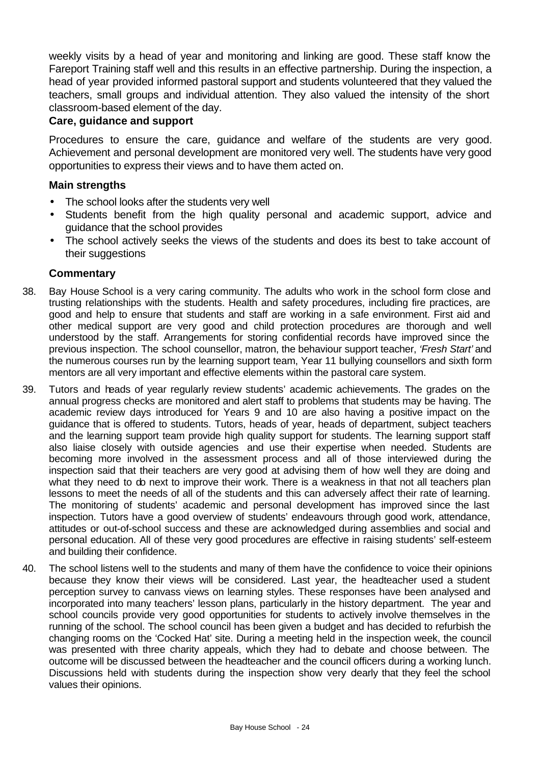weekly visits by a head of year and monitoring and linking are good. These staff know the Fareport Training staff well and this results in an effective partnership. During the inspection, a head of year provided informed pastoral support and students volunteered that they valued the teachers, small groups and individual attention. They also valued the intensity of the short classroom-based element of the day.

### Care, guidance and support

Procedures to ensure the care, guidance and welfare of the students are very good. Achievement and personal development are monitored very well. The students have very good opportunities to express their views and to have them acted on.

#### Main strengths

- The school looks after the students very well
- Students benefit from the high quality personal and academic support, advice and guidance that the school provides
- The school actively seeks the views of the students and does its best to take account of their suggestions

#### Commentary

38. Bay House School is a very caring community. The adults who work in the school form close and trusting relationships with the students. Health and safety procedures, including fire practices, are good and help to ensure that students and staff are working in a safe environment. First aid and other medical support are very good and child protection procedures are thorough and well understood by the staff. Arrangements for storing confidential records have improved since the previous inspection. The school counsellor, matron, the behaviour support teacher, *'Fresh Start'* and the numerous courses run by the learning support team, Year 11 bullying counsellors and sixth form mentors are all very important and effective elements within the pastoral care system.

39. Tutors and heads of year regularly review students' academic achievements. The grades on the annual progress checks are monitored and alert staff to problems that students may be having. The academic review days introduced for Years 9 and 10 are also having a positive impact on the guidance that is offered to students. Tutors, heads of year, heads of department, subject teachers and the learning support team provide high quality support for students. The learning support staff also liaise closely with outside agencies and use their expertise when needed. Students are becoming more involved in the assessment process and all of those interviewed during the inspection said that their teachers are very good at advising them of how well they are doing and what they need to do next to improve their work. There is a weakness in that not all teachers plan lessons to meet the needs of all of the students and this can adversely affect their rate of learning. The monitoring of students' academic and personal development has improved since the last inspection. Tutors have a good overview of students' endeavours through good work, attendance, attitudes or out-of-school success and these are acknowledged during assemblies and social and personal education. All of these very good procedures are effective in raising students' self-esteem and building their confidence.

40. The school listens well to the students and many of them have the confidence to voice their opinions because they know their views will be considered. Last year, the headteacher used a student perception survey to canvass views on learning styles. These responses have been analysed and incorporated into many teachers' lesson plans, particularly in the history department. The year and school councils provide very good opportunities for students to actively involve themselves in the running of the school. The school council has been given a budget and has decided to refurbish the changing rooms on the 'Cocked Hat' site. During a meeting held in the inspection week, the council was presented with three charity appeals, which they had to debate and choose between. The outcome will be discussed between the headteacher and the council officers during a working lunch. Discussions held with students during the inspection show very dearly that they feel the school values their opinions.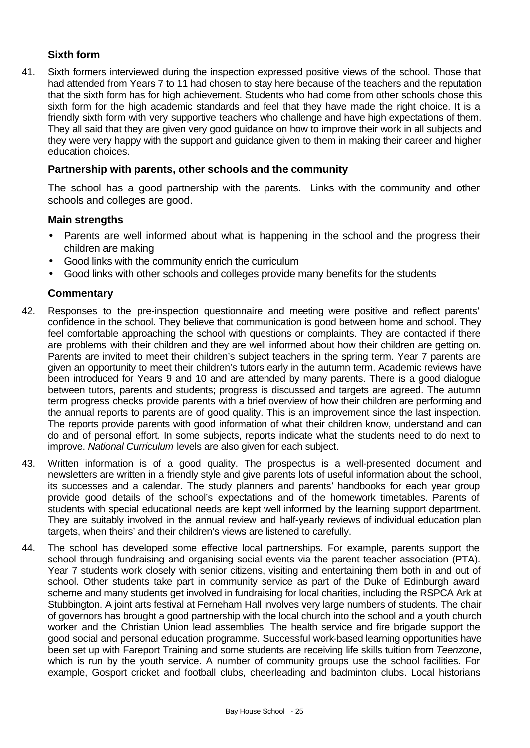### Sixth form

41. Sixth formers interviewed during the inspection expressed positive views of the school. Those that had attended from Years 7 to 11 had chosen to stay here because of the teachers and the reputation that the sixth form has for high achievement. Students who had come from other schools chose this sixth form for the high academic standards and feel that they have made the right choice. It is a friendly sixth form with very supportive teachers who challenge and have high expectations of them. They all said that they are given very good guidance on how to improve their work in all subjects and they were very happy with the support and guidance given to them in making their career and higher education choices.

### Partnership with parents, other schools and the community

The school has a good partnership with the parents. Links with the community and other schools and colleges are good.

### Main strengths

- Parents are well informed about what is happening in the school and the progress their children are making
- Good links with the community enrich the curriculum
- Good links with other schools and colleges provide many benefits for the students

### Commentary

42. Responses to the pre-inspection questionnaire and meeting were positive and reflect parents' confidence in the school. They believe that communication is good between home and school. They feel comfortable approaching the school with questions or complaints. They are contacted if there are problems with their children and they are well informed about how their children are getting on. Parents are invited to meet their children's subject teachers in the spring term. Year 7 parents are given an opportunity to meet their children's tutors early in the autumn term. Academic reviews have been introduced for Years 9 and 10 and are attended by many parents. There is a good dialogue between tutors, parents and students; progress is discussed and targets are agreed. The autumn term progress checks provide parents with a brief overview of how their children are performing and the annual reports to parents are of good quality. This is an improvement since the last inspection. The reports provide parents with good information of what their children know, understand and can do and of personal effort. In some subjects, reports indicate what the students need to do next to improve. *National Curriculum* levels are also given for each subject.

43. Written information is of a good quality. The prospectus is a well-presented document and newsletters are written in a friendly style and give parents lots of useful information about the school, its successes and a calendar. The study planners and parents' handbooks for each year group provide good details of the school's expectations and of the homework timetables. Parents of students with special educational needs are kept well informed by the learning support department. They are suitably involved in the annual review and half-yearly reviews of individual education plan targets, when theirs' and their children's views are listened to carefully.

44. The school has developed some effective local partnerships. For example, parents support the school through fundraising and organising social events via the parent teacher association (PTA). Year 7 students work closely with senior citizens, visiting and entertaining them both in and out of school. Other students take part in community service as part of the Duke of Edinburgh award scheme and many students get involved in fundraising for local charities, including the RSPCA Ark at Stubbington. A joint arts festival at Ferneham Hall involves very large numbers of students. The chair of governors has brought a good partnership with the local church into the school and a youth church worker and the Christian Union lead assemblies. The health service and fire brigade support the good social and personal education programme. Successful work-based learning opportunities have been set up with Fareport Training and some students are receiving life skills tuition from *Teenzone*, which is run by the youth service. A number of community groups use the school facilities. For example, Gosport cricket and football clubs, cheerleading and badminton clubs. Local historians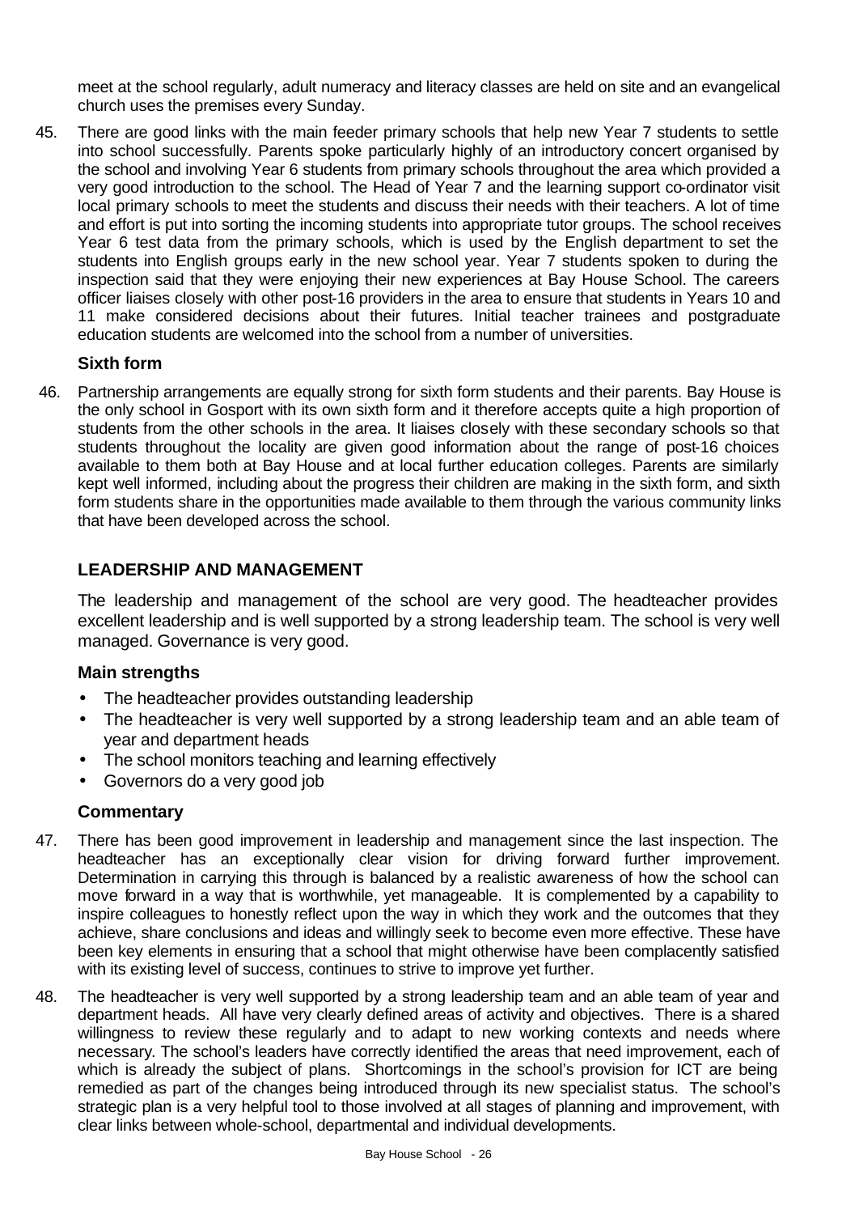meet at the school regularly, adult numeracy and literacy classes are held on site and an evangelical church uses the premises every Sunday.

45. There are good links with the main feeder primary schools that help new Year 7 students to settle into school successfully. Parents spoke particularly highly of an introductory concert organised by the school and involving Year 6 students from primary schools throughout the area which provided a very good introduction to the school. The Head of Year 7 and the learning support co-ordinator visit local primary schools to meet the students and discuss their needs with their teachers. A lot of time and effort is put into sorting the incoming students into appropriate tutor groups. The school receives Year 6 test data from the primary schools, which is used by the English department to set the students into English groups early in the new school year. Year 7 students spoken to during the inspection said that they were enjoying their new experiences at Bay House School. The careers officer liaises closely with other post-16 providers in the area to ensure that students in Years 10 and 11 make considered decisions about their futures. Initial teacher trainees and postgraduate education students are welcomed into the school from a number of universities.

### Sixth form

46. Partnership arrangements are equally strong for sixth form students and their parents. Bay House is the only school in Gosport with its own sixth form and it therefore accepts quite a high proportion of students from the other schools in the area. It liaises closely with these secondary schools so that students throughout the locality are given good information about the range of post-16 choices available to them both at Bay House and at local further education colleges. Parents are similarly kept well informed, including about the progress their children are making in the sixth form, and sixth form students share in the opportunities made available to them through the various community links that have been developed across the school.

## LEADERSHIP AND MANAGEMENT

The leadership and management of the school are very good. The headteacher provides excellent leadership and is well supported by a strong leadership team. The school is very well managed. Governance is very good.

### Main strengths

- The headteacher provides outstanding leadership
- The headteacher is very well supported by a strong leadership team and an able team of year and department heads
- The school monitors teaching and learning effectively
- Governors do a very good job

### Commentary

47. There has been good improvement in leadership and management since the last inspection. The headteacher has an exceptionally clear vision for driving forward further improvement. Determination in carrying this through is balanced by a realistic awareness of how the school can move forward in a way that is worthwhile, yet manageable. It is complemented by a capability to inspire colleagues to honestly reflect upon the way in which they work and the outcomes that they achieve, share conclusions and ideas and willingly seek to become even more effective. These have been key elements in ensuring that a school that might otherwise have been complacently satisfied with its existing level of success, continues to strive to improve yet further.

48. The headteacher is very well supported by a strong leadership team and an able team of year and department heads. All have very clearly defined areas of activity and objectives. There is a shared willingness to review these regularly and to adapt to new working contexts and needs where necessary. The school's leaders have correctly identified the areas that need improvement, each of which is already the subject of plans. Shortcomings in the school's provision for ICT are being remedied as part of the changes being introduced through its new specialist status. The school's strategic plan is a very helpful tool to those involved at all stages of planning and improvement, with clear links between whole-school, departmental and individual developments.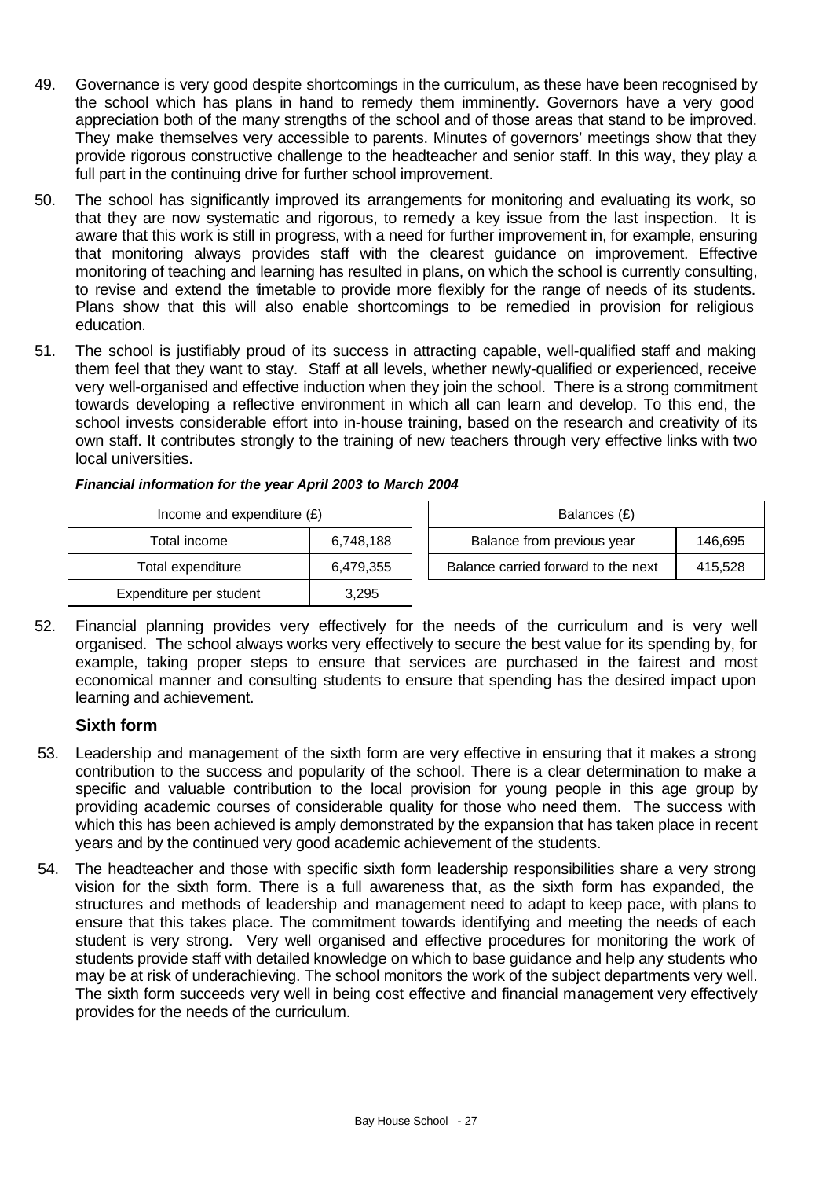49. Governance is very good despite shortcomings in the curriculum, as these have been recognised by the school which has plans in hand to remedy them imminently. Governors have a very good appreciation both of the many strengths of the school and of those areas that stand to be improved. They make themselves very accessible to parents. Minutes of governors' meetings show that they provide rigorous constructive challenge to the headteacher and senior staff. In this way, they play a full part in the continuing drive for further school improvement.

50. The school has significantly improved its arrangements for monitoring and evaluating its work, so that they are now systematic and rigorous, to remedy a key issue from the last inspection. It is aware that this work is still in progress, with a need for further improvement in, for example, ensuring that monitoring always provides staff with the clearest guidance on improvement. Effective monitoring of teaching and learning has resulted in plans, on which the school is currently consulting, to revise and extend the timetable to provide more flexibly for the range of needs of its students. Plans show that this will also enable shortcomings to be remedied in provision for religious education.

51. The school is justifiably proud of its success in attracting capable, well-qualified staff and making them feel that they want to stay. Staff at all levels, whether newly-qualified or experienced, receive very well-organised and effective induction when they join the school. There is a strong commitment towards developing a reflective environment in which all can learn and develop. To this end, the school invests considerable effort into in-house training, based on the research and creativity of its own staff. It contributes strongly to the training of new teachers through very effective links with two local universities.

***Financial information for the year April 2003 to March 2004***

| Income and expenditure (£) | |
|---|---|
| Total income | 6,748,188 |
| Total expenditure | 6,479,355 |
| Expenditure per student | 3,295 |

| Balances (£) | |
|---|---|
| Balance from previous year | 146,695 |
| Balance carried forward to the next | 415,528 |

52. Financial planning provides very effectively for the needs of the curriculum and is very well organised. The school always works very effectively to secure the best value for its spending by, for example, taking proper steps to ensure that services are purchased in the fairest and most economical manner and consulting students to ensure that spending has the desired impact upon learning and achievement.

### Sixth form

53. Leadership and management of the sixth form are very effective in ensuring that it makes a strong contribution to the success and popularity of the school. There is a clear determination to make a specific and valuable contribution to the local provision for young people in this age group by providing academic courses of considerable quality for those who need them. The success with which this has been achieved is amply demonstrated by the expansion that has taken place in recent years and by the continued very good academic achievement of the students.

54. The headteacher and those with specific sixth form leadership responsibilities share a very strong vision for the sixth form. There is a full awareness that, as the sixth form has expanded, the structures and methods of leadership and management need to adapt to keep pace, with plans to ensure that this takes place. The commitment towards identifying and meeting the needs of each student is very strong. Very well organised and effective procedures for monitoring the work of students provide staff with detailed knowledge on which to base guidance and help any students who may be at risk of underachieving. The school monitors the work of the subject departments very well. The sixth form succeeds very well in being cost effective and financial management very effectively provides for the needs of the curriculum.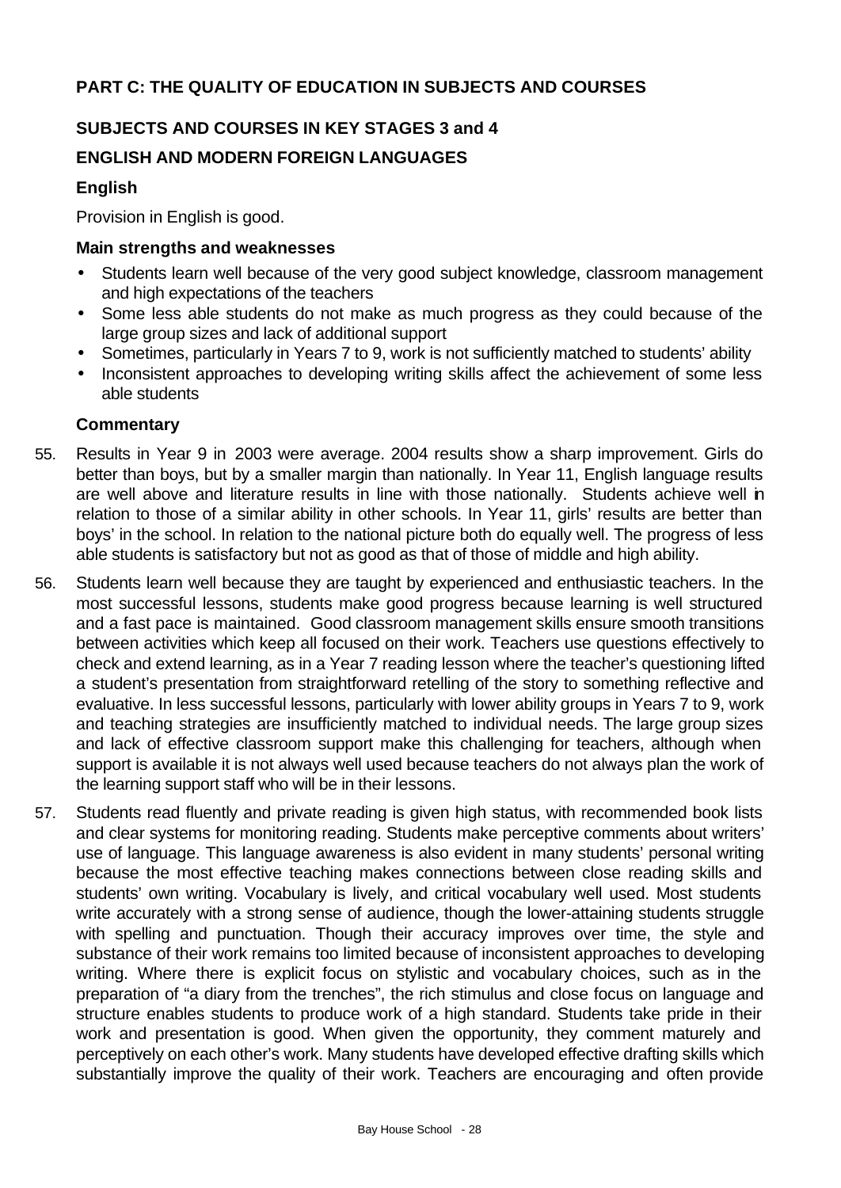## PART C: THE QUALITY OF EDUCATION IN SUBJECTS AND COURSES

### SUBJECTS AND COURSES IN KEY STAGES 3 and 4

### ENGLISH AND MODERN FOREIGN LANGUAGES

#### English

Provision in English is good.

**Main strengths and weaknesses**

- Students learn well because of the very good subject knowledge, classroom management and high expectations of the teachers
- Some less able students do not make as much progress as they could because of the large group sizes and lack of additional support
- Sometimes, particularly in Years 7 to 9, work is not sufficiently matched to students' ability
- Inconsistent approaches to developing writing skills affect the achievement of some less able students

**Commentary**

55. Results in Year 9 in 2003 were average. 2004 results show a sharp improvement. Girls do better than boys, but by a smaller margin than nationally. In Year 11, English language results are well above and literature results in line with those nationally. Students achieve well in relation to those of a similar ability in other schools. In Year 11, girls' results are better than boys' in the school. In relation to the national picture both do equally well. The progress of less able students is satisfactory but not as good as that of those of middle and high ability.

56. Students learn well because they are taught by experienced and enthusiastic teachers. In the most successful lessons, students make good progress because learning is well structured and a fast pace is maintained. Good classroom management skills ensure smooth transitions between activities which keep all focused on their work. Teachers use questions effectively to check and extend learning, as in a Year 7 reading lesson where the teacher's questioning lifted a student's presentation from straightforward retelling of the story to something reflective and evaluative. In less successful lessons, particularly with lower ability groups in Years 7 to 9, work and teaching strategies are insufficiently matched to individual needs. The large group sizes and lack of effective classroom support make this challenging for teachers, although when support is available it is not always well used because teachers do not always plan the work of the learning support staff who will be in their lessons.

57. Students read fluently and private reading is given high status, with recommended book lists and clear systems for monitoring reading. Students make perceptive comments about writers' use of language. This language awareness is also evident in many students' personal writing because the most effective teaching makes connections between close reading skills and students' own writing. Vocabulary is lively, and critical vocabulary well used. Most students write accurately with a strong sense of audience, though the lower-attaining students struggle with spelling and punctuation. Though their accuracy improves over time, the style and substance of their work remains too limited because of inconsistent approaches to developing writing. Where there is explicit focus on stylistic and vocabulary choices, such as in the preparation of "a diary from the trenches", the rich stimulus and close focus on language and structure enables students to produce work of a high standard. Students take pride in their work and presentation is good. When given the opportunity, they comment maturely and perceptively on each other's work. Many students have developed effective drafting skills which substantially improve the quality of their work. Teachers are encouraging and often provide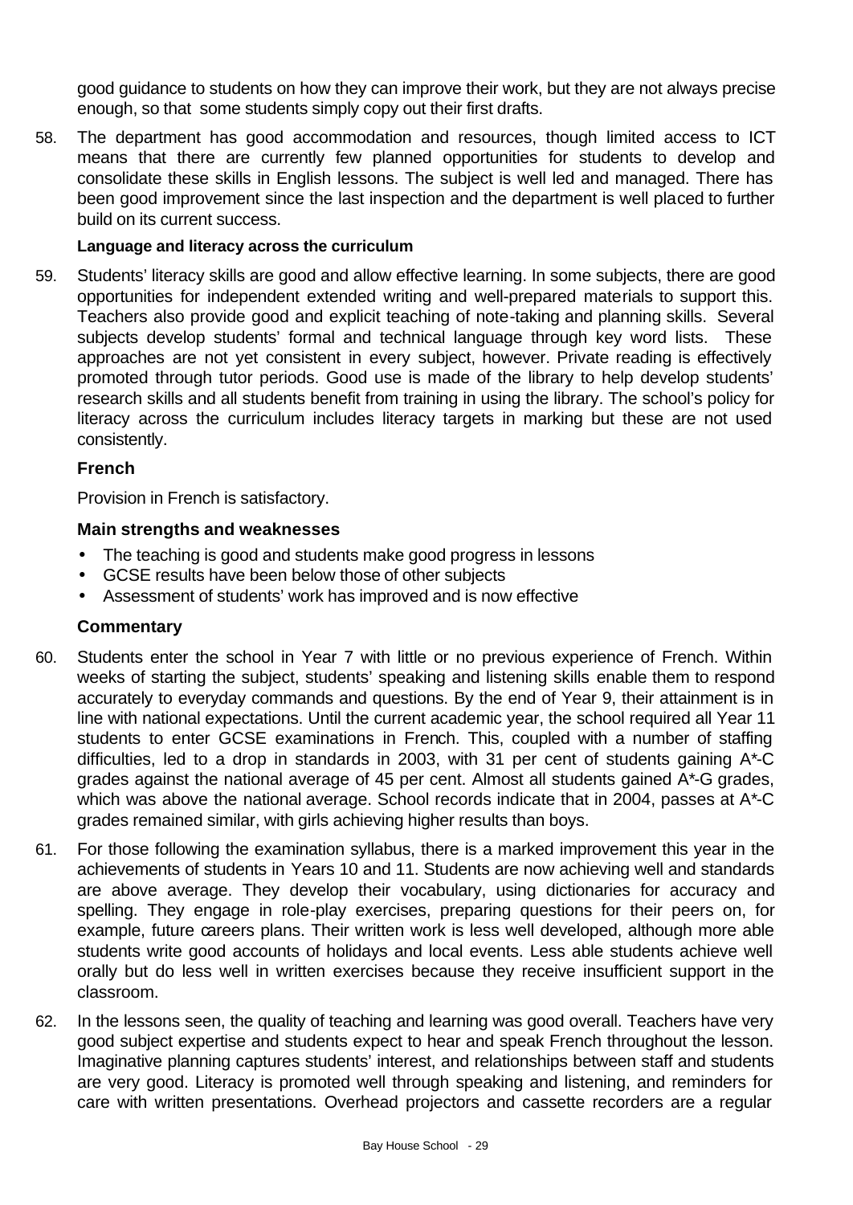good guidance to students on how they can improve their work, but they are not always precise enough, so that some students simply copy out their first drafts.

58. The department has good accommodation and resources, though limited access to ICT means that there are currently few planned opportunities for students to develop and consolidate these skills in English lessons. The subject is well led and managed. There has been good improvement since the last inspection and the department is well placed to further build on its current success.

**Language and literacy across the curriculum**

59. Students' literacy skills are good and allow effective learning. In some subjects, there are good opportunities for independent extended writing and well-prepared materials to support this. Teachers also provide good and explicit teaching of note-taking and planning skills. Several subjects develop students' formal and technical language through key word lists. These approaches are not yet consistent in every subject, however. Private reading is effectively promoted through tutor periods. Good use is made of the library to help develop students' research skills and all students benefit from training in using the library. The school's policy for literacy across the curriculum includes literacy targets in marking but these are not used consistently.

### French

Provision in French is satisfactory.

### Main strengths and weaknesses

- The teaching is good and students make good progress in lessons
- GCSE results have been below those of other subjects
- Assessment of students' work has improved and is now effective

### Commentary

60. Students enter the school in Year 7 with little or no previous experience of French. Within weeks of starting the subject, students' speaking and listening skills enable them to respond accurately to everyday commands and questions. By the end of Year 9, their attainment is in line with national expectations. Until the current academic year, the school required all Year 11 students to enter GCSE examinations in French. This, coupled with a number of staffing difficulties, led to a drop in standards in 2003, with 31 per cent of students gaining A*-C grades against the national average of 45 per cent. Almost all students gained A*-G grades, which was above the national average. School records indicate that in 2004, passes at A*-C grades remained similar, with girls achieving higher results than boys.

61. For those following the examination syllabus, there is a marked improvement this year in the achievements of students in Years 10 and 11. Students are now achieving well and standards are above average. They develop their vocabulary, using dictionaries for accuracy and spelling. They engage in role-play exercises, preparing questions for their peers on, for example, future careers plans. Their written work is less well developed, although more able students write good accounts of holidays and local events. Less able students achieve well orally but do less well in written exercises because they receive insufficient support in the classroom.

62. In the lessons seen, the quality of teaching and learning was good overall. Teachers have very good subject expertise and students expect to hear and speak French throughout the lesson. Imaginative planning captures students' interest, and relationships between staff and students are very good. Literacy is promoted well through speaking and listening, and reminders for care with written presentations. Overhead projectors and cassette recorders are a regular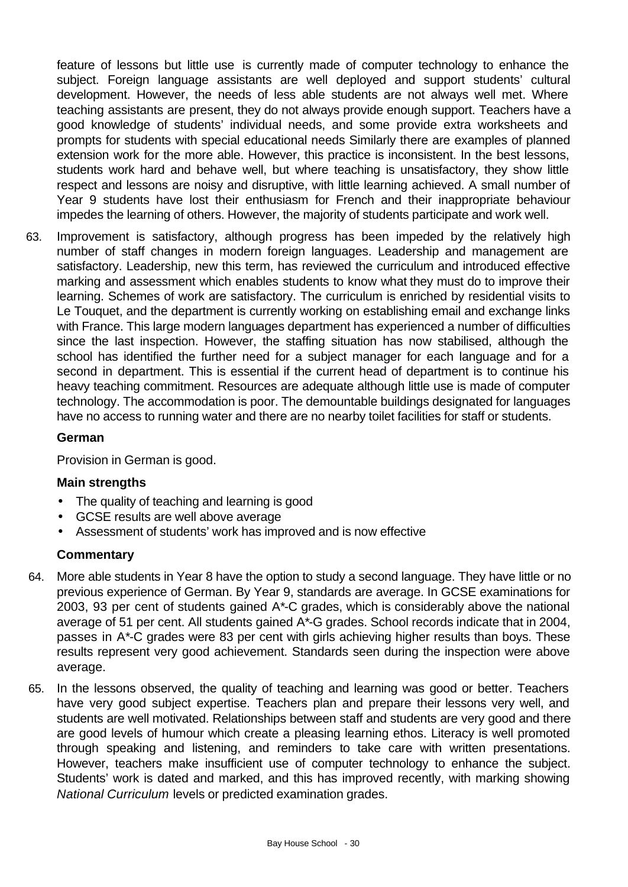feature of lessons but little use is currently made of computer technology to enhance the subject. Foreign language assistants are well deployed and support students' cultural development. However, the needs of less able students are not always well met. Where teaching assistants are present, they do not always provide enough support. Teachers have a good knowledge of students' individual needs, and some provide extra worksheets and prompts for students with special educational needs Similarly there are examples of planned extension work for the more able. However, this practice is inconsistent. In the best lessons, students work hard and behave well, but where teaching is unsatisfactory, they show little respect and lessons are noisy and disruptive, with little learning achieved. A small number of Year 9 students have lost their enthusiasm for French and their inappropriate behaviour impedes the learning of others. However, the majority of students participate and work well.

63. Improvement is satisfactory, although progress has been impeded by the relatively high number of staff changes in modern foreign languages. Leadership and management are satisfactory. Leadership, new this term, has reviewed the curriculum and introduced effective marking and assessment which enables students to know what they must do to improve their learning. Schemes of work are satisfactory. The curriculum is enriched by residential visits to Le Touquet, and the department is currently working on establishing email and exchange links with France. This large modern languages department has experienced a number of difficulties since the last inspection. However, the staffing situation has now stabilised, although the school has identified the further need for a subject manager for each language and for a second in department. This is essential if the current head of department is to continue his heavy teaching commitment. Resources are adequate although little use is made of computer technology. The accommodation is poor. The demountable buildings designated for languages have no access to running water and there are no nearby toilet facilities for staff or students.

### German

Provision in German is good.

#### Main strengths

- The quality of teaching and learning is good
- GCSE results are well above average
- Assessment of students' work has improved and is now effective

#### Commentary

64. More able students in Year 8 have the option to study a second language. They have little or no previous experience of German. By Year 9, standards are average. In GCSE examinations for 2003, 93 per cent of students gained A*-C grades, which is considerably above the national average of 51 per cent. All students gained A*-G grades. School records indicate that in 2004, passes in A*-C grades were 83 per cent with girls achieving higher results than boys. These results represent very good achievement. Standards seen during the inspection were above average.

65. In the lessons observed, the quality of teaching and learning was good or better. Teachers have very good subject expertise. Teachers plan and prepare their lessons very well, and students are well motivated. Relationships between staff and students are very good and there are good levels of humour which create a pleasing learning ethos. Literacy is well promoted through speaking and listening, and reminders to take care with written presentations. However, teachers make insufficient use of computer technology to enhance the subject. Students' work is dated and marked, and this has improved recently, with marking showing *National Curriculum* levels or predicted examination grades.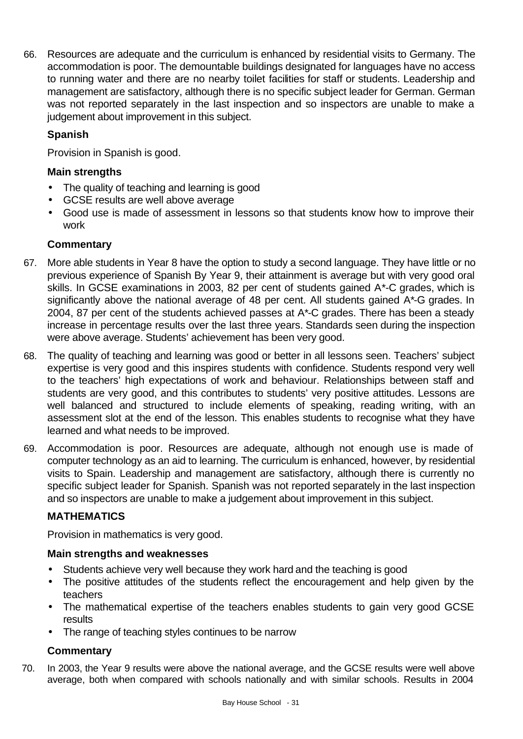66. Resources are adequate and the curriculum is enhanced by residential visits to Germany. The accommodation is poor. The demountable buildings designated for languages have no access to running water and there are no nearby toilet facilities for staff or students. Leadership and management are satisfactory, although there is no specific subject leader for German. German was not reported separately in the last inspection and so inspectors are unable to make a judgement about improvement in this subject.

### Spanish

Provision in Spanish is good.

#### Main strengths

- The quality of teaching and learning is good
- GCSE results are well above average
- Good use is made of assessment in lessons so that students know how to improve their work

#### Commentary

67. More able students in Year 8 have the option to study a second language. They have little or no previous experience of Spanish By Year 9, their attainment is average but with very good oral skills. In GCSE examinations in 2003, 82 per cent of students gained A*-C grades, which is significantly above the national average of 48 per cent. All students gained A*-G grades. In 2004, 87 per cent of the students achieved passes at A*-C grades. There has been a steady increase in percentage results over the last three years. Standards seen during the inspection were above average. Students' achievement has been very good.

68. The quality of teaching and learning was good or better in all lessons seen. Teachers' subject expertise is very good and this inspires students with confidence. Students respond very well to the teachers' high expectations of work and behaviour. Relationships between staff and students are very good, and this contributes to students' very positive attitudes. Lessons are well balanced and structured to include elements of speaking, reading writing, with an assessment slot at the end of the lesson. This enables students to recognise what they have learned and what needs to be improved.

69. Accommodation is poor. Resources are adequate, although not enough use is made of computer technology as an aid to learning. The curriculum is enhanced, however, by residential visits to Spain. Leadership and management are satisfactory, although there is currently no specific subject leader for Spanish. Spanish was not reported separately in the last inspection and so inspectors are unable to make a judgement about improvement in this subject.

### MATHEMATICS

Provision in mathematics is very good.

#### Main strengths and weaknesses

- Students achieve very well because they work hard and the teaching is good
- The positive attitudes of the students reflect the encouragement and help given by the teachers
- The mathematical expertise of the teachers enables students to gain very good GCSE results
- The range of teaching styles continues to be narrow

#### Commentary

70. In 2003, the Year 9 results were above the national average, and the GCSE results were well above average, both when compared with schools nationally and with similar schools. Results in 2004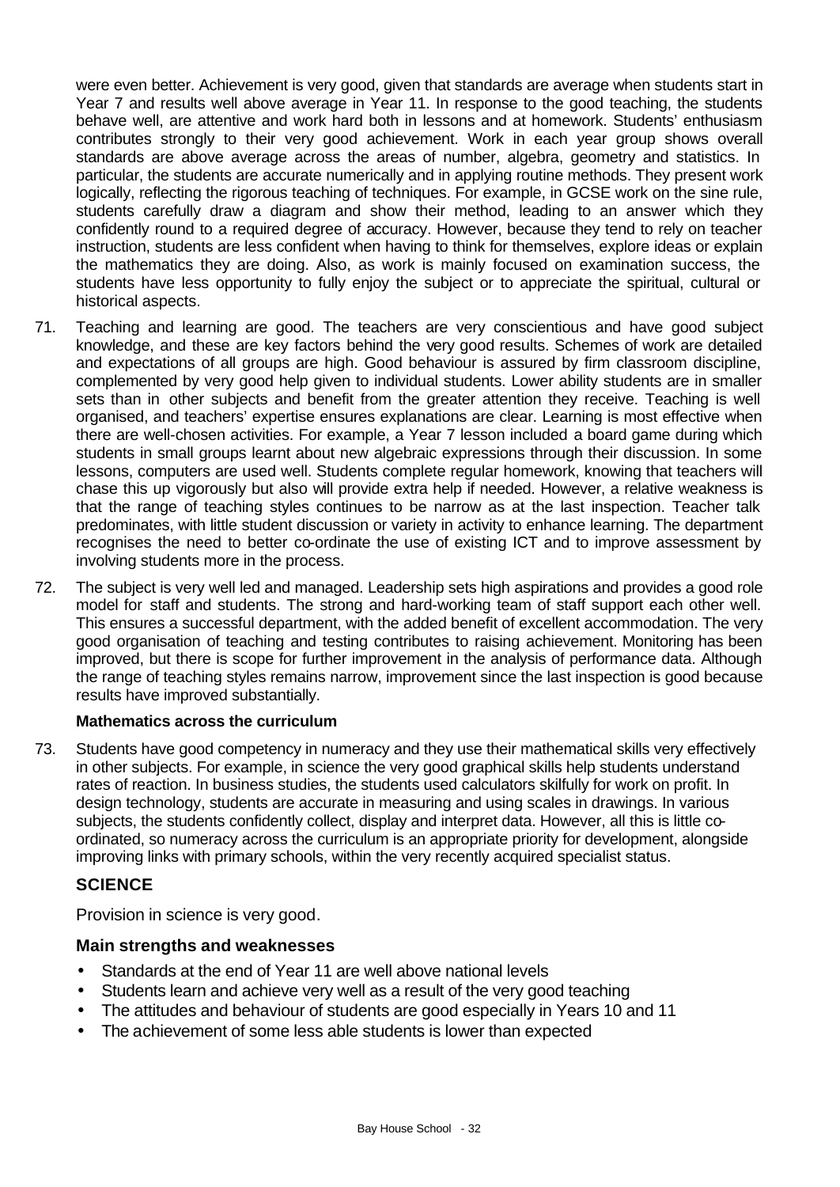were even better. Achievement is very good, given that standards are average when students start in Year 7 and results well above average in Year 11. In response to the good teaching, the students behave well, are attentive and work hard both in lessons and at homework. Students' enthusiasm contributes strongly to their very good achievement. Work in each year group shows overall standards are above average across the areas of number, algebra, geometry and statistics. In particular, the students are accurate numerically and in applying routine methods. They present work logically, reflecting the rigorous teaching of techniques. For example, in GCSE work on the sine rule, students carefully draw a diagram and show their method, leading to an answer which they confidently round to a required degree of accuracy. However, because they tend to rely on teacher instruction, students are less confident when having to think for themselves, explore ideas or explain the mathematics they are doing. Also, as work is mainly focused on examination success, the students have less opportunity to fully enjoy the subject or to appreciate the spiritual, cultural or historical aspects.

71. Teaching and learning are good. The teachers are very conscientious and have good subject knowledge, and these are key factors behind the very good results. Schemes of work are detailed and expectations of all groups are high. Good behaviour is assured by firm classroom discipline, complemented by very good help given to individual students. Lower ability students are in smaller sets than in other subjects and benefit from the greater attention they receive. Teaching is well organised, and teachers' expertise ensures explanations are clear. Learning is most effective when there are well-chosen activities. For example, a Year 7 lesson included a board game during which students in small groups learnt about new algebraic expressions through their discussion. In some lessons, computers are used well. Students complete regular homework, knowing that teachers will chase this up vigorously but also will provide extra help if needed. However, a relative weakness is that the range of teaching styles continues to be narrow as at the last inspection. Teacher talk predominates, with little student discussion or variety in activity to enhance learning. The department recognises the need to better co-ordinate the use of existing ICT and to improve assessment by involving students more in the process.

72. The subject is very well led and managed. Leadership sets high aspirations and provides a good role model for staff and students. The strong and hard-working team of staff support each other well. This ensures a successful department, with the added benefit of excellent accommodation. The very good organisation of teaching and testing contributes to raising achievement. Monitoring has been improved, but there is scope for further improvement in the analysis of performance data. Although the range of teaching styles remains narrow, improvement since the last inspection is good because results have improved substantially.

**Mathematics across the curriculum**

73. Students have good competency in numeracy and they use their mathematical skills very effectively in other subjects. For example, in science the very good graphical skills help students understand rates of reaction. In business studies, the students used calculators skilfully for work on profit. In design technology, students are accurate in measuring and using scales in drawings. In various subjects, the students confidently collect, display and interpret data. However, all this is little co-ordinated, so numeracy across the curriculum is an appropriate priority for development, alongside improving links with primary schools, within the very recently acquired specialist status.

## SCIENCE

Provision in science is very good.

### Main strengths and weaknesses

- Standards at the end of Year 11 are well above national levels
- Students learn and achieve very well as a result of the very good teaching
- The attitudes and behaviour of students are good especially in Years 10 and 11
- The achievement of some less able students is lower than expected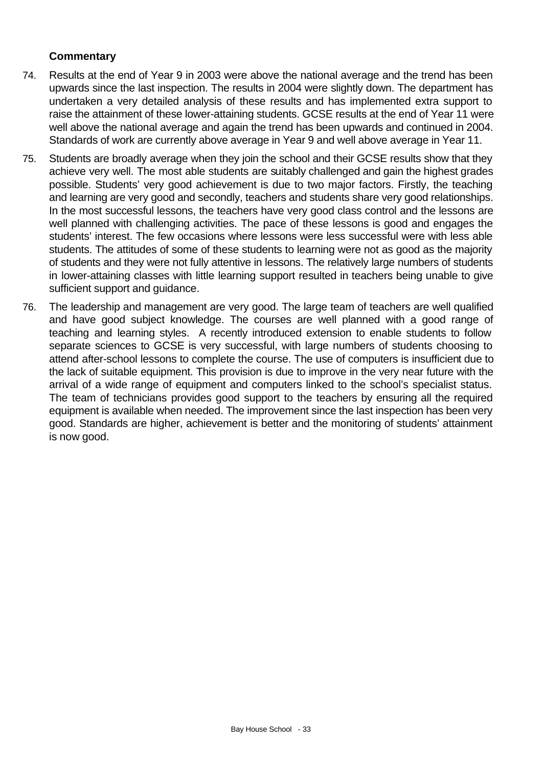### Commentary

74. Results at the end of Year 9 in 2003 were above the national average and the trend has been upwards since the last inspection. The results in 2004 were slightly down. The department has undertaken a very detailed analysis of these results and has implemented extra support to raise the attainment of these lower-attaining students. GCSE results at the end of Year 11 were well above the national average and again the trend has been upwards and continued in 2004. Standards of work are currently above average in Year 9 and well above average in Year 11.

75. Students are broadly average when they join the school and their GCSE results show that they achieve very well. The most able students are suitably challenged and gain the highest grades possible. Students' very good achievement is due to two major factors. Firstly, the teaching and learning are very good and secondly, teachers and students share very good relationships. In the most successful lessons, the teachers have very good class control and the lessons are well planned with challenging activities. The pace of these lessons is good and engages the students' interest. The few occasions where lessons were less successful were with less able students. The attitudes of some of these students to learning were not as good as the majority of students and they were not fully attentive in lessons. The relatively large numbers of students in lower-attaining classes with little learning support resulted in teachers being unable to give sufficient support and guidance.

76. The leadership and management are very good. The large team of teachers are well qualified and have good subject knowledge. The courses are well planned with a good range of teaching and learning styles. A recently introduced extension to enable students to follow separate sciences to GCSE is very successful, with large numbers of students choosing to attend after-school lessons to complete the course. The use of computers is insufficient due to the lack of suitable equipment. This provision is due to improve in the very near future with the arrival of a wide range of equipment and computers linked to the school's specialist status. The team of technicians provides good support to the teachers by ensuring all the required equipment is available when needed. The improvement since the last inspection has been very good. Standards are higher, achievement is better and the monitoring of students' attainment is now good.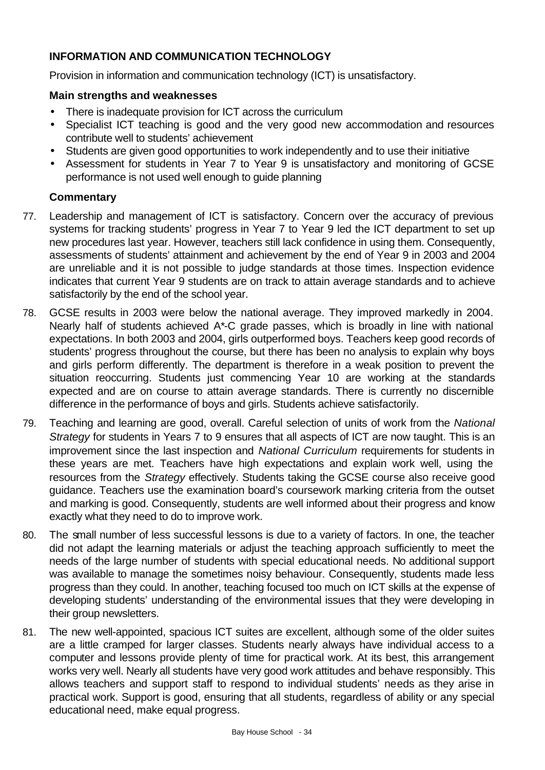## INFORMATION AND COMMUNICATION TECHNOLOGY

Provision in information and communication technology (ICT) is unsatisfactory.

### Main strengths and weaknesses

- There is inadequate provision for ICT across the curriculum
- Specialist ICT teaching is good and the very good new accommodation and resources contribute well to students' achievement
- Students are given good opportunities to work independently and to use their initiative
- Assessment for students in Year 7 to Year 9 is unsatisfactory and monitoring of GCSE performance is not used well enough to guide planning

### Commentary

77. Leadership and management of ICT is satisfactory. Concern over the accuracy of previous systems for tracking students' progress in Year 7 to Year 9 led the ICT department to set up new procedures last year. However, teachers still lack confidence in using them. Consequently, assessments of students' attainment and achievement by the end of Year 9 in 2003 and 2004 are unreliable and it is not possible to judge standards at those times. Inspection evidence indicates that current Year 9 students are on track to attain average standards and to achieve satisfactorily by the end of the school year.

78. GCSE results in 2003 were below the national average. They improved markedly in 2004. Nearly half of students achieved A*-C grade passes, which is broadly in line with national expectations. In both 2003 and 2004, girls outperformed boys. Teachers keep good records of students' progress throughout the course, but there has been no analysis to explain why boys and girls perform differently. The department is therefore in a weak position to prevent the situation reoccurring. Students just commencing Year 10 are working at the standards expected and are on course to attain average standards. There is currently no discernible difference in the performance of boys and girls. Students achieve satisfactorily.

79. Teaching and learning are good, overall. Careful selection of units of work from the *National Strategy* for students in Years 7 to 9 ensures that all aspects of ICT are now taught. This is an improvement since the last inspection and *National Curriculum* requirements for students in these years are met. Teachers have high expectations and explain work well, using the resources from the *Strategy* effectively. Students taking the GCSE course also receive good guidance. Teachers use the examination board's coursework marking criteria from the outset and marking is good. Consequently, students are well informed about their progress and know exactly what they need to do to improve work.

80. The small number of less successful lessons is due to a variety of factors. In one, the teacher did not adapt the learning materials or adjust the teaching approach sufficiently to meet the needs of the large number of students with special educational needs. No additional support was available to manage the sometimes noisy behaviour. Consequently, students made less progress than they could. In another, teaching focused too much on ICT skills at the expense of developing students' understanding of the environmental issues that they were developing in their group newsletters.

81. The new well-appointed, spacious ICT suites are excellent, although some of the older suites are a little cramped for larger classes. Students nearly always have individual access to a computer and lessons provide plenty of time for practical work. At its best, this arrangement works very well. Nearly all students have very good work attitudes and behave responsibly. This allows teachers and support staff to respond to individual students' needs as they arise in practical work. Support is good, ensuring that all students, regardless of ability or any special educational need, make equal progress.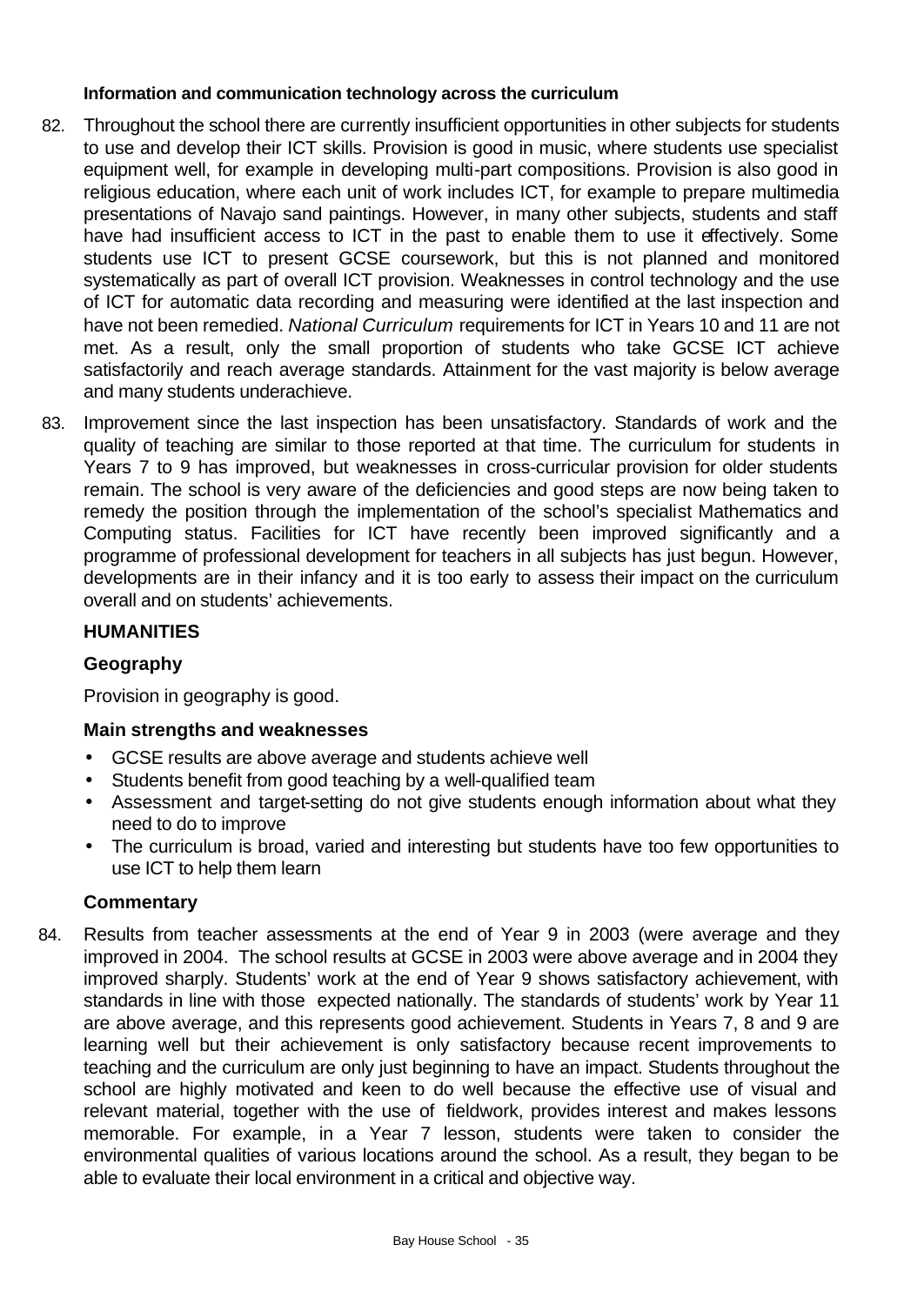#### Information and communication technology across the curriculum

82. Throughout the school there are currently insufficient opportunities in other subjects for students to use and develop their ICT skills. Provision is good in music, where students use specialist equipment well, for example in developing multi-part compositions. Provision is also good in religious education, where each unit of work includes ICT, for example to prepare multimedia presentations of Navajo sand paintings. However, in many other subjects, students and staff have had insufficient access to ICT in the past to enable them to use it effectively. Some students use ICT to present GCSE coursework, but this is not planned and monitored systematically as part of overall ICT provision. Weaknesses in control technology and the use of ICT for automatic data recording and measuring were identified at the last inspection and have not been remedied. *National Curriculum* requirements for ICT in Years 10 and 11 are not met. As a result, only the small proportion of students who take GCSE ICT achieve satisfactorily and reach average standards. Attainment for the vast majority is below average and many students underachieve.

83. Improvement since the last inspection has been unsatisfactory. Standards of work and the quality of teaching are similar to those reported at that time. The curriculum for students in Years 7 to 9 has improved, but weaknesses in cross-curricular provision for older students remain. The school is very aware of the deficiencies and good steps are now being taken to remedy the position through the implementation of the school's specialist Mathematics and Computing status. Facilities for ICT have recently been improved significantly and a programme of professional development for teachers in all subjects has just begun. However, developments are in their infancy and it is too early to assess their impact on the curriculum overall and on students' achievements.

## HUMANITIES

### Geography

Provision in geography is good.

#### Main strengths and weaknesses

- GCSE results are above average and students achieve well
- Students benefit from good teaching by a well-qualified team
- Assessment and target-setting do not give students enough information about what they need to do to improve
- The curriculum is broad, varied and interesting but students have too few opportunities to use ICT to help them learn

#### Commentary

84. Results from teacher assessments at the end of Year 9 in 2003 (were average and they improved in 2004. The school results at GCSE in 2003 were above average and in 2004 they improved sharply. Students' work at the end of Year 9 shows satisfactory achievement, with standards in line with those expected nationally. The standards of students' work by Year 11 are above average, and this represents good achievement. Students in Years 7, 8 and 9 are learning well but their achievement is only satisfactory because recent improvements to teaching and the curriculum are only just beginning to have an impact. Students throughout the school are highly motivated and keen to do well because the effective use of visual and relevant material, together with the use of fieldwork, provides interest and makes lessons memorable. For example, in a Year 7 lesson, students were taken to consider the environmental qualities of various locations around the school. As a result, they began to be able to evaluate their local environment in a critical and objective way.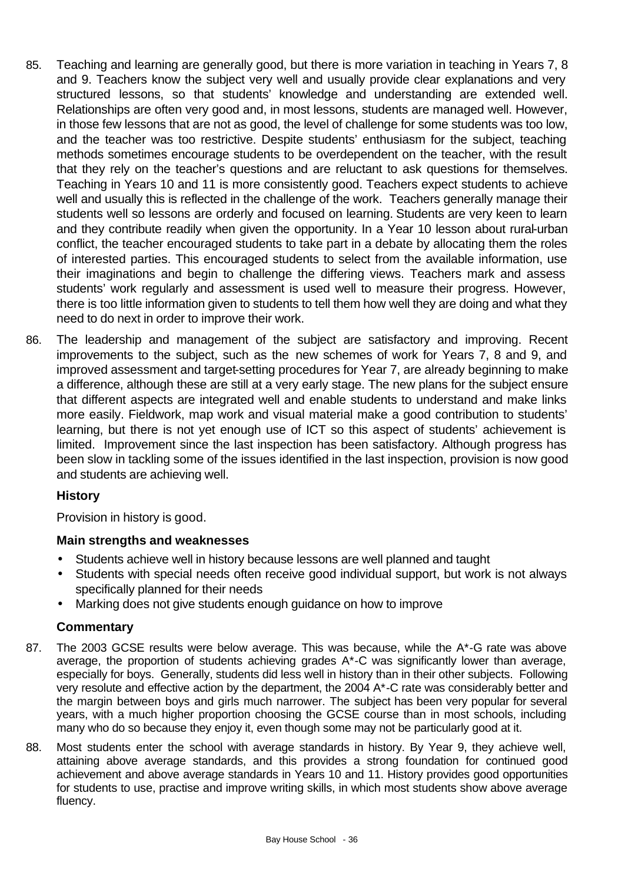85. Teaching and learning are generally good, but there is more variation in teaching in Years 7, 8 and 9. Teachers know the subject very well and usually provide clear explanations and very structured lessons, so that students' knowledge and understanding are extended well. Relationships are often very good and, in most lessons, students are managed well. However, in those few lessons that are not as good, the level of challenge for some students was too low, and the teacher was too restrictive. Despite students' enthusiasm for the subject, teaching methods sometimes encourage students to be overdependent on the teacher, with the result that they rely on the teacher's questions and are reluctant to ask questions for themselves. Teaching in Years 10 and 11 is more consistently good. Teachers expect students to achieve well and usually this is reflected in the challenge of the work. Teachers generally manage their students well so lessons are orderly and focused on learning. Students are very keen to learn and they contribute readily when given the opportunity. In a Year 10 lesson about rural-urban conflict, the teacher encouraged students to take part in a debate by allocating them the roles of interested parties. This encouraged students to select from the available information, use their imaginations and begin to challenge the differing views. Teachers mark and assess students' work regularly and assessment is used well to measure their progress. However, there is too little information given to students to tell them how well they are doing and what they need to do next in order to improve their work.

86. The leadership and management of the subject are satisfactory and improving. Recent improvements to the subject, such as the new schemes of work for Years 7, 8 and 9, and improved assessment and target-setting procedures for Year 7, are already beginning to make a difference, although these are still at a very early stage. The new plans for the subject ensure that different aspects are integrated well and enable students to understand and make links more easily. Fieldwork, map work and visual material make a good contribution to students' learning, but there is not yet enough use of ICT so this aspect of students' achievement is limited. Improvement since the last inspection has been satisfactory. Although progress has been slow in tackling some of the issues identified in the last inspection, provision is now good and students are achieving well.

### History

Provision in history is good.

#### Main strengths and weaknesses

- Students achieve well in history because lessons are well planned and taught
- Students with special needs often receive good individual support, but work is not always specifically planned for their needs
- Marking does not give students enough guidance on how to improve

#### Commentary

87. The 2003 GCSE results were below average. This was because, while the A*-G rate was above average, the proportion of students achieving grades A*-C was significantly lower than average, especially for boys. Generally, students did less well in history than in their other subjects. Following very resolute and effective action by the department, the 2004 A*-C rate was considerably better and the margin between boys and girls much narrower. The subject has been very popular for several years, with a much higher proportion choosing the GCSE course than in most schools, including many who do so because they enjoy it, even though some may not be particularly good at it.

88. Most students enter the school with average standards in history. By Year 9, they achieve well, attaining above average standards, and this provides a strong foundation for continued good achievement and above average standards in Years 10 and 11. History provides good opportunities for students to use, practise and improve writing skills, in which most students show above average fluency.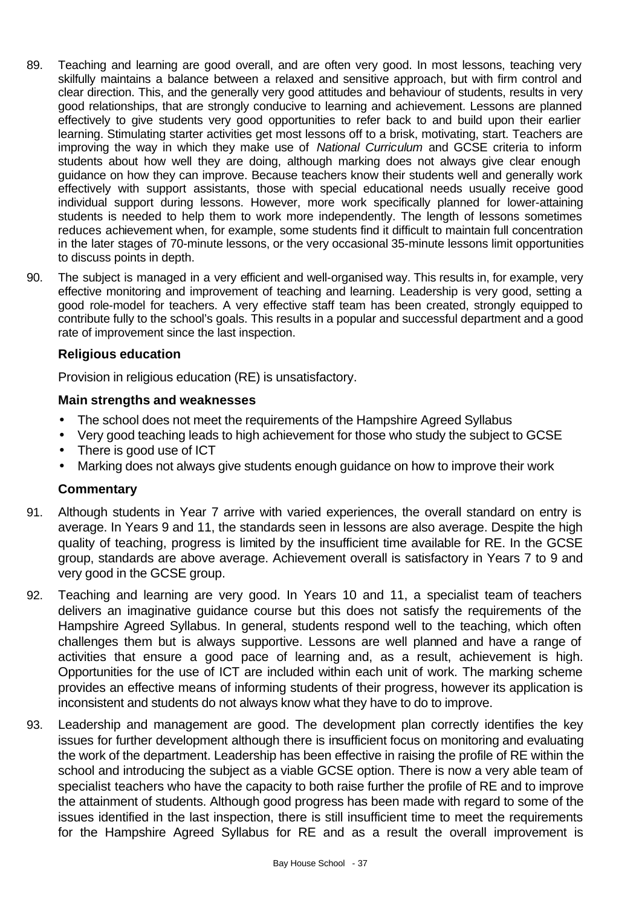89. Teaching and learning are good overall, and are often very good. In most lessons, teaching very skilfully maintains a balance between a relaxed and sensitive approach, but with firm control and clear direction. This, and the generally very good attitudes and behaviour of students, results in very good relationships, that are strongly conducive to learning and achievement. Lessons are planned effectively to give students very good opportunities to refer back to and build upon their earlier learning. Stimulating starter activities get most lessons off to a brisk, motivating, start. Teachers are improving the way in which they make use of *National Curriculum* and GCSE criteria to inform students about how well they are doing, although marking does not always give clear enough guidance on how they can improve. Because teachers know their students well and generally work effectively with support assistants, those with special educational needs usually receive good individual support during lessons. However, more work specifically planned for lower-attaining students is needed to help them to work more independently. The length of lessons sometimes reduces achievement when, for example, some students find it difficult to maintain full concentration in the later stages of 70-minute lessons, or the very occasional 35-minute lessons limit opportunities to discuss points in depth.

90. The subject is managed in a very efficient and well-organised way. This results in, for example, very effective monitoring and improvement of teaching and learning. Leadership is very good, setting a good role-model for teachers. A very effective staff team has been created, strongly equipped to contribute fully to the school's goals. This results in a popular and successful department and a good rate of improvement since the last inspection.

**Religious education**

Provision in religious education (RE) is unsatisfactory.

**Main strengths and weaknesses**

- The school does not meet the requirements of the Hampshire Agreed Syllabus
- Very good teaching leads to high achievement for those who study the subject to GCSE
- There is good use of ICT
- Marking does not always give students enough guidance on how to improve their work

**Commentary**

91. Although students in Year 7 arrive with varied experiences, the overall standard on entry is average. In Years 9 and 11, the standards seen in lessons are also average. Despite the high quality of teaching, progress is limited by the insufficient time available for RE. In the GCSE group, standards are above average. Achievement overall is satisfactory in Years 7 to 9 and very good in the GCSE group.

92. Teaching and learning are very good. In Years 10 and 11, a specialist team of teachers delivers an imaginative guidance course but this does not satisfy the requirements of the Hampshire Agreed Syllabus. In general, students respond well to the teaching, which often challenges them but is always supportive. Lessons are well planned and have a range of activities that ensure a good pace of learning and, as a result, achievement is high. Opportunities for the use of ICT are included within each unit of work. The marking scheme provides an effective means of informing students of their progress, however its application is inconsistent and students do not always know what they have to do to improve.

93. Leadership and management are good. The development plan correctly identifies the key issues for further development although there is insufficient focus on monitoring and evaluating the work of the department. Leadership has been effective in raising the profile of RE within the school and introducing the subject as a viable GCSE option. There is now a very able team of specialist teachers who have the capacity to both raise further the profile of RE and to improve the attainment of students. Although good progress has been made with regard to some of the issues identified in the last inspection, there is still insufficient time to meet the requirements for the Hampshire Agreed Syllabus for RE and as a result the overall improvement is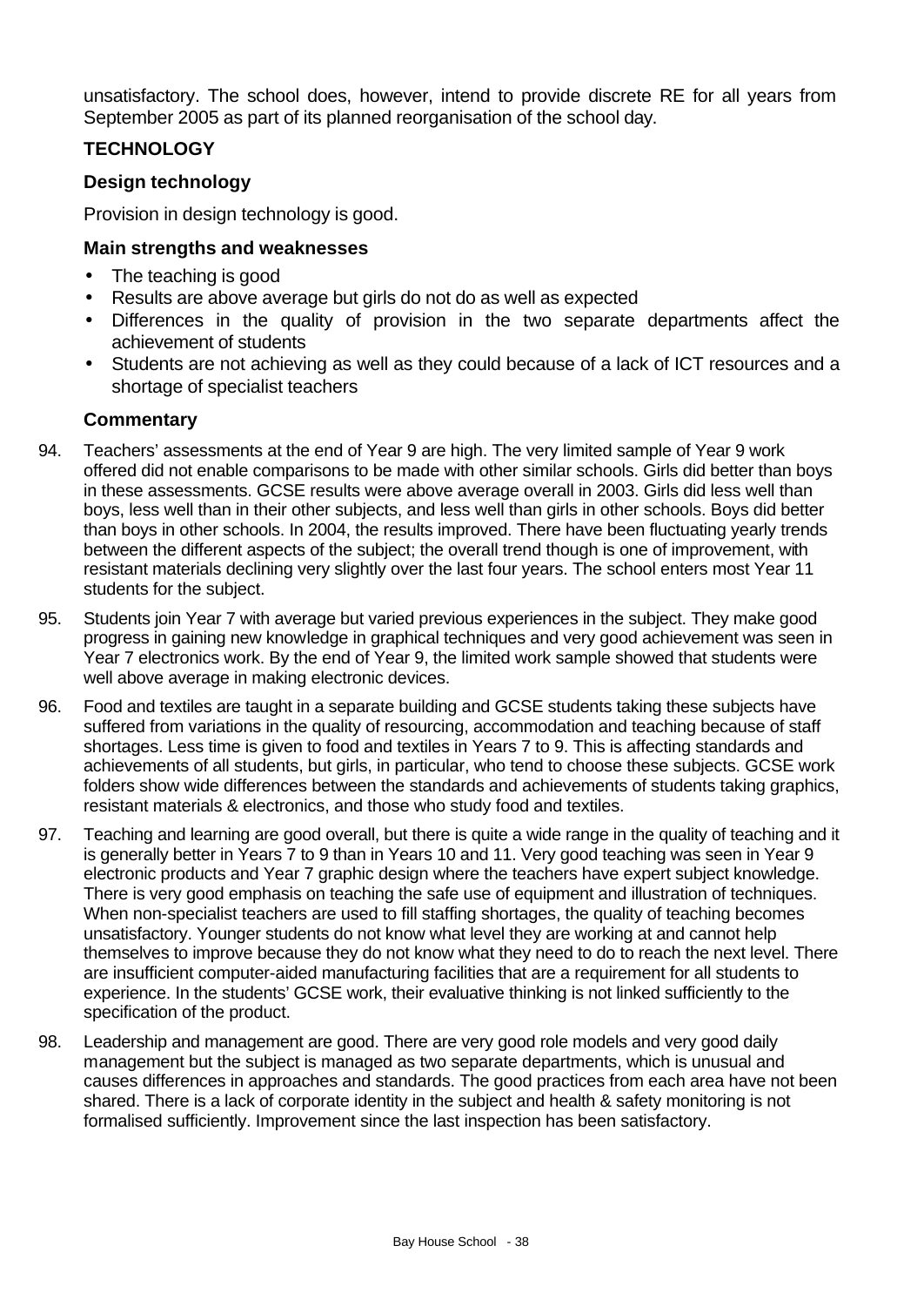unsatisfactory. The school does, however, intend to provide discrete RE for all years from September 2005 as part of its planned reorganisation of the school day.

## TECHNOLOGY

### Design technology

Provision in design technology is good.

### Main strengths and weaknesses

- The teaching is good
- Results are above average but girls do not do as well as expected
- Differences in the quality of provision in the two separate departments affect the achievement of students
- Students are not achieving as well as they could because of a lack of ICT resources and a shortage of specialist teachers

### Commentary

94. Teachers' assessments at the end of Year 9 are high. The very limited sample of Year 9 work offered did not enable comparisons to be made with other similar schools. Girls did better than boys in these assessments. GCSE results were above average overall in 2003. Girls did less well than boys, less well than in their other subjects, and less well than girls in other schools. Boys did better than boys in other schools. In 2004, the results improved. There have been fluctuating yearly trends between the different aspects of the subject; the overall trend though is one of improvement, with resistant materials declining very slightly over the last four years. The school enters most Year 11 students for the subject.

95. Students join Year 7 with average but varied previous experiences in the subject. They make good progress in gaining new knowledge in graphical techniques and very good achievement was seen in Year 7 electronics work. By the end of Year 9, the limited work sample showed that students were well above average in making electronic devices.

96. Food and textiles are taught in a separate building and GCSE students taking these subjects have suffered from variations in the quality of resourcing, accommodation and teaching because of staff shortages. Less time is given to food and textiles in Years 7 to 9. This is affecting standards and achievements of all students, but girls, in particular, who tend to choose these subjects. GCSE work folders show wide differences between the standards and achievements of students taking graphics, resistant materials & electronics, and those who study food and textiles.

97. Teaching and learning are good overall, but there is quite a wide range in the quality of teaching and it is generally better in Years 7 to 9 than in Years 10 and 11. Very good teaching was seen in Year 9 electronic products and Year 7 graphic design where the teachers have expert subject knowledge. There is very good emphasis on teaching the safe use of equipment and illustration of techniques. When non-specialist teachers are used to fill staffing shortages, the quality of teaching becomes unsatisfactory. Younger students do not know what level they are working at and cannot help themselves to improve because they do not know what they need to do to reach the next level. There are insufficient computer-aided manufacturing facilities that are a requirement for all students to experience. In the students' GCSE work, their evaluative thinking is not linked sufficiently to the specification of the product.

98. Leadership and management are good. There are very good role models and very good daily management but the subject is managed as two separate departments, which is unusual and causes differences in approaches and standards. The good practices from each area have not been shared. There is a lack of corporate identity in the subject and health & safety monitoring is not formalised sufficiently. Improvement since the last inspection has been satisfactory.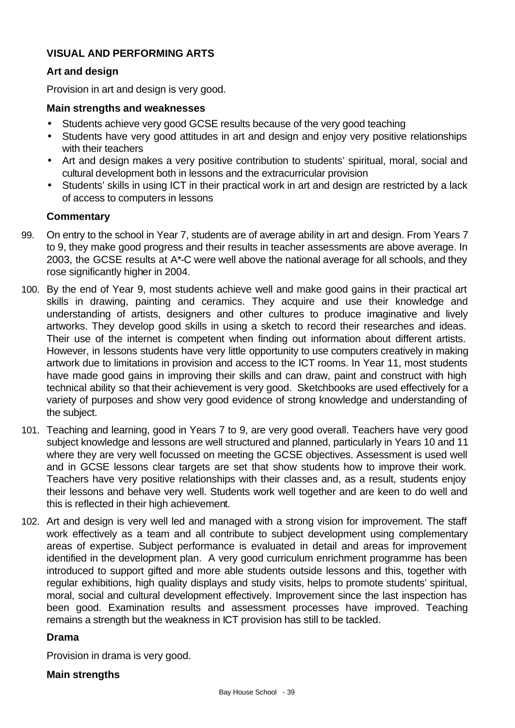## VISUAL AND PERFORMING ARTS

### Art and design

Provision in art and design is very good.

#### Main strengths and weaknesses

- Students achieve very good GCSE results because of the very good teaching
- Students have very good attitudes in art and design and enjoy very positive relationships with their teachers
- Art and design makes a very positive contribution to students' spiritual, moral, social and cultural development both in lessons and the extracurricular provision
- Students' skills in using ICT in their practical work in art and design are restricted by a lack of access to computers in lessons

#### Commentary

99. On entry to the school in Year 7, students are of average ability in art and design. From Years 7 to 9, they make good progress and their results in teacher assessments are above average. In 2003, the GCSE results at A*-C were well above the national average for all schools, and they rose significantly higher in 2004.

100. By the end of Year 9, most students achieve well and make good gains in their practical art skills in drawing, painting and ceramics. They acquire and use their knowledge and understanding of artists, designers and other cultures to produce imaginative and lively artworks. They develop good skills in using a sketch to record their researches and ideas. Their use of the internet is competent when finding out information about different artists. However, in lessons students have very little opportunity to use computers creatively in making artwork due to limitations in provision and access to the ICT rooms. In Year 11, most students have made good gains in improving their skills and can draw, paint and construct with high technical ability so that their achievement is very good. Sketchbooks are used effectively for a variety of purposes and show very good evidence of strong knowledge and understanding of the subject.

101. Teaching and learning, good in Years 7 to 9, are very good overall. Teachers have very good subject knowledge and lessons are well structured and planned, particularly in Years 10 and 11 where they are very well focussed on meeting the GCSE objectives. Assessment is used well and in GCSE lessons clear targets are set that show students how to improve their work. Teachers have very positive relationships with their classes and, as a result, students enjoy their lessons and behave very well. Students work well together and are keen to do well and this is reflected in their high achievement.

102. Art and design is very well led and managed with a strong vision for improvement. The staff work effectively as a team and all contribute to subject development using complementary areas of expertise. Subject performance is evaluated in detail and areas for improvement identified in the development plan. A very good curriculum enrichment programme has been introduced to support gifted and more able students outside lessons and this, together with regular exhibitions, high quality displays and study visits, helps to promote students' spiritual, moral, social and cultural development effectively. Improvement since the last inspection has been good. Examination results and assessment processes have improved. Teaching remains a strength but the weakness in ICT provision has still to be tackled.

### Drama

Provision in drama is very good.

#### Main strengths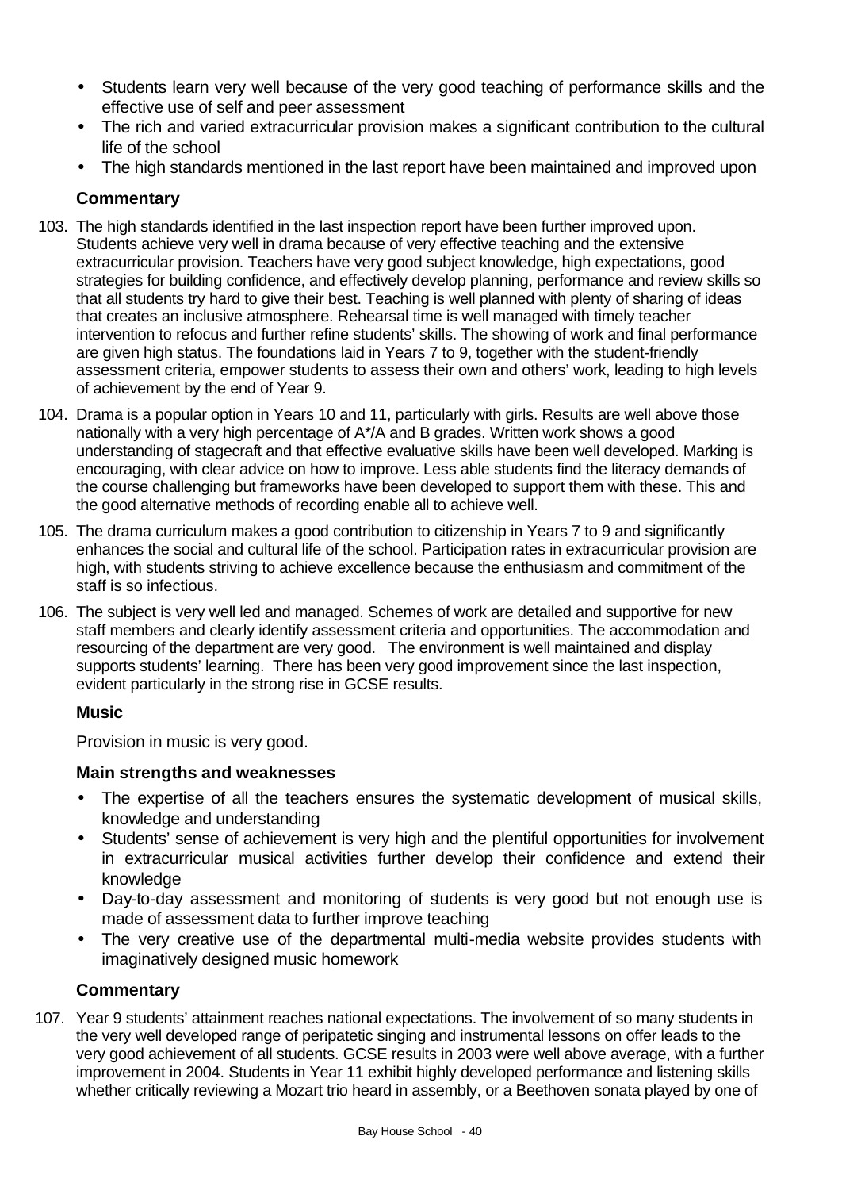- Students learn very well because of the very good teaching of performance skills and the effective use of self and peer assessment
- The rich and varied extracurricular provision makes a significant contribution to the cultural life of the school
- The high standards mentioned in the last report have been maintained and improved upon

### Commentary

103. The high standards identified in the last inspection report have been further improved upon. Students achieve very well in drama because of very effective teaching and the extensive extracurricular provision. Teachers have very good subject knowledge, high expectations, good strategies for building confidence, and effectively develop planning, performance and review skills so that all students try hard to give their best. Teaching is well planned with plenty of sharing of ideas that creates an inclusive atmosphere. Rehearsal time is well managed with timely teacher intervention to refocus and further refine students' skills. The showing of work and final performance are given high status. The foundations laid in Years 7 to 9, together with the student-friendly assessment criteria, empower students to assess their own and others' work, leading to high levels of achievement by the end of Year 9.

104. Drama is a popular option in Years 10 and 11, particularly with girls. Results are well above those nationally with a very high percentage of A*/A and B grades. Written work shows a good understanding of stagecraft and that effective evaluative skills have been well developed. Marking is encouraging, with clear advice on how to improve. Less able students find the literacy demands of the course challenging but frameworks have been developed to support them with these. This and the good alternative methods of recording enable all to achieve well.

105. The drama curriculum makes a good contribution to citizenship in Years 7 to 9 and significantly enhances the social and cultural life of the school. Participation rates in extracurricular provision are high, with students striving to achieve excellence because the enthusiasm and commitment of the staff is so infectious.

106. The subject is very well led and managed. Schemes of work are detailed and supportive for new staff members and clearly identify assessment criteria and opportunities. The accommodation and resourcing of the department are very good. The environment is well maintained and display supports students' learning. There has been very good improvement since the last inspection, evident particularly in the strong rise in GCSE results.

### Music

Provision in music is very good.

### Main strengths and weaknesses

- The expertise of all the teachers ensures the systematic development of musical skills, knowledge and understanding
- Students' sense of achievement is very high and the plentiful opportunities for involvement in extracurricular musical activities further develop their confidence and extend their knowledge
- Day-to-day assessment and monitoring of students is very good but not enough use is made of assessment data to further improve teaching
- The very creative use of the departmental multi-media website provides students with imaginatively designed music homework

### Commentary

107. Year 9 students' attainment reaches national expectations. The involvement of so many students in the very well developed range of peripatetic singing and instrumental lessons on offer leads to the very good achievement of all students. GCSE results in 2003 were well above average, with a further improvement in 2004. Students in Year 11 exhibit highly developed performance and listening skills whether critically reviewing a Mozart trio heard in assembly, or a Beethoven sonata played by one of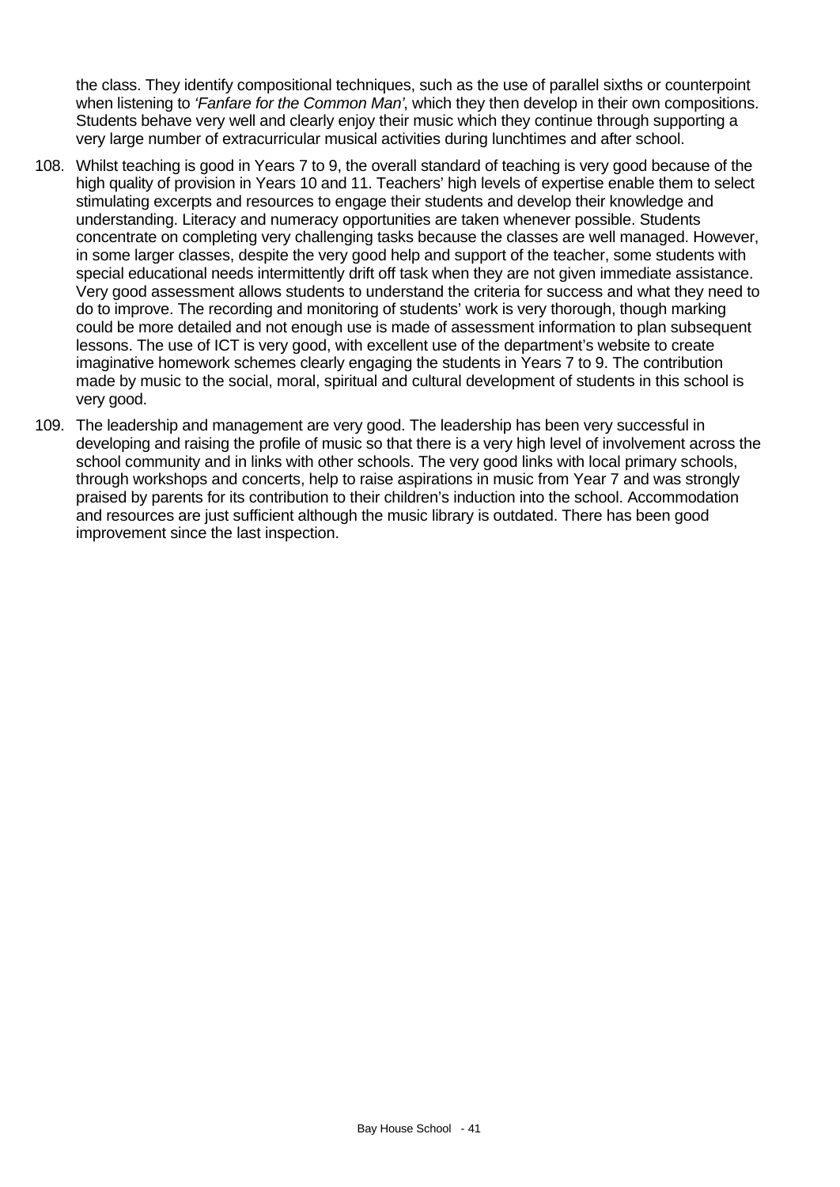the class. They identify compositional techniques, such as the use of parallel sixths or counterpoint when listening to *'Fanfare for the Common Man'*, which they then develop in their own compositions. Students behave very well and clearly enjoy their music which they continue through supporting a very large number of extracurricular musical activities during lunchtimes and after school.

108. Whilst teaching is good in Years 7 to 9, the overall standard of teaching is very good because of the high quality of provision in Years 10 and 11. Teachers' high levels of expertise enable them to select stimulating excerpts and resources to engage their students and develop their knowledge and understanding. Literacy and numeracy opportunities are taken whenever possible. Students concentrate on completing very challenging tasks because the classes are well managed. However, in some larger classes, despite the very good help and support of the teacher, some students with special educational needs intermittently drift off task when they are not given immediate assistance. Very good assessment allows students to understand the criteria for success and what they need to do to improve. The recording and monitoring of students' work is very thorough, though marking could be more detailed and not enough use is made of assessment information to plan subsequent lessons. The use of ICT is very good, with excellent use of the department's website to create imaginative homework schemes clearly engaging the students in Years 7 to 9. The contribution made by music to the social, moral, spiritual and cultural development of students in this school is very good.

109. The leadership and management are very good. The leadership has been very successful in developing and raising the profile of music so that there is a very high level of involvement across the school community and in links with other schools. The very good links with local primary schools, through workshops and concerts, help to raise aspirations in music from Year 7 and was strongly praised by parents for its contribution to their children's induction into the school. Accommodation and resources are just sufficient although the music library is outdated. There has been good improvement since the last inspection.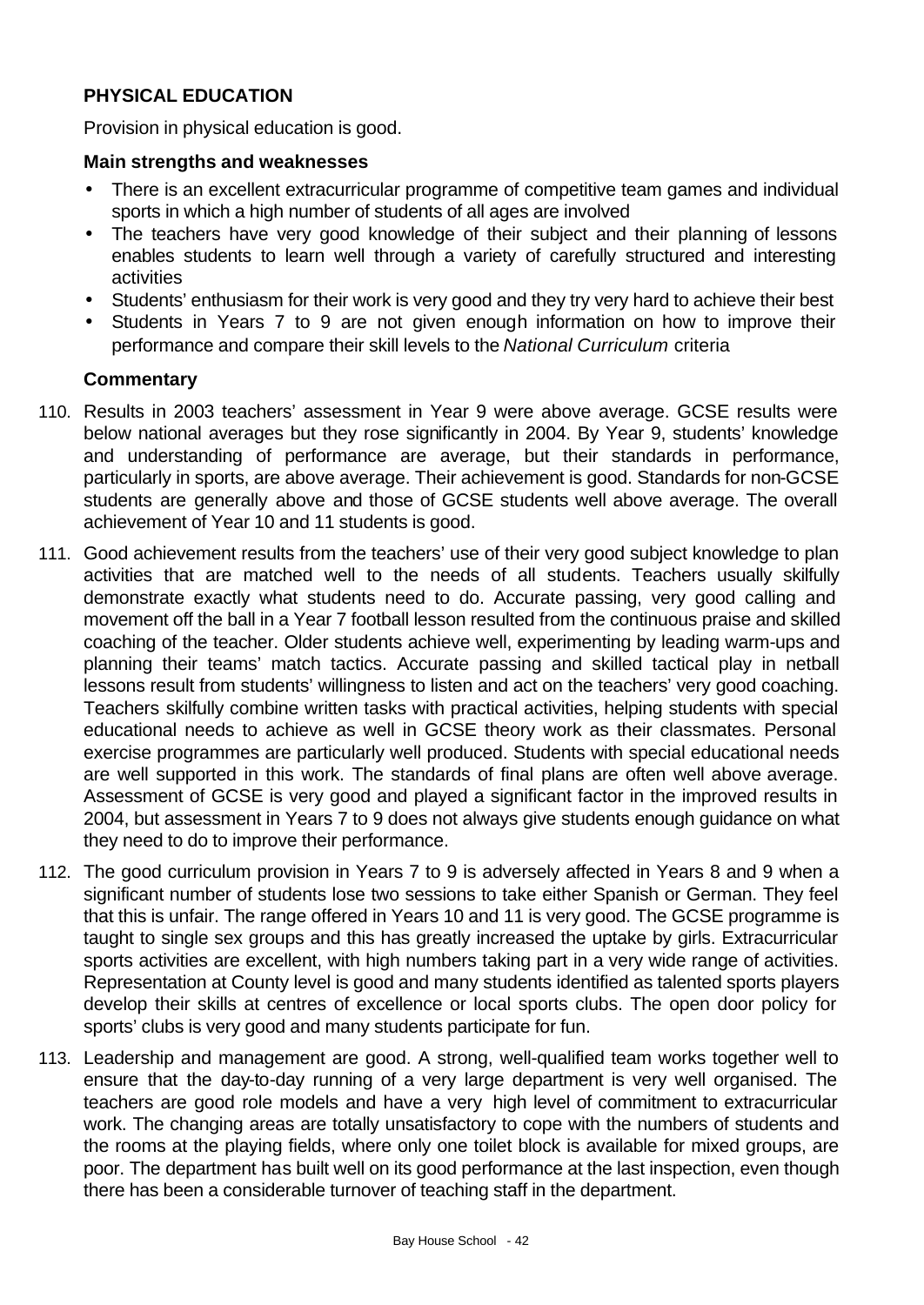## PHYSICAL EDUCATION

Provision in physical education is good.

### Main strengths and weaknesses

- There is an excellent extracurricular programme of competitive team games and individual sports in which a high number of students of all ages are involved
- The teachers have very good knowledge of their subject and their planning of lessons enables students to learn well through a variety of carefully structured and interesting activities
- Students' enthusiasm for their work is very good and they try very hard to achieve their best
- Students in Years 7 to 9 are not given enough information on how to improve their performance and compare their skill levels to the *National Curriculum* criteria

### Commentary

110. Results in 2003 teachers' assessment in Year 9 were above average. GCSE results were below national averages but they rose significantly in 2004. By Year 9, students' knowledge and understanding of performance are average, but their standards in performance, particularly in sports, are above average. Their achievement is good. Standards for non-GCSE students are generally above and those of GCSE students well above average. The overall achievement of Year 10 and 11 students is good.

111. Good achievement results from the teachers' use of their very good subject knowledge to plan activities that are matched well to the needs of all students. Teachers usually skilfully demonstrate exactly what students need to do. Accurate passing, very good calling and movement off the ball in a Year 7 football lesson resulted from the continuous praise and skilled coaching of the teacher. Older students achieve well, experimenting by leading warm-ups and planning their teams' match tactics. Accurate passing and skilled tactical play in netball lessons result from students' willingness to listen and act on the teachers' very good coaching. Teachers skilfully combine written tasks with practical activities, helping students with special educational needs to achieve as well in GCSE theory work as their classmates. Personal exercise programmes are particularly well produced. Students with special educational needs are well supported in this work. The standards of final plans are often well above average. Assessment of GCSE is very good and played a significant factor in the improved results in 2004, but assessment in Years 7 to 9 does not always give students enough guidance on what they need to do to improve their performance.

112. The good curriculum provision in Years 7 to 9 is adversely affected in Years 8 and 9 when a significant number of students lose two sessions to take either Spanish or German. They feel that this is unfair. The range offered in Years 10 and 11 is very good. The GCSE programme is taught to single sex groups and this has greatly increased the uptake by girls. Extracurricular sports activities are excellent, with high numbers taking part in a very wide range of activities. Representation at County level is good and many students identified as talented sports players develop their skills at centres of excellence or local sports clubs. The open door policy for sports' clubs is very good and many students participate for fun.

113. Leadership and management are good. A strong, well-qualified team works together well to ensure that the day-to-day running of a very large department is very well organised. The teachers are good role models and have a very high level of commitment to extracurricular work. The changing areas are totally unsatisfactory to cope with the numbers of students and the rooms at the playing fields, where only one toilet block is available for mixed groups, are poor. The department has built well on its good performance at the last inspection, even though there has been a considerable turnover of teaching staff in the department.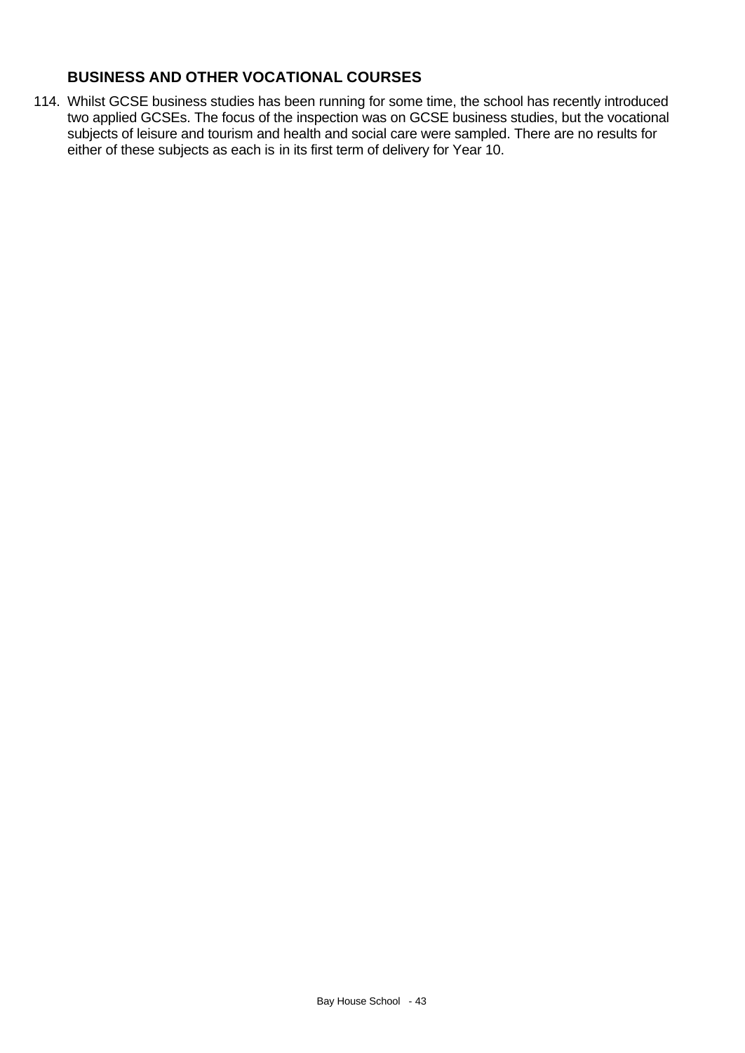## BUSINESS AND OTHER VOCATIONAL COURSES

114. Whilst GCSE business studies has been running for some time, the school has recently introduced two applied GCSEs. The focus of the inspection was on GCSE business studies, but the vocational subjects of leisure and tourism and health and social care were sampled. There are no results for either of these subjects as each is in its first term of delivery for Year 10.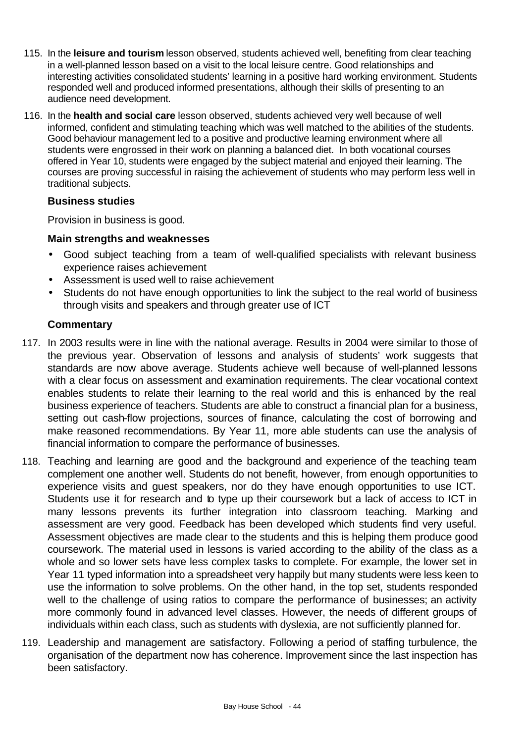115. In the **leisure and tourism** lesson observed, students achieved well, benefiting from clear teaching in a well-planned lesson based on a visit to the local leisure centre. Good relationships and interesting activities consolidated students' learning in a positive hard working environment. Students responded well and produced informed presentations, although their skills of presenting to an audience need development.

116. In the **health and social care** lesson observed, students achieved very well because of well informed, confident and stimulating teaching which was well matched to the abilities of the students. Good behaviour management led to a positive and productive learning environment where all students were engrossed in their work on planning a balanced diet. In both vocational courses offered in Year 10, students were engaged by the subject material and enjoyed their learning. The courses are proving successful in raising the achievement of students who may perform less well in traditional subjects.

### Business studies

Provision in business is good.

#### Main strengths and weaknesses

- Good subject teaching from a team of well-qualified specialists with relevant business experience raises achievement
- Assessment is used well to raise achievement
- Students do not have enough opportunities to link the subject to the real world of business through visits and speakers and through greater use of ICT

#### Commentary

117. In 2003 results were in line with the national average. Results in 2004 were similar to those of the previous year. Observation of lessons and analysis of students' work suggests that standards are now above average. Students achieve well because of well-planned lessons with a clear focus on assessment and examination requirements. The clear vocational context enables students to relate their learning to the real world and this is enhanced by the real business experience of teachers. Students are able to construct a financial plan for a business, setting out cash-flow projections, sources of finance, calculating the cost of borrowing and make reasoned recommendations. By Year 11, more able students can use the analysis of financial information to compare the performance of businesses.

118. Teaching and learning are good and the background and experience of the teaching team complement one another well. Students do not benefit, however, from enough opportunities to experience visits and guest speakers, nor do they have enough opportunities to use ICT. Students use it for research and to type up their coursework but a lack of access to ICT in many lessons prevents its further integration into classroom teaching. Marking and assessment are very good. Feedback has been developed which students find very useful. Assessment objectives are made clear to the students and this is helping them produce good coursework. The material used in lessons is varied according to the ability of the class as a whole and so lower sets have less complex tasks to complete. For example, the lower set in Year 11 typed information into a spreadsheet very happily but many students were less keen to use the information to solve problems. On the other hand, in the top set, students responded well to the challenge of using ratios to compare the performance of businesses; an activity more commonly found in advanced level classes. However, the needs of different groups of individuals within each class, such as students with dyslexia, are not sufficiently planned for.

119. Leadership and management are satisfactory. Following a period of staffing turbulence, the organisation of the department now has coherence. Improvement since the last inspection has been satisfactory.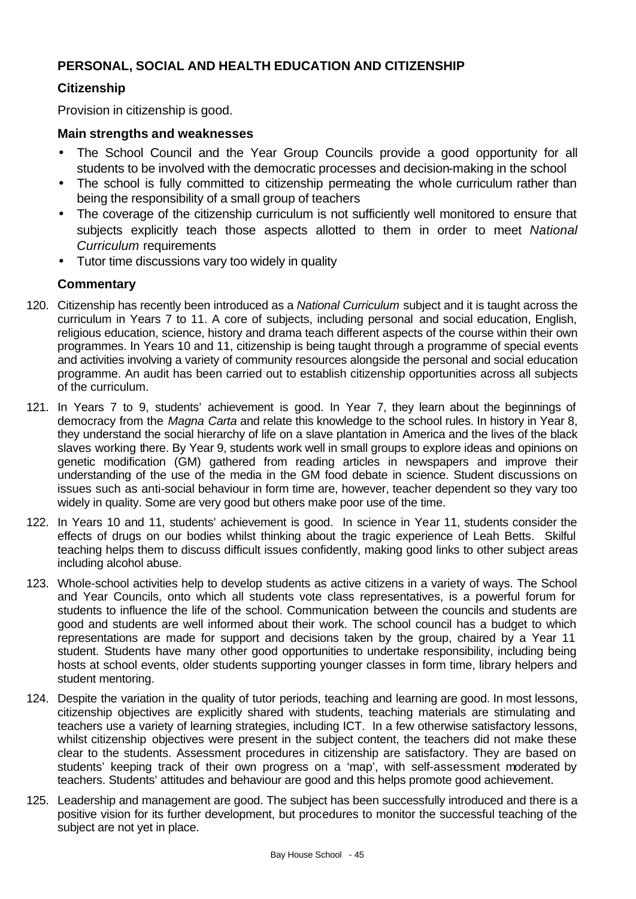## PERSONAL, SOCIAL AND HEALTH EDUCATION AND CITIZENSHIP

### Citizenship

Provision in citizenship is good.

### Main strengths and weaknesses

- The School Council and the Year Group Councils provide a good opportunity for all students to be involved with the democratic processes and decision-making in the school
- The school is fully committed to citizenship permeating the whole curriculum rather than being the responsibility of a small group of teachers
- The coverage of the citizenship curriculum is not sufficiently well monitored to ensure that subjects explicitly teach those aspects allotted to them in order to meet *National Curriculum* requirements
- Tutor time discussions vary too widely in quality

### Commentary

120. Citizenship has recently been introduced as a *National Curriculum* subject and it is taught across the curriculum in Years 7 to 11. A core of subjects, including personal and social education, English, religious education, science, history and drama teach different aspects of the course within their own programmes. In Years 10 and 11, citizenship is being taught through a programme of special events and activities involving a variety of community resources alongside the personal and social education programme. An audit has been carried out to establish citizenship opportunities across all subjects of the curriculum.

121. In Years 7 to 9, students' achievement is good. In Year 7, they learn about the beginnings of democracy from the *Magna Carta* and relate this knowledge to the school rules. In history in Year 8, they understand the social hierarchy of life on a slave plantation in America and the lives of the black slaves working there. By Year 9, students work well in small groups to explore ideas and opinions on genetic modification (GM) gathered from reading articles in newspapers and improve their understanding of the use of the media in the GM food debate in science. Student discussions on issues such as anti-social behaviour in form time are, however, teacher dependent so they vary too widely in quality. Some are very good but others make poor use of the time.

122. In Years 10 and 11, students' achievement is good. In science in Year 11, students consider the effects of drugs on our bodies whilst thinking about the tragic experience of Leah Betts. Skilful teaching helps them to discuss difficult issues confidently, making good links to other subject areas including alcohol abuse.

123. Whole-school activities help to develop students as active citizens in a variety of ways. The School and Year Councils, onto which all students vote class representatives, is a powerful forum for students to influence the life of the school. Communication between the councils and students are good and students are well informed about their work. The school council has a budget to which representations are made for support and decisions taken by the group, chaired by a Year 11 student. Students have many other good opportunities to undertake responsibility, including being hosts at school events, older students supporting younger classes in form time, library helpers and student mentoring.

124. Despite the variation in the quality of tutor periods, teaching and learning are good. In most lessons, citizenship objectives are explicitly shared with students, teaching materials are stimulating and teachers use a variety of learning strategies, including ICT. In a few otherwise satisfactory lessons, whilst citizenship objectives were present in the subject content, the teachers did not make these clear to the students. Assessment procedures in citizenship are satisfactory. They are based on students' keeping track of their own progress on a 'map', with self-assessment moderated by teachers. Students' attitudes and behaviour are good and this helps promote good achievement.

125. Leadership and management are good. The subject has been successfully introduced and there is a positive vision for its further development, but procedures to monitor the successful teaching of the subject are not yet in place.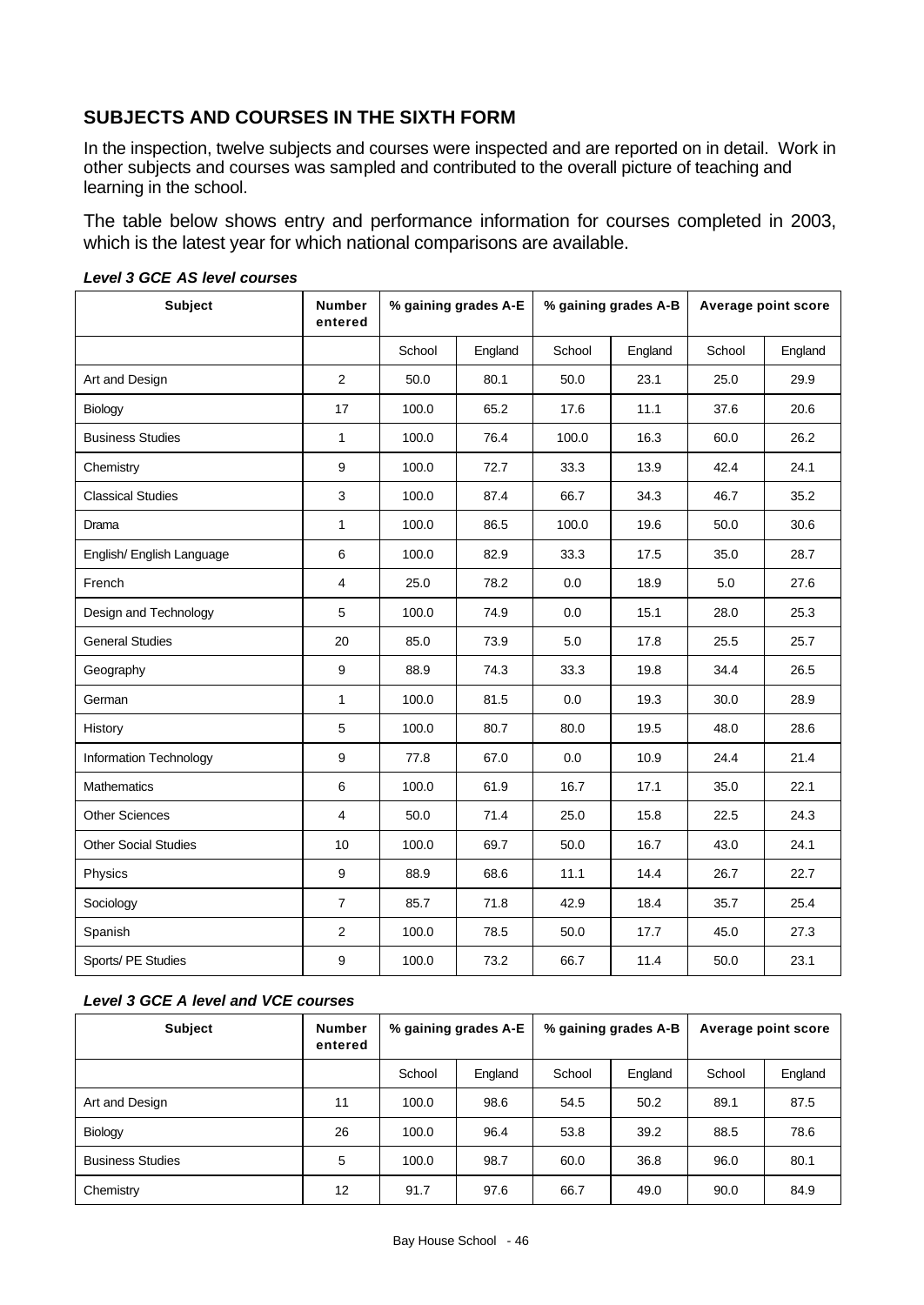## SUBJECTS AND COURSES IN THE SIXTH FORM

In the inspection, twelve subjects and courses were inspected and are reported on in detail. Work in other subjects and courses was sampled and contributed to the overall picture of teaching and learning in the school.

The table below shows entry and performance information for courses completed in 2003, which is the latest year for which national comparisons are available.

***Level 3 GCE AS level courses***

| Subject | Number entered | % gaining grades A-E | | % gaining grades A-B | | Average point score | |
|---|---|---|---|---|---|---|---|
| | | School | England | School | England | School | England |
| Art and Design | 2 | 50.0 | 80.1 | 50.0 | 23.1 | 25.0 | 29.9 |
| Biology | 17 | 100.0 | 65.2 | 17.6 | 11.1 | 37.6 | 20.6 |
| Business Studies | 1 | 100.0 | 76.4 | 100.0 | 16.3 | 60.0 | 26.2 |
| Chemistry | 9 | 100.0 | 72.7 | 33.3 | 13.9 | 42.4 | 24.1 |
| Classical Studies | 3 | 100.0 | 87.4 | 66.7 | 34.3 | 46.7 | 35.2 |
| Drama | 1 | 100.0 | 86.5 | 100.0 | 19.6 | 50.0 | 30.6 |
| English/ English Language | 6 | 100.0 | 82.9 | 33.3 | 17.5 | 35.0 | 28.7 |
| French | 4 | 25.0 | 78.2 | 0.0 | 18.9 | 5.0 | 27.6 |
| Design and Technology | 5 | 100.0 | 74.9 | 0.0 | 15.1 | 28.0 | 25.3 |
| General Studies | 20 | 85.0 | 73.9 | 5.0 | 17.8 | 25.5 | 25.7 |
| Geography | 9 | 88.9 | 74.3 | 33.3 | 19.8 | 34.4 | 26.5 |
| German | 1 | 100.0 | 81.5 | 0.0 | 19.3 | 30.0 | 28.9 |
| History | 5 | 100.0 | 80.7 | 80.0 | 19.5 | 48.0 | 28.6 |
| Information Technology | 9 | 77.8 | 67.0 | 0.0 | 10.9 | 24.4 | 21.4 |
| Mathematics | 6 | 100.0 | 61.9 | 16.7 | 17.1 | 35.0 | 22.1 |
| Other Sciences | 4 | 50.0 | 71.4 | 25.0 | 15.8 | 22.5 | 24.3 |
| Other Social Studies | 10 | 100.0 | 69.7 | 50.0 | 16.7 | 43.0 | 24.1 |
| Physics | 9 | 88.9 | 68.6 | 11.1 | 14.4 | 26.7 | 22.7 |
| Sociology | 7 | 85.7 | 71.8 | 42.9 | 18.4 | 35.7 | 25.4 |
| Spanish | 2 | 100.0 | 78.5 | 50.0 | 17.7 | 45.0 | 27.3 |
| Sports/ PE Studies | 9 | 100.0 | 73.2 | 66.7 | 11.4 | 50.0 | 23.1 |

***Level 3 GCE A level and VCE courses***

| Subject | Number entered | % gaining grades A-E | | % gaining grades A-B | | Average point score | |
|---|---|---|---|---|---|---|---|
| | | School | England | School | England | School | England |
| Art and Design | 11 | 100.0 | 98.6 | 54.5 | 50.2 | 89.1 | 87.5 |
| Biology | 26 | 100.0 | 96.4 | 53.8 | 39.2 | 88.5 | 78.6 |
| Business Studies | 5 | 100.0 | 98.7 | 60.0 | 36.8 | 96.0 | 80.1 |
| Chemistry | 12 | 91.7 | 97.6 | 66.7 | 49.0 | 90.0 | 84.9 |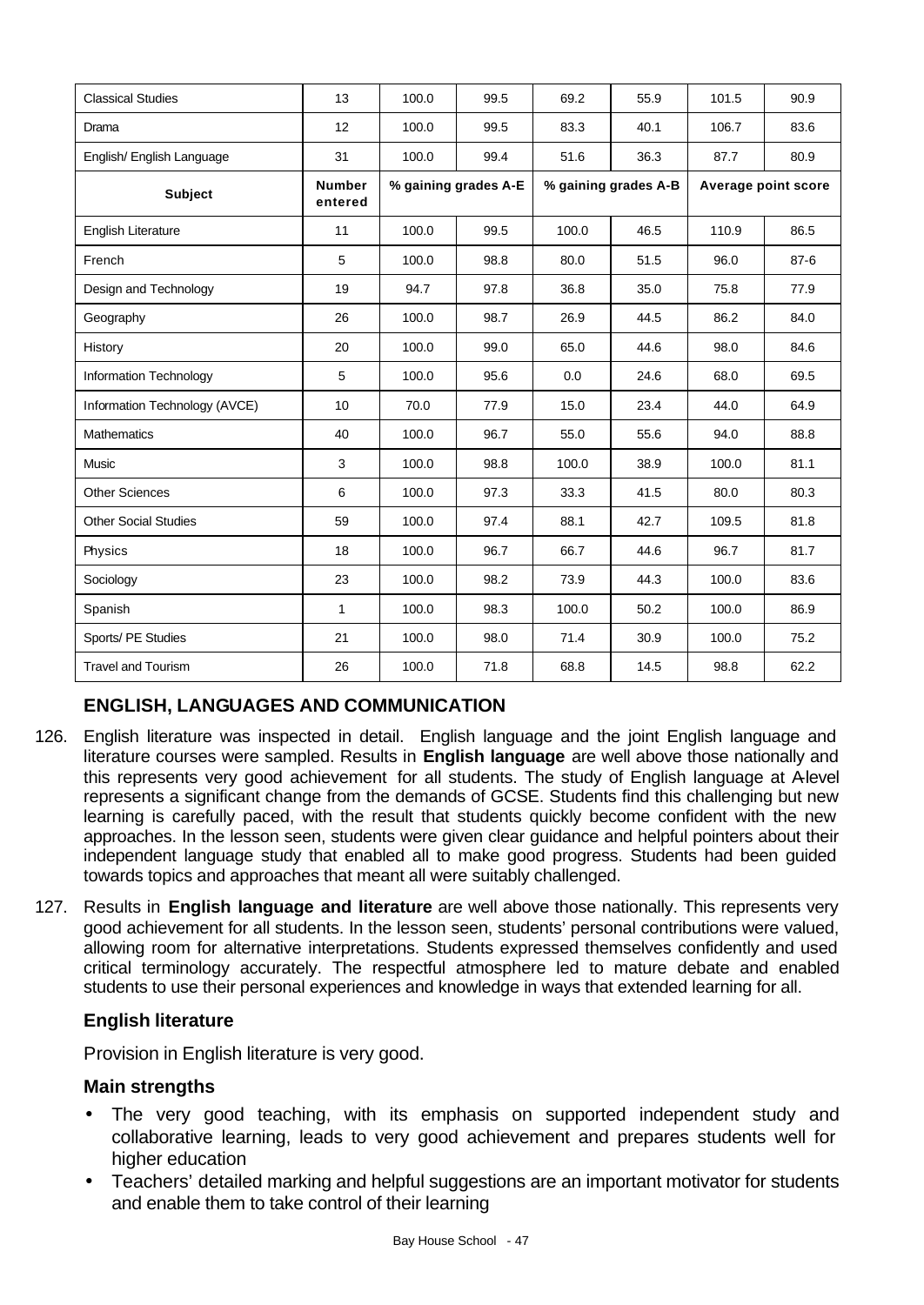| Classical Studies | 13 | 100.0 | 99.5 | 69.2 | 55.9 | 101.5 | 90.9 |
|---|---|---|---|---|---|---|---|
| Drama | 12 | 100.0 | 99.5 | 83.3 | 40.1 | 106.7 | 83.6 |
| English/ English Language | 31 | 100.0 | 99.4 | 51.6 | 36.3 | 87.7 | 80.9 |
| **Subject** | **Number entered** | **% gaining grades A-E** | | **% gaining grades A-B** | | **Average point score** | |
| English Literature | 11 | 100.0 | 99.5 | 100.0 | 46.5 | 110.9 | 86.5 |
| French | 5 | 100.0 | 98.8 | 80.0 | 51.5 | 96.0 | 87-6 |
| Design and Technology | 19 | 94.7 | 97.8 | 36.8 | 35.0 | 75.8 | 77.9 |
| Geography | 26 | 100.0 | 98.7 | 26.9 | 44.5 | 86.2 | 84.0 |
| History | 20 | 100.0 | 99.0 | 65.0 | 44.6 | 98.0 | 84.6 |
| Information Technology | 5 | 100.0 | 95.6 | 0.0 | 24.6 | 68.0 | 69.5 |
| Information Technology (AVCE) | 10 | 70.0 | 77.9 | 15.0 | 23.4 | 44.0 | 64.9 |
| Mathematics | 40 | 100.0 | 96.7 | 55.0 | 55.6 | 94.0 | 88.8 |
| Music | 3 | 100.0 | 98.8 | 100.0 | 38.9 | 100.0 | 81.1 |
| Other Sciences | 6 | 100.0 | 97.3 | 33.3 | 41.5 | 80.0 | 80.3 |
| Other Social Studies | 59 | 100.0 | 97.4 | 88.1 | 42.7 | 109.5 | 81.8 |
| Physics | 18 | 100.0 | 96.7 | 66.7 | 44.6 | 96.7 | 81.7 |
| Sociology | 23 | 100.0 | 98.2 | 73.9 | 44.3 | 100.0 | 83.6 |
| Spanish | 1 | 100.0 | 98.3 | 100.0 | 50.2 | 100.0 | 86.9 |
| Sports/ PE Studies | 21 | 100.0 | 98.0 | 71.4 | 30.9 | 100.0 | 75.2 |
| Travel and Tourism | 26 | 100.0 | 71.8 | 68.8 | 14.5 | 98.8 | 62.2 |

## ENGLISH, LANGUAGES AND COMMUNICATION

126. English literature was inspected in detail. English language and the joint English language and literature courses were sampled. Results in **English language** are well above those nationally and this represents very good achievement for all students. The study of English language at A-level represents a significant change from the demands of GCSE. Students find this challenging but new learning is carefully paced, with the result that students quickly become confident with the new approaches. In the lesson seen, students were given clear guidance and helpful pointers about their independent language study that enabled all to make good progress. Students had been guided towards topics and approaches that meant all were suitably challenged.

127. Results in **English language and literature** are well above those nationally. This represents very good achievement for all students. In the lesson seen, students' personal contributions were valued, allowing room for alternative interpretations. Students expressed themselves confidently and used critical terminology accurately. The respectful atmosphere led to mature debate and enabled students to use their personal experiences and knowledge in ways that extended learning for all.

### English literature

Provision in English literature is very good.

### Main strengths

- The very good teaching, with its emphasis on supported independent study and collaborative learning, leads to very good achievement and prepares students well for higher education
- Teachers' detailed marking and helpful suggestions are an important motivator for students and enable them to take control of their learning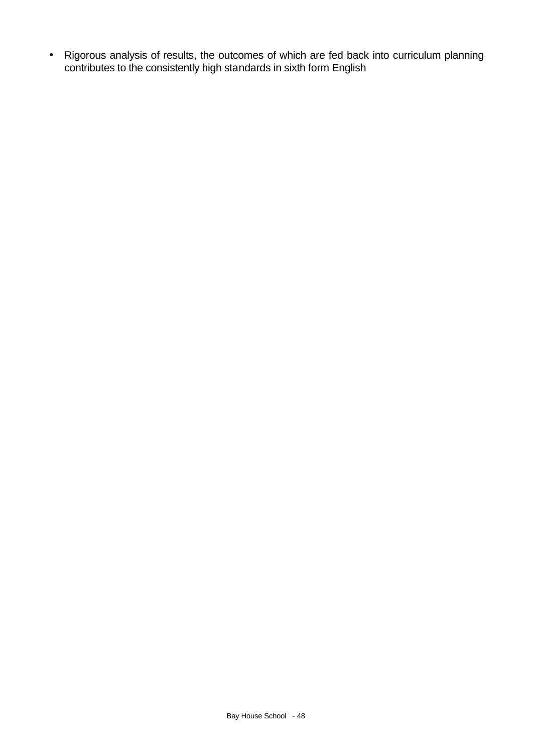- Rigorous analysis of results, the outcomes of which are fed back into curriculum planning contributes to the consistently high standards in sixth form English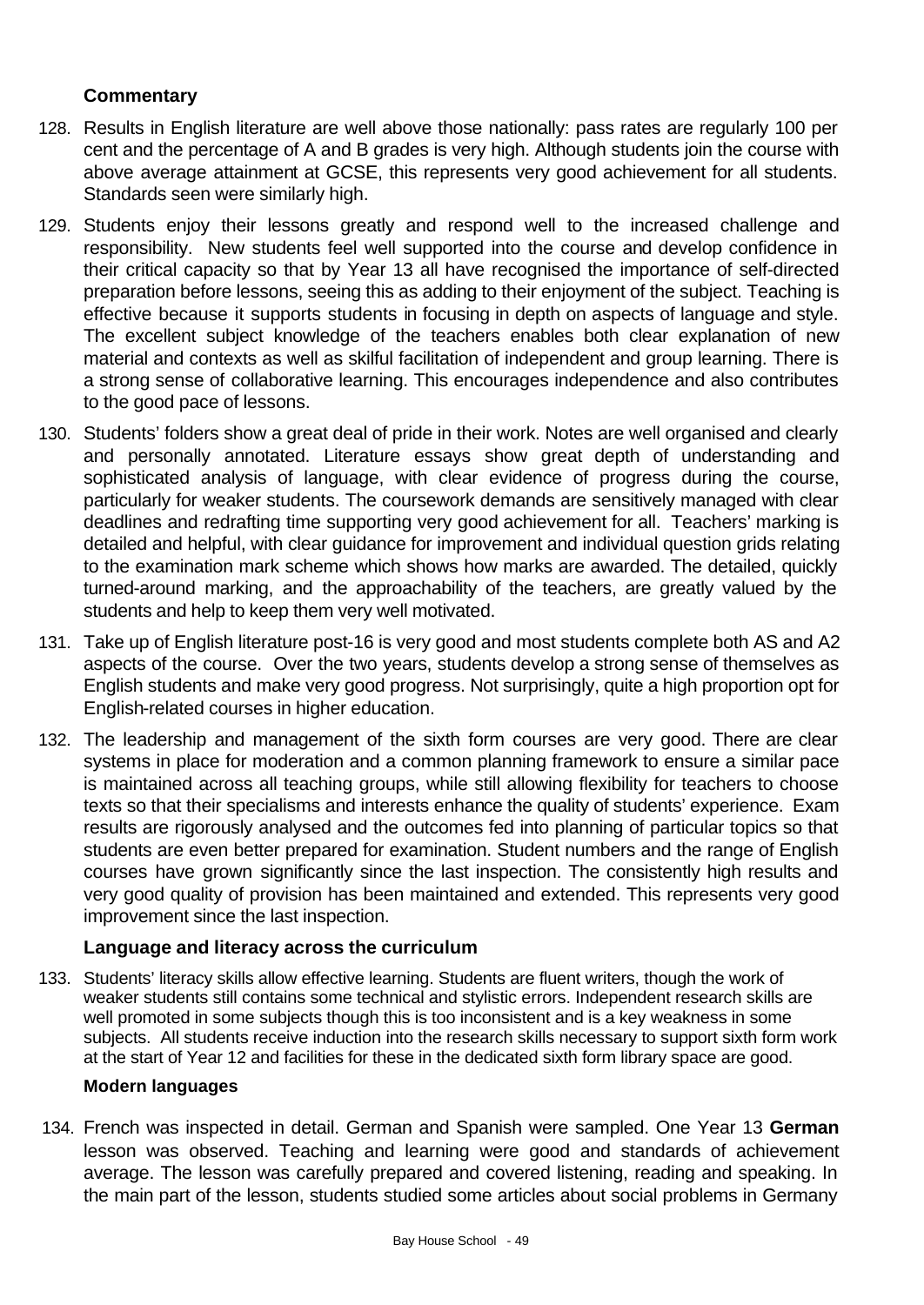### Commentary

128. Results in English literature are well above those nationally: pass rates are regularly 100 per cent and the percentage of A and B grades is very high. Although students join the course with above average attainment at GCSE, this represents very good achievement for all students. Standards seen were similarly high.

129. Students enjoy their lessons greatly and respond well to the increased challenge and responsibility. New students feel well supported into the course and develop confidence in their critical capacity so that by Year 13 all have recognised the importance of self-directed preparation before lessons, seeing this as adding to their enjoyment of the subject. Teaching is effective because it supports students in focusing in depth on aspects of language and style. The excellent subject knowledge of the teachers enables both clear explanation of new material and contexts as well as skilful facilitation of independent and group learning. There is a strong sense of collaborative learning. This encourages independence and also contributes to the good pace of lessons.

130. Students' folders show a great deal of pride in their work. Notes are well organised and clearly and personally annotated. Literature essays show great depth of understanding and sophisticated analysis of language, with clear evidence of progress during the course, particularly for weaker students. The coursework demands are sensitively managed with clear deadlines and redrafting time supporting very good achievement for all. Teachers' marking is detailed and helpful, with clear guidance for improvement and individual question grids relating to the examination mark scheme which shows how marks are awarded. The detailed, quickly turned-around marking, and the approachability of the teachers, are greatly valued by the students and help to keep them very well motivated.

131. Take up of English literature post-16 is very good and most students complete both AS and A2 aspects of the course. Over the two years, students develop a strong sense of themselves as English students and make very good progress. Not surprisingly, quite a high proportion opt for English-related courses in higher education.

132. The leadership and management of the sixth form courses are very good. There are clear systems in place for moderation and a common planning framework to ensure a similar pace is maintained across all teaching groups, while still allowing flexibility for teachers to choose texts so that their specialisms and interests enhance the quality of students' experience. Exam results are rigorously analysed and the outcomes fed into planning of particular topics so that students are even better prepared for examination. Student numbers and the range of English courses have grown significantly since the last inspection. The consistently high results and very good quality of provision has been maintained and extended. This represents very good improvement since the last inspection.

### Language and literacy across the curriculum

133. Students' literacy skills allow effective learning. Students are fluent writers, though the work of weaker students still contains some technical and stylistic errors. Independent research skills are well promoted in some subjects though this is too inconsistent and is a key weakness in some subjects. All students receive induction into the research skills necessary to support sixth form work at the start of Year 12 and facilities for these in the dedicated sixth form library space are good.

### Modern languages

134. French was inspected in detail. German and Spanish were sampled. One Year 13 **German** lesson was observed. Teaching and learning were good and standards of achievement average. The lesson was carefully prepared and covered listening, reading and speaking. In the main part of the lesson, students studied some articles about social problems in Germany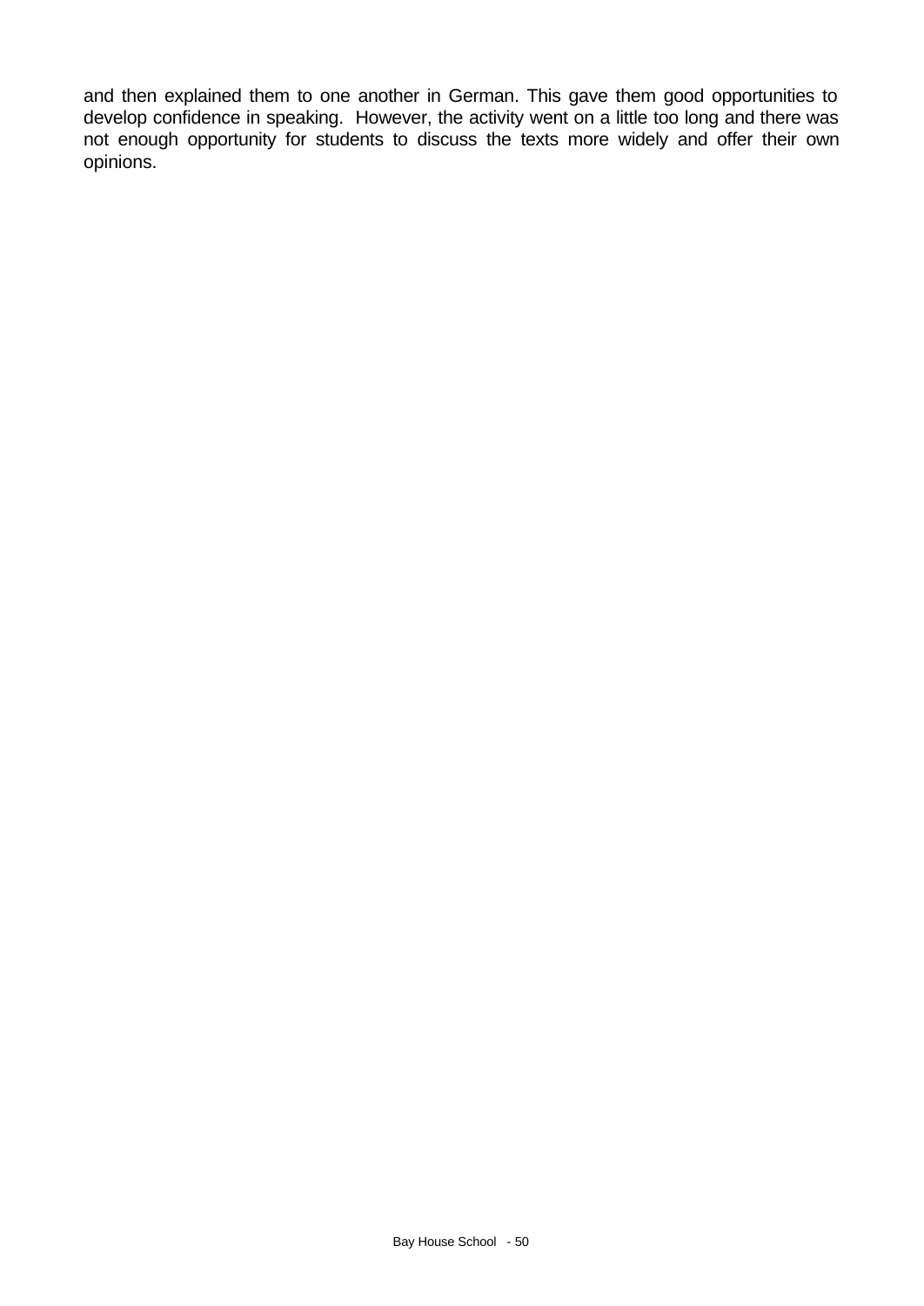and then explained them to one another in German. This gave them good opportunities to develop confidence in speaking. However, the activity went on a little too long and there was not enough opportunity for students to discuss the texts more widely and offer their own opinions.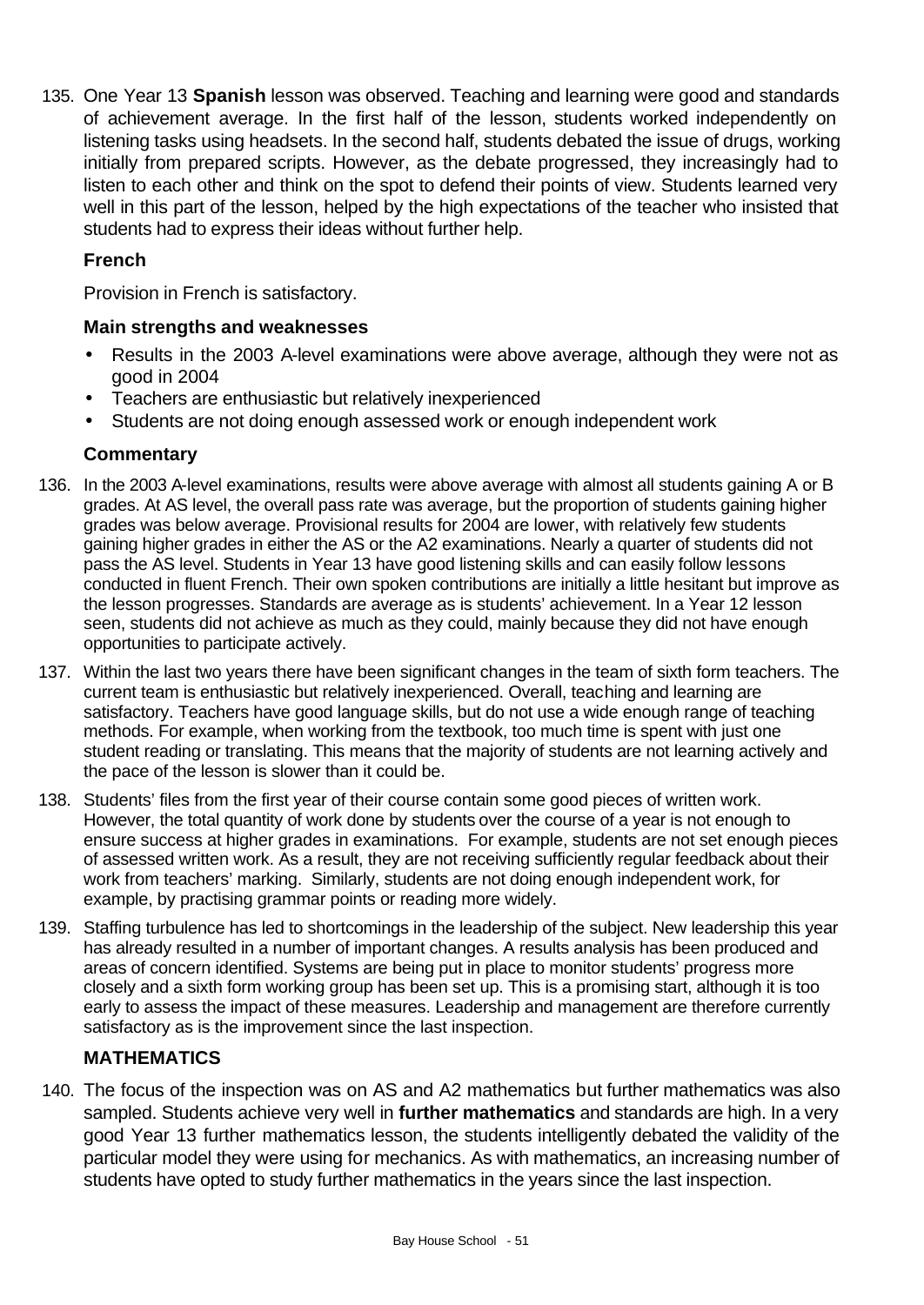135. One Year 13 **Spanish** lesson was observed. Teaching and learning were good and standards of achievement average. In the first half of the lesson, students worked independently on listening tasks using headsets. In the second half, students debated the issue of drugs, working initially from prepared scripts. However, as the debate progressed, they increasingly had to listen to each other and think on the spot to defend their points of view. Students learned very well in this part of the lesson, helped by the high expectations of the teacher who insisted that students had to express their ideas without further help.

### French

Provision in French is satisfactory.

#### Main strengths and weaknesses

- Results in the 2003 A-level examinations were above average, although they were not as good in 2004
- Teachers are enthusiastic but relatively inexperienced
- Students are not doing enough assessed work or enough independent work

#### Commentary

136. In the 2003 A-level examinations, results were above average with almost all students gaining A or B grades. At AS level, the overall pass rate was average, but the proportion of students gaining higher grades was below average. Provisional results for 2004 are lower, with relatively few students gaining higher grades in either the AS or the A2 examinations. Nearly a quarter of students did not pass the AS level. Students in Year 13 have good listening skills and can easily follow lessons conducted in fluent French. Their own spoken contributions are initially a little hesitant but improve as the lesson progresses. Standards are average as is students' achievement. In a Year 12 lesson seen, students did not achieve as much as they could, mainly because they did not have enough opportunities to participate actively.

137. Within the last two years there have been significant changes in the team of sixth form teachers. The current team is enthusiastic but relatively inexperienced. Overall, teaching and learning are satisfactory. Teachers have good language skills, but do not use a wide enough range of teaching methods. For example, when working from the textbook, too much time is spent with just one student reading or translating. This means that the majority of students are not learning actively and the pace of the lesson is slower than it could be.

138. Students' files from the first year of their course contain some good pieces of written work. However, the total quantity of work done by students over the course of a year is not enough to ensure success at higher grades in examinations. For example, students are not set enough pieces of assessed written work. As a result, they are not receiving sufficiently regular feedback about their work from teachers' marking. Similarly, students are not doing enough independent work, for example, by practising grammar points or reading more widely.

139. Staffing turbulence has led to shortcomings in the leadership of the subject. New leadership this year has already resulted in a number of important changes. A results analysis has been produced and areas of concern identified. Systems are being put in place to monitor students' progress more closely and a sixth form working group has been set up. This is a promising start, although it is too early to assess the impact of these measures. Leadership and management are therefore currently satisfactory as is the improvement since the last inspection.

### MATHEMATICS

140. The focus of the inspection was on AS and A2 mathematics but further mathematics was also sampled. Students achieve very well in **further mathematics** and standards are high. In a very good Year 13 further mathematics lesson, the students intelligently debated the validity of the particular model they were using for mechanics. As with mathematics, an increasing number of students have opted to study further mathematics in the years since the last inspection.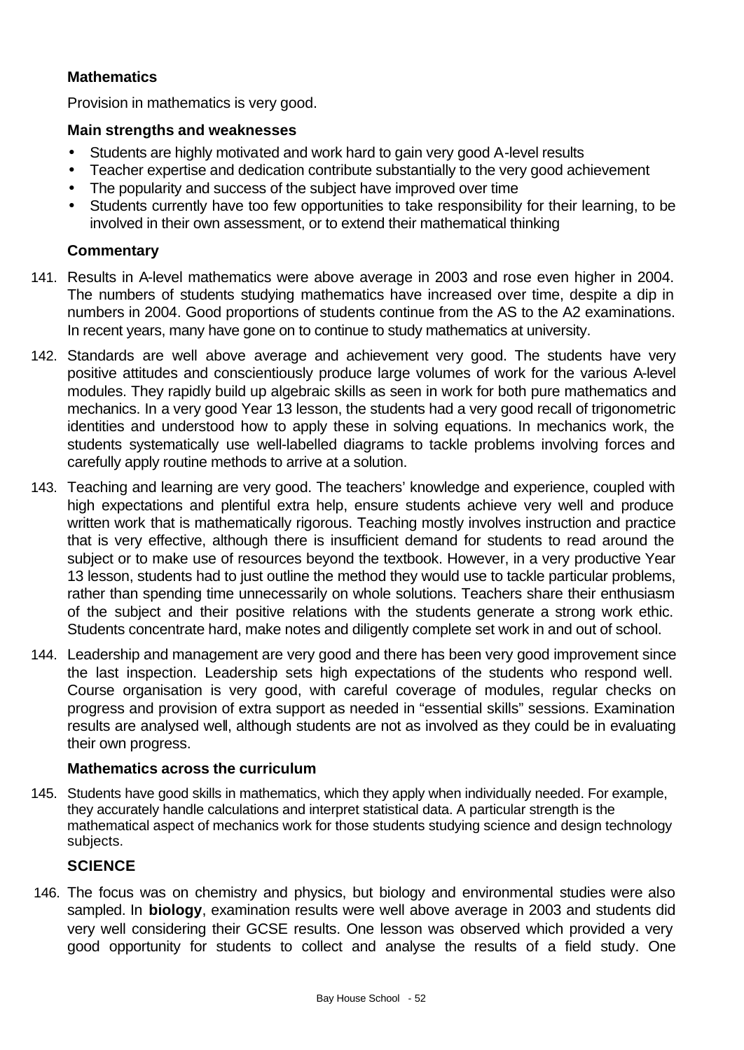### Mathematics

Provision in mathematics is very good.

#### Main strengths and weaknesses

- Students are highly motivated and work hard to gain very good A-level results
- Teacher expertise and dedication contribute substantially to the very good achievement
- The popularity and success of the subject have improved over time
- Students currently have too few opportunities to take responsibility for their learning, to be involved in their own assessment, or to extend their mathematical thinking

#### Commentary

141. Results in A-level mathematics were above average in 2003 and rose even higher in 2004. The numbers of students studying mathematics have increased over time, despite a dip in numbers in 2004. Good proportions of students continue from the AS to the A2 examinations. In recent years, many have gone on to continue to study mathematics at university.

142. Standards are well above average and achievement very good. The students have very positive attitudes and conscientiously produce large volumes of work for the various A-level modules. They rapidly build up algebraic skills as seen in work for both pure mathematics and mechanics. In a very good Year 13 lesson, the students had a very good recall of trigonometric identities and understood how to apply these in solving equations. In mechanics work, the students systematically use well-labelled diagrams to tackle problems involving forces and carefully apply routine methods to arrive at a solution.

143. Teaching and learning are very good. The teachers' knowledge and experience, coupled with high expectations and plentiful extra help, ensure students achieve very well and produce written work that is mathematically rigorous. Teaching mostly involves instruction and practice that is very effective, although there is insufficient demand for students to read around the subject or to make use of resources beyond the textbook. However, in a very productive Year 13 lesson, students had to just outline the method they would use to tackle particular problems, rather than spending time unnecessarily on whole solutions. Teachers share their enthusiasm of the subject and their positive relations with the students generate a strong work ethic. Students concentrate hard, make notes and diligently complete set work in and out of school.

144. Leadership and management are very good and there has been very good improvement since the last inspection. Leadership sets high expectations of the students who respond well. Course organisation is very good, with careful coverage of modules, regular checks on progress and provision of extra support as needed in "essential skills" sessions. Examination results are analysed well, although students are not as involved as they could be in evaluating their own progress.

#### Mathematics across the curriculum

145. Students have good skills in mathematics, which they apply when individually needed. For example, they accurately handle calculations and interpret statistical data. A particular strength is the mathematical aspect of mechanics work for those students studying science and design technology subjects.

### SCIENCE

146. The focus was on chemistry and physics, but biology and environmental studies were also sampled. In **biology**, examination results were well above average in 2003 and students did very well considering their GCSE results. One lesson was observed which provided a very good opportunity for students to collect and analyse the results of a field study. One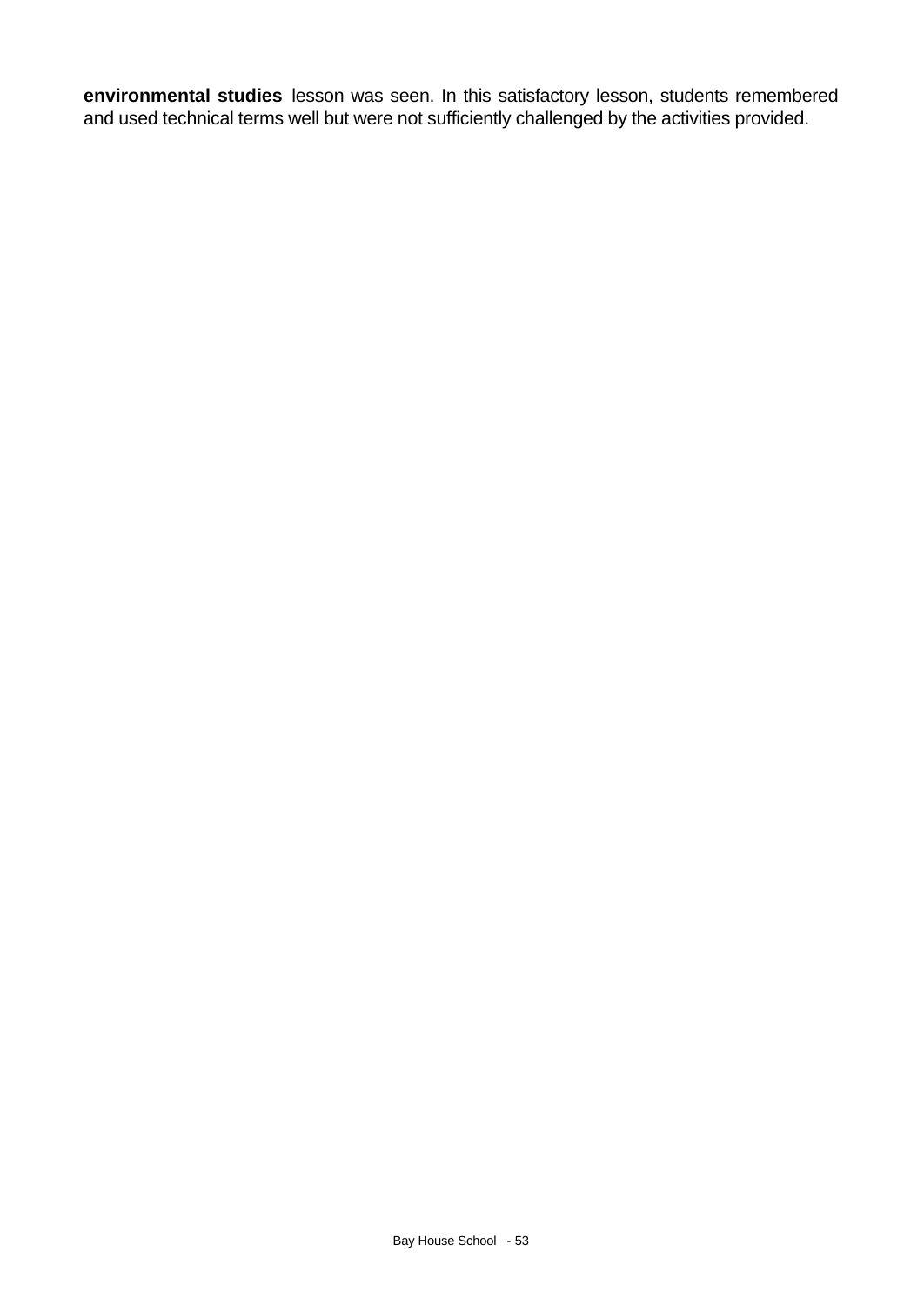**environmental studies** lesson was seen. In this satisfactory lesson, students remembered and used technical terms well but were not sufficiently challenged by the activities provided.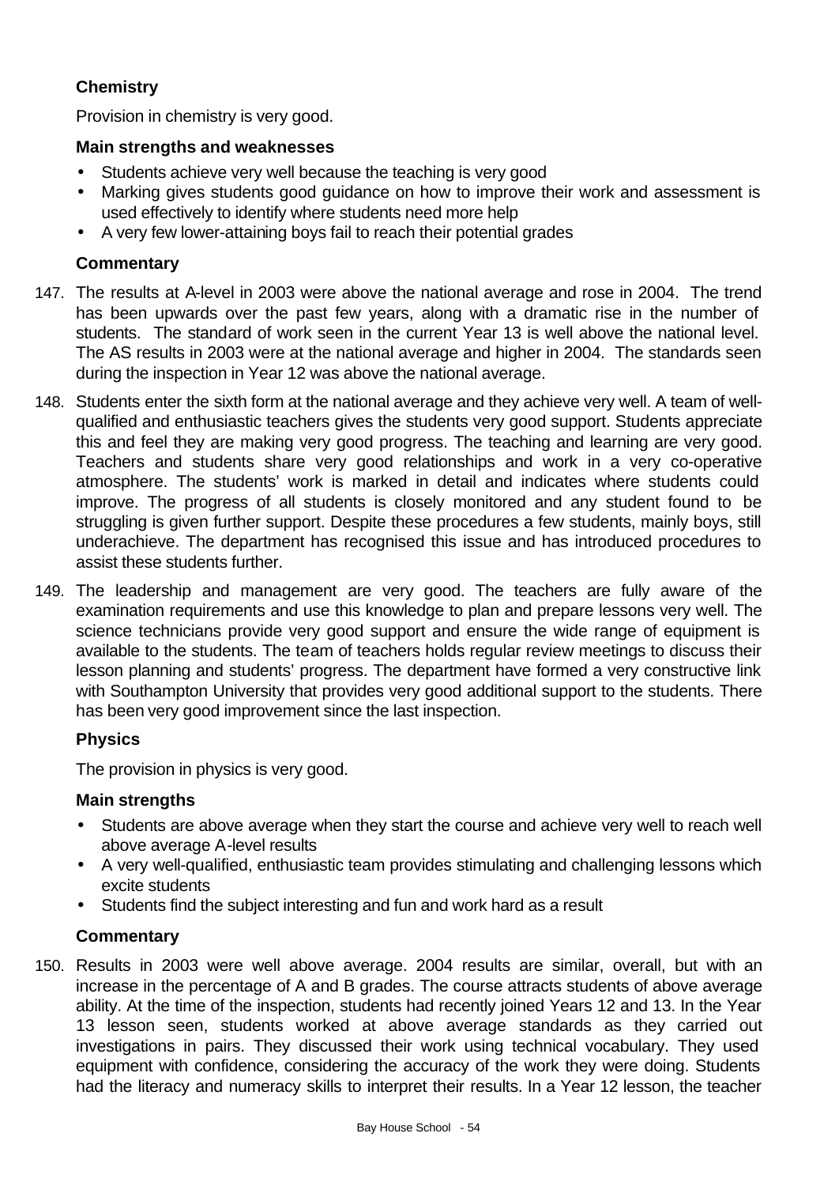### Chemistry

Provision in chemistry is very good.

#### Main strengths and weaknesses

- Students achieve very well because the teaching is very good
- Marking gives students good guidance on how to improve their work and assessment is used effectively to identify where students need more help
- A very few lower-attaining boys fail to reach their potential grades

#### Commentary

147. The results at A-level in 2003 were above the national average and rose in 2004. The trend has been upwards over the past few years, along with a dramatic rise in the number of students. The standard of work seen in the current Year 13 is well above the national level. The AS results in 2003 were at the national average and higher in 2004. The standards seen during the inspection in Year 12 was above the national average.

148. Students enter the sixth form at the national average and they achieve very well. A team of well-qualified and enthusiastic teachers gives the students very good support. Students appreciate this and feel they are making very good progress. The teaching and learning are very good. Teachers and students share very good relationships and work in a very co-operative atmosphere. The students' work is marked in detail and indicates where students could improve. The progress of all students is closely monitored and any student found to be struggling is given further support. Despite these procedures a few students, mainly boys, still underachieve. The department has recognised this issue and has introduced procedures to assist these students further.

149. The leadership and management are very good. The teachers are fully aware of the examination requirements and use this knowledge to plan and prepare lessons very well. The science technicians provide very good support and ensure the wide range of equipment is available to the students. The team of teachers holds regular review meetings to discuss their lesson planning and students' progress. The department have formed a very constructive link with Southampton University that provides very good additional support to the students. There has been very good improvement since the last inspection.

### Physics

The provision in physics is very good.

#### Main strengths

- Students are above average when they start the course and achieve very well to reach well above average A-level results
- A very well-qualified, enthusiastic team provides stimulating and challenging lessons which excite students
- Students find the subject interesting and fun and work hard as a result

#### Commentary

150. Results in 2003 were well above average. 2004 results are similar, overall, but with an increase in the percentage of A and B grades. The course attracts students of above average ability. At the time of the inspection, students had recently joined Years 12 and 13. In the Year 13 lesson seen, students worked at above average standards as they carried out investigations in pairs. They discussed their work using technical vocabulary. They used equipment with confidence, considering the accuracy of the work they were doing. Students had the literacy and numeracy skills to interpret their results. In a Year 12 lesson, the teacher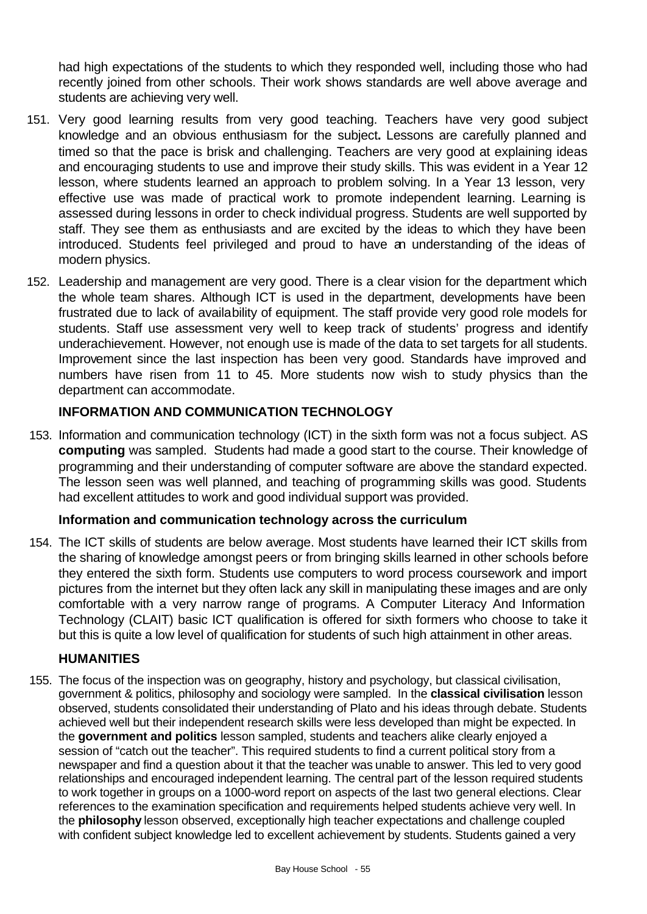had high expectations of the students to which they responded well, including those who had recently joined from other schools. Their work shows standards are well above average and students are achieving very well.

151. Very good learning results from very good teaching. Teachers have very good subject knowledge and an obvious enthusiasm for the subject**.** Lessons are carefully planned and timed so that the pace is brisk and challenging. Teachers are very good at explaining ideas and encouraging students to use and improve their study skills. This was evident in a Year 12 lesson, where students learned an approach to problem solving. In a Year 13 lesson, very effective use was made of practical work to promote independent learning. Learning is assessed during lessons in order to check individual progress. Students are well supported by staff. They see them as enthusiasts and are excited by the ideas to which they have been introduced. Students feel privileged and proud to have an understanding of the ideas of modern physics.

152. Leadership and management are very good. There is a clear vision for the department which the whole team shares. Although ICT is used in the department, developments have been frustrated due to lack of availability of equipment. The staff provide very good role models for students. Staff use assessment very well to keep track of students' progress and identify underachievement. However, not enough use is made of the data to set targets for all students. Improvement since the last inspection has been very good. Standards have improved and numbers have risen from 11 to 45. More students now wish to study physics than the department can accommodate.

## INFORMATION AND COMMUNICATION TECHNOLOGY

153. Information and communication technology (ICT) in the sixth form was not a focus subject. AS **computing** was sampled. Students had made a good start to the course. Their knowledge of programming and their understanding of computer software are above the standard expected. The lesson seen was well planned, and teaching of programming skills was good. Students had excellent attitudes to work and good individual support was provided.

### Information and communication technology across the curriculum

154. The ICT skills of students are below average. Most students have learned their ICT skills from the sharing of knowledge amongst peers or from bringing skills learned in other schools before they entered the sixth form. Students use computers to word process coursework and import pictures from the internet but they often lack any skill in manipulating these images and are only comfortable with a very narrow range of programs. A Computer Literacy And Information Technology (CLAIT) basic ICT qualification is offered for sixth formers who choose to take it but this is quite a low level of qualification for students of such high attainment in other areas.

## HUMANITIES

155. The focus of the inspection was on geography, history and psychology, but classical civilisation, government & politics, philosophy and sociology were sampled. In the **classical civilisation** lesson observed, students consolidated their understanding of Plato and his ideas through debate. Students achieved well but their independent research skills were less developed than might be expected. In the **government and politics** lesson sampled, students and teachers alike clearly enjoyed a session of "catch out the teacher". This required students to find a current political story from a newspaper and find a question about it that the teacher was unable to answer. This led to very good relationships and encouraged independent learning. The central part of the lesson required students to work together in groups on a 1000-word report on aspects of the last two general elections. Clear references to the examination specification and requirements helped students achieve very well. In the **philosophy** lesson observed, exceptionally high teacher expectations and challenge coupled with confident subject knowledge led to excellent achievement by students. Students gained a very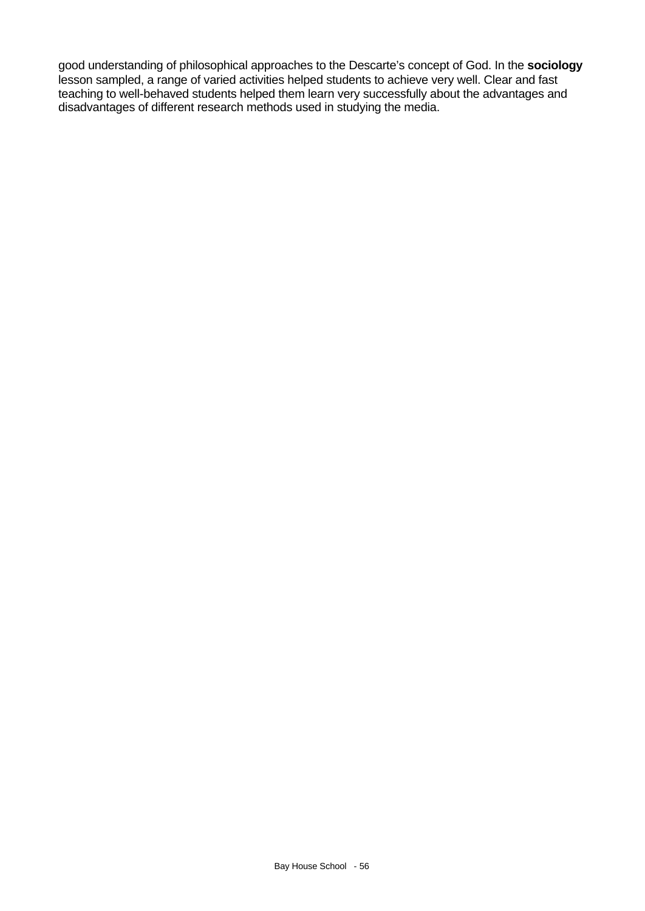good understanding of philosophical approaches to the Descarte's concept of God. In the **sociology** lesson sampled, a range of varied activities helped students to achieve very well. Clear and fast teaching to well-behaved students helped them learn very successfully about the advantages and disadvantages of different research methods used in studying the media.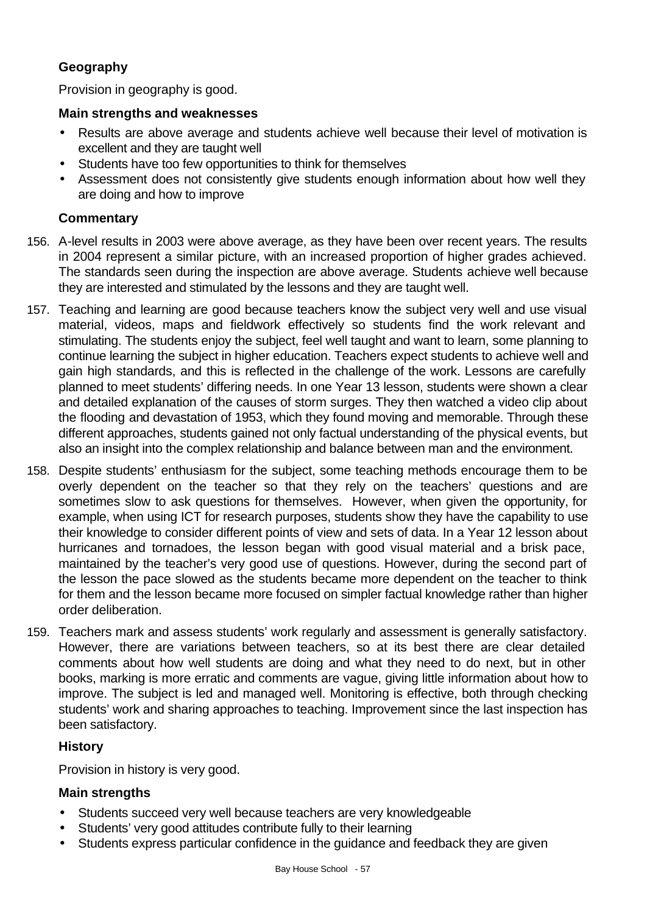### Geography

Provision in geography is good.

#### Main strengths and weaknesses

- Results are above average and students achieve well because their level of motivation is excellent and they are taught well
- Students have too few opportunities to think for themselves
- Assessment does not consistently give students enough information about how well they are doing and how to improve

#### Commentary

156. A-level results in 2003 were above average, as they have been over recent years. The results in 2004 represent a similar picture, with an increased proportion of higher grades achieved. The standards seen during the inspection are above average. Students achieve well because they are interested and stimulated by the lessons and they are taught well.

157. Teaching and learning are good because teachers know the subject very well and use visual material, videos, maps and fieldwork effectively so students find the work relevant and stimulating. The students enjoy the subject, feel well taught and want to learn, some planning to continue learning the subject in higher education. Teachers expect students to achieve well and gain high standards, and this is reflected in the challenge of the work. Lessons are carefully planned to meet students' differing needs. In one Year 13 lesson, students were shown a clear and detailed explanation of the causes of storm surges. They then watched a video clip about the flooding and devastation of 1953, which they found moving and memorable. Through these different approaches, students gained not only factual understanding of the physical events, but also an insight into the complex relationship and balance between man and the environment.

158. Despite students' enthusiasm for the subject, some teaching methods encourage them to be overly dependent on the teacher so that they rely on the teachers' questions and are sometimes slow to ask questions for themselves. However, when given the opportunity, for example, when using ICT for research purposes, students show they have the capability to use their knowledge to consider different points of view and sets of data. In a Year 12 lesson about hurricanes and tornadoes, the lesson began with good visual material and a brisk pace, maintained by the teacher's very good use of questions. However, during the second part of the lesson the pace slowed as the students became more dependent on the teacher to think for them and the lesson became more focused on simpler factual knowledge rather than higher order deliberation.

159. Teachers mark and assess students' work regularly and assessment is generally satisfactory. However, there are variations between teachers, so at its best there are clear detailed comments about how well students are doing and what they need to do next, but in other books, marking is more erratic and comments are vague, giving little information about how to improve. The subject is led and managed well. Monitoring is effective, both through checking students' work and sharing approaches to teaching. Improvement since the last inspection has been satisfactory.

### History

Provision in history is very good.

#### Main strengths

- Students succeed very well because teachers are very knowledgeable
- Students' very good attitudes contribute fully to their learning
- Students express particular confidence in the guidance and feedback they are given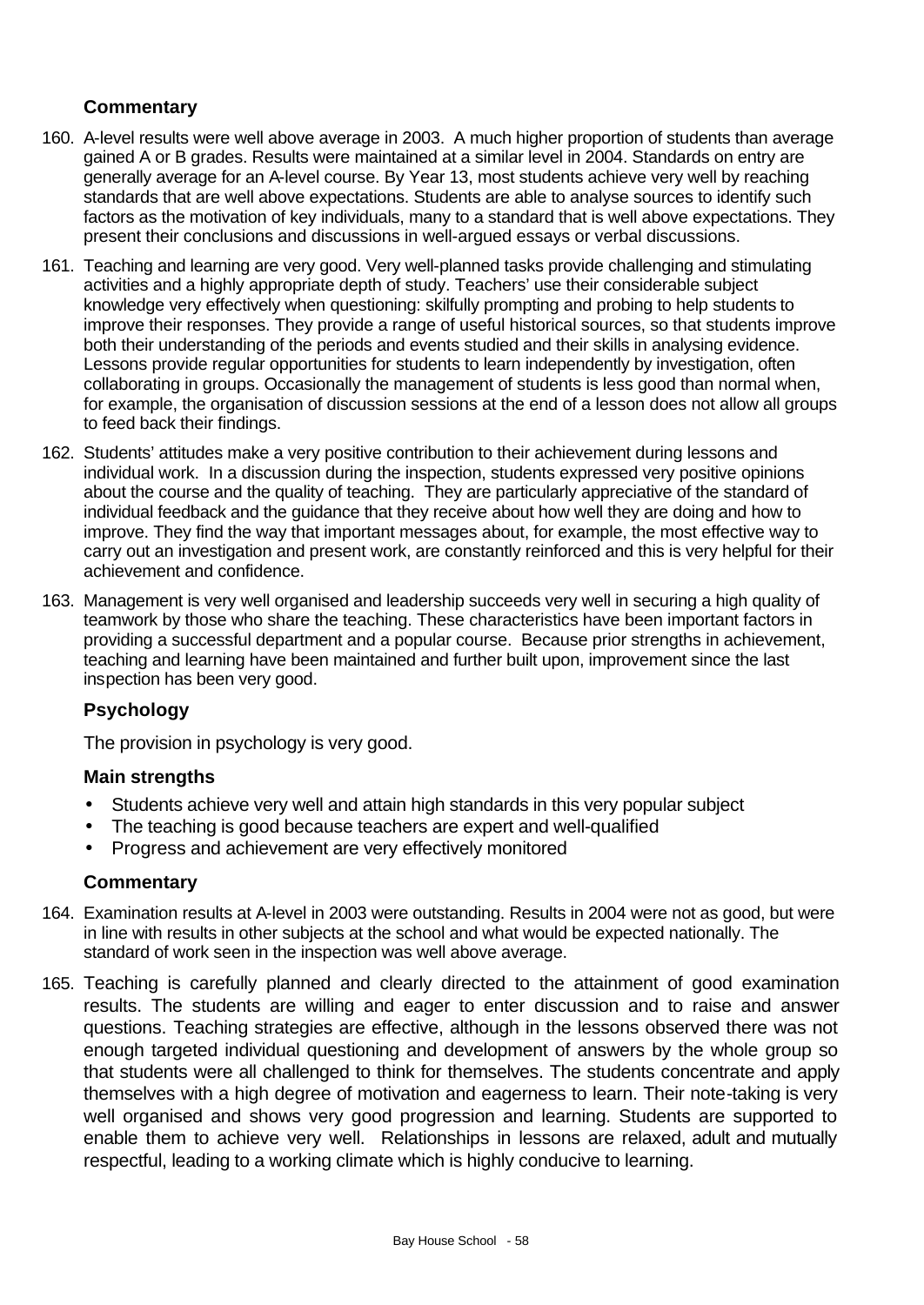### Commentary

160. A-level results were well above average in 2003. A much higher proportion of students than average gained A or B grades. Results were maintained at a similar level in 2004. Standards on entry are generally average for an A-level course. By Year 13, most students achieve very well by reaching standards that are well above expectations. Students are able to analyse sources to identify such factors as the motivation of key individuals, many to a standard that is well above expectations. They present their conclusions and discussions in well-argued essays or verbal discussions.

161. Teaching and learning are very good. Very well-planned tasks provide challenging and stimulating activities and a highly appropriate depth of study. Teachers' use their considerable subject knowledge very effectively when questioning: skilfully prompting and probing to help students to improve their responses. They provide a range of useful historical sources, so that students improve both their understanding of the periods and events studied and their skills in analysing evidence. Lessons provide regular opportunities for students to learn independently by investigation, often collaborating in groups. Occasionally the management of students is less good than normal when, for example, the organisation of discussion sessions at the end of a lesson does not allow all groups to feed back their findings.

162. Students' attitudes make a very positive contribution to their achievement during lessons and individual work. In a discussion during the inspection, students expressed very positive opinions about the course and the quality of teaching. They are particularly appreciative of the standard of individual feedback and the guidance that they receive about how well they are doing and how to improve. They find the way that important messages about, for example, the most effective way to carry out an investigation and present work, are constantly reinforced and this is very helpful for their achievement and confidence.

163. Management is very well organised and leadership succeeds very well in securing a high quality of teamwork by those who share the teaching. These characteristics have been important factors in providing a successful department and a popular course. Because prior strengths in achievement, teaching and learning have been maintained and further built upon, improvement since the last inspection has been very good.

## Psychology

The provision in psychology is very good.

### Main strengths

- Students achieve very well and attain high standards in this very popular subject
- The teaching is good because teachers are expert and well-qualified
- Progress and achievement are very effectively monitored

### Commentary

164. Examination results at A-level in 2003 were outstanding. Results in 2004 were not as good, but were in line with results in other subjects at the school and what would be expected nationally. The standard of work seen in the inspection was well above average.

165. Teaching is carefully planned and clearly directed to the attainment of good examination results. The students are willing and eager to enter discussion and to raise and answer questions. Teaching strategies are effective, although in the lessons observed there was not enough targeted individual questioning and development of answers by the whole group so that students were all challenged to think for themselves. The students concentrate and apply themselves with a high degree of motivation and eagerness to learn. Their note-taking is very well organised and shows very good progression and learning. Students are supported to enable them to achieve very well. Relationships in lessons are relaxed, adult and mutually respectful, leading to a working climate which is highly conducive to learning.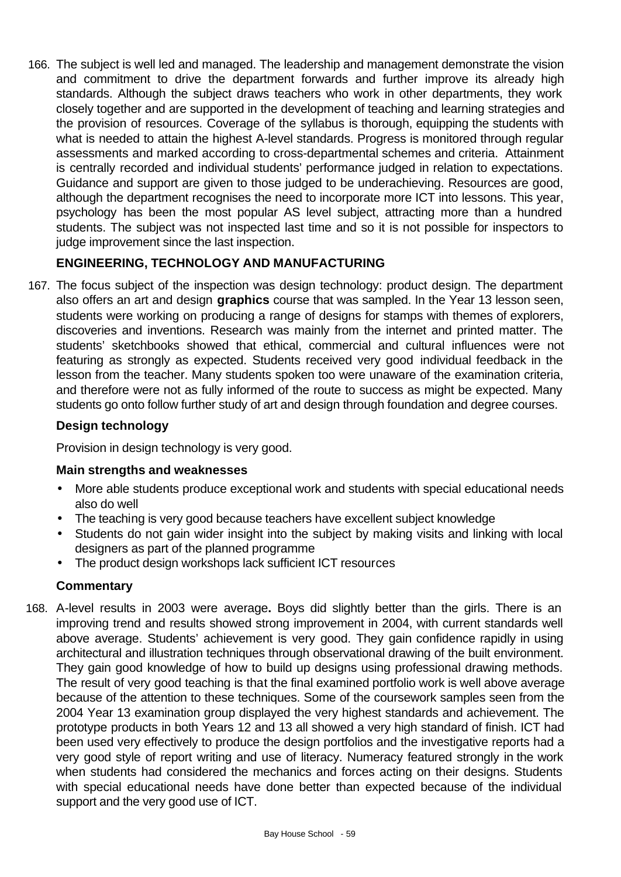166. The subject is well led and managed. The leadership and management demonstrate the vision and commitment to drive the department forwards and further improve its already high standards. Although the subject draws teachers who work in other departments, they work closely together and are supported in the development of teaching and learning strategies and the provision of resources. Coverage of the syllabus is thorough, equipping the students with what is needed to attain the highest A-level standards. Progress is monitored through regular assessments and marked according to cross-departmental schemes and criteria. Attainment is centrally recorded and individual students' performance judged in relation to expectations. Guidance and support are given to those judged to be underachieving. Resources are good, although the department recognises the need to incorporate more ICT into lessons. This year, psychology has been the most popular AS level subject, attracting more than a hundred students. The subject was not inspected last time and so it is not possible for inspectors to judge improvement since the last inspection.

## ENGINEERING, TECHNOLOGY AND MANUFACTURING

167. The focus subject of the inspection was design technology: product design. The department also offers an art and design **graphics** course that was sampled. In the Year 13 lesson seen, students were working on producing a range of designs for stamps with themes of explorers, discoveries and inventions. Research was mainly from the internet and printed matter. The students' sketchbooks showed that ethical, commercial and cultural influences were not featuring as strongly as expected. Students received very good individual feedback in the lesson from the teacher. Many students spoken too were unaware of the examination criteria, and therefore were not as fully informed of the route to success as might be expected. Many students go onto follow further study of art and design through foundation and degree courses.

### Design technology

Provision in design technology is very good.

### Main strengths and weaknesses

- More able students produce exceptional work and students with special educational needs also do well
- The teaching is very good because teachers have excellent subject knowledge
- Students do not gain wider insight into the subject by making visits and linking with local designers as part of the planned programme
- The product design workshops lack sufficient ICT resources

### Commentary

168. A-level results in 2003 were average**.** Boys did slightly better than the girls. There is an improving trend and results showed strong improvement in 2004, with current standards well above average. Students' achievement is very good. They gain confidence rapidly in using architectural and illustration techniques through observational drawing of the built environment. They gain good knowledge of how to build up designs using professional drawing methods. The result of very good teaching is that the final examined portfolio work is well above average because of the attention to these techniques. Some of the coursework samples seen from the 2004 Year 13 examination group displayed the very highest standards and achievement. The prototype products in both Years 12 and 13 all showed a very high standard of finish. ICT had been used very effectively to produce the design portfolios and the investigative reports had a very good style of report writing and use of literacy. Numeracy featured strongly in the work when students had considered the mechanics and forces acting on their designs. Students with special educational needs have done better than expected because of the individual support and the very good use of ICT.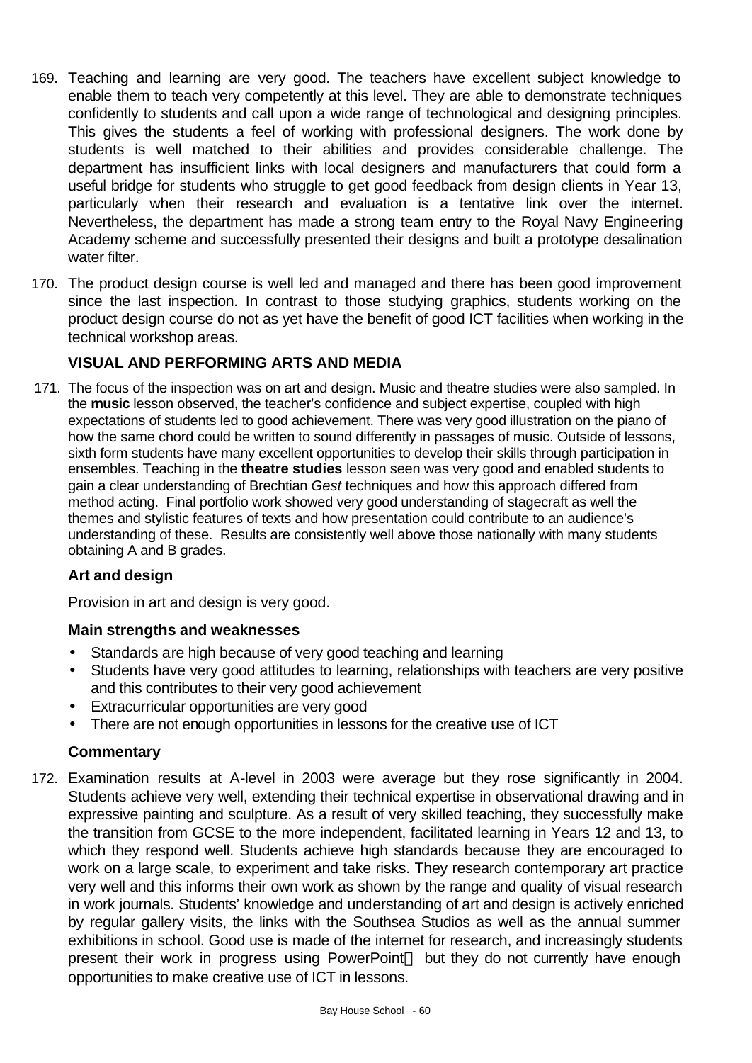169. Teaching and learning are very good. The teachers have excellent subject knowledge to enable them to teach very competently at this level. They are able to demonstrate techniques confidently to students and call upon a wide range of technological and designing principles. This gives the students a feel of working with professional designers. The work done by students is well matched to their abilities and provides considerable challenge. The department has insufficient links with local designers and manufacturers that could form a useful bridge for students who struggle to get good feedback from design clients in Year 13, particularly when their research and evaluation is a tentative link over the internet. Nevertheless, the department has made a strong team entry to the Royal Navy Engineering Academy scheme and successfully presented their designs and built a prototype desalination water filter.

170. The product design course is well led and managed and there has been good improvement since the last inspection. In contrast to those studying graphics, students working on the product design course do not as yet have the benefit of good ICT facilities when working in the technical workshop areas.

### VISUAL AND PERFORMING ARTS AND MEDIA

171. The focus of the inspection was on art and design. Music and theatre studies were also sampled. In the **music** lesson observed, the teacher's confidence and subject expertise, coupled with high expectations of students led to good achievement. There was very good illustration on the piano of how the same chord could be written to sound differently in passages of music. Outside of lessons, sixth form students have many excellent opportunities to develop their skills through participation in ensembles. Teaching in the **theatre studies** lesson seen was very good and enabled students to gain a clear understanding of Brechtian *Gest* techniques and how this approach differed from method acting. Final portfolio work showed very good understanding of stagecraft as well the themes and stylistic features of texts and how presentation could contribute to an audience's understanding of these. Results are consistently well above those nationally with many students obtaining A and B grades.

#### Art and design

Provision in art and design is very good.

#### Main strengths and weaknesses

- Standards are high because of very good teaching and learning
- Students have very good attitudes to learning, relationships with teachers are very positive and this contributes to their very good achievement
- Extracurricular opportunities are very good
- There are not enough opportunities in lessons for the creative use of ICT

#### Commentary

172. Examination results at A-level in 2003 were average but they rose significantly in 2004. Students achieve very well, extending their technical expertise in observational drawing and in expressive painting and sculpture. As a result of very skilled teaching, they successfully make the transition from GCSE to the more independent, facilitated learning in Years 12 and 13, to which they respond well. Students achieve high standards because they are encouraged to work on a large scale, to experiment and take risks. They research contemporary art practice very well and this informs their own work as shown by the range and quality of visual research in work journals. Students' knowledge and understanding of art and design is actively enriched by regular gallery visits, the links with the Southsea Studios as well as the annual summer exhibitions in school. Good use is made of the internet for research, and increasingly students present their work in progress using PowerPoint™ but they do not currently have enough opportunities to make creative use of ICT in lessons.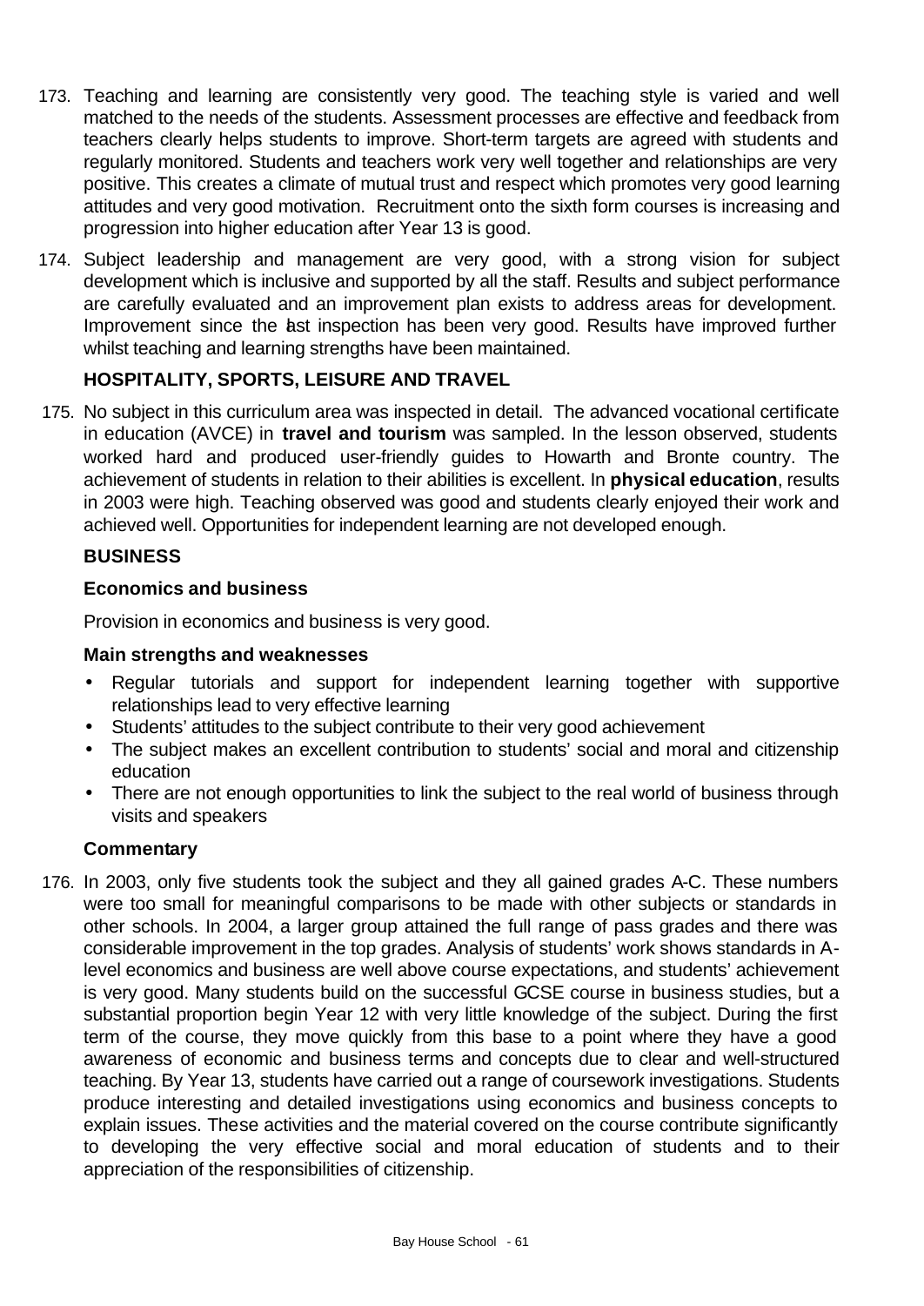173. Teaching and learning are consistently very good. The teaching style is varied and well matched to the needs of the students. Assessment processes are effective and feedback from teachers clearly helps students to improve. Short-term targets are agreed with students and regularly monitored. Students and teachers work very well together and relationships are very positive. This creates a climate of mutual trust and respect which promotes very good learning attitudes and very good motivation. Recruitment onto the sixth form courses is increasing and progression into higher education after Year 13 is good.

174. Subject leadership and management are very good, with a strong vision for subject development which is inclusive and supported by all the staff. Results and subject performance are carefully evaluated and an improvement plan exists to address areas for development. Improvement since the last inspection has been very good. Results have improved further whilst teaching and learning strengths have been maintained.

### HOSPITALITY, SPORTS, LEISURE AND TRAVEL

175. No subject in this curriculum area was inspected in detail. The advanced vocational certificate in education (AVCE) in **travel and tourism** was sampled. In the lesson observed, students worked hard and produced user-friendly guides to Howarth and Bronte country. The achievement of students in relation to their abilities is excellent. In **physical education**, results in 2003 were high. Teaching observed was good and students clearly enjoyed their work and achieved well. Opportunities for independent learning are not developed enough.

### BUSINESS

#### Economics and business

Provision in economics and business is very good.

#### Main strengths and weaknesses

- Regular tutorials and support for independent learning together with supportive relationships lead to very effective learning
- Students' attitudes to the subject contribute to their very good achievement
- The subject makes an excellent contribution to students' social and moral and citizenship education
- There are not enough opportunities to link the subject to the real world of business through visits and speakers

#### Commentary

176. In 2003, only five students took the subject and they all gained grades A-C. These numbers were too small for meaningful comparisons to be made with other subjects or standards in other schools. In 2004, a larger group attained the full range of pass grades and there was considerable improvement in the top grades. Analysis of students' work shows standards in A-level economics and business are well above course expectations, and students' achievement is very good. Many students build on the successful GCSE course in business studies, but a substantial proportion begin Year 12 with very little knowledge of the subject. During the first term of the course, they move quickly from this base to a point where they have a good awareness of economic and business terms and concepts due to clear and well-structured teaching. By Year 13, students have carried out a range of coursework investigations. Students produce interesting and detailed investigations using economics and business concepts to explain issues. These activities and the material covered on the course contribute significantly to developing the very effective social and moral education of students and to their appreciation of the responsibilities of citizenship.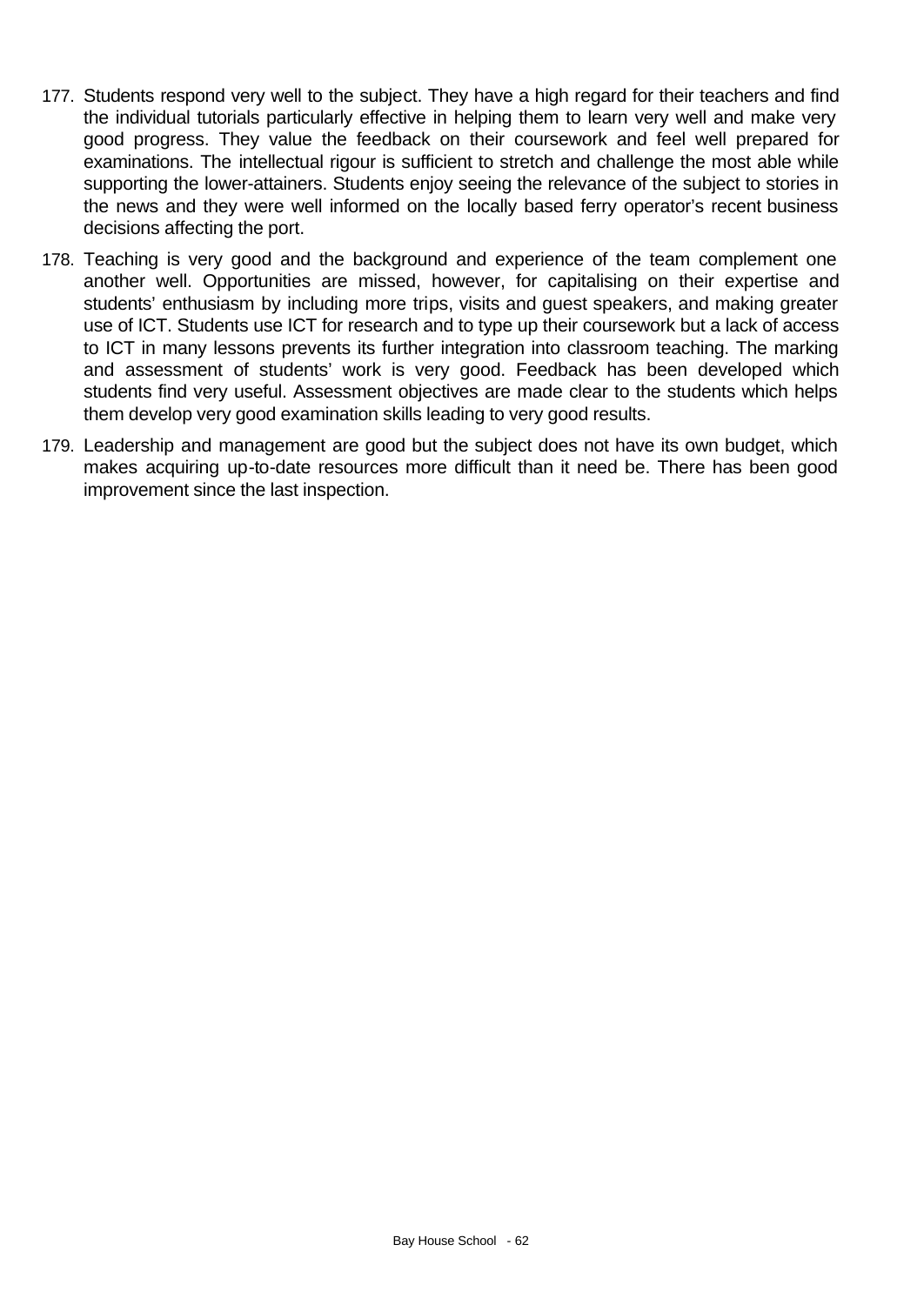177. Students respond very well to the subject. They have a high regard for their teachers and find the individual tutorials particularly effective in helping them to learn very well and make very good progress. They value the feedback on their coursework and feel well prepared for examinations. The intellectual rigour is sufficient to stretch and challenge the most able while supporting the lower-attainers. Students enjoy seeing the relevance of the subject to stories in the news and they were well informed on the locally based ferry operator's recent business decisions affecting the port.

178. Teaching is very good and the background and experience of the team complement one another well. Opportunities are missed, however, for capitalising on their expertise and students' enthusiasm by including more trips, visits and guest speakers, and making greater use of ICT. Students use ICT for research and to type up their coursework but a lack of access to ICT in many lessons prevents its further integration into classroom teaching. The marking and assessment of students' work is very good. Feedback has been developed which students find very useful. Assessment objectives are made clear to the students which helps them develop very good examination skills leading to very good results.

179. Leadership and management are good but the subject does not have its own budget, which makes acquiring up-to-date resources more difficult than it need be. There has been good improvement since the last inspection.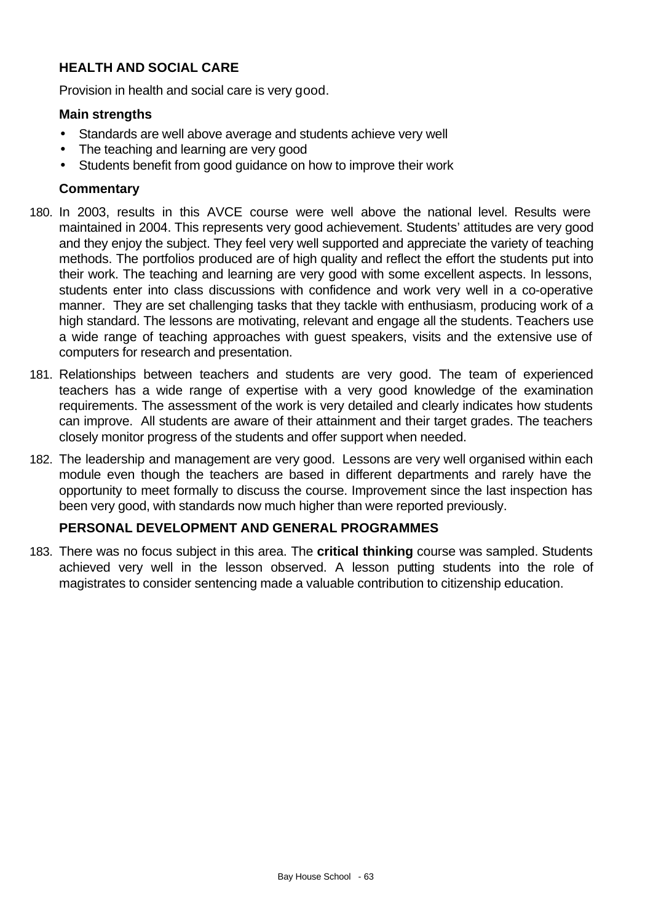### HEALTH AND SOCIAL CARE

Provision in health and social care is very good.

#### Main strengths

- Standards are well above average and students achieve very well
- The teaching and learning are very good
- Students benefit from good guidance on how to improve their work

#### Commentary

180. In 2003, results in this AVCE course were well above the national level. Results were maintained in 2004. This represents very good achievement. Students' attitudes are very good and they enjoy the subject. They feel very well supported and appreciate the variety of teaching methods. The portfolios produced are of high quality and reflect the effort the students put into their work. The teaching and learning are very good with some excellent aspects. In lessons, students enter into class discussions with confidence and work very well in a co-operative manner. They are set challenging tasks that they tackle with enthusiasm, producing work of a high standard. The lessons are motivating, relevant and engage all the students. Teachers use a wide range of teaching approaches with guest speakers, visits and the extensive use of computers for research and presentation.

181. Relationships between teachers and students are very good. The team of experienced teachers has a wide range of expertise with a very good knowledge of the examination requirements. The assessment of the work is very detailed and clearly indicates how students can improve. All students are aware of their attainment and their target grades. The teachers closely monitor progress of the students and offer support when needed.

182. The leadership and management are very good. Lessons are very well organised within each module even though the teachers are based in different departments and rarely have the opportunity to meet formally to discuss the course. Improvement since the last inspection has been very good, with standards now much higher than were reported previously.

### PERSONAL DEVELOPMENT AND GENERAL PROGRAMMES

183. There was no focus subject in this area. The **critical thinking** course was sampled. Students achieved very well in the lesson observed. A lesson putting students into the role of magistrates to consider sentencing made a valuable contribution to citizenship education.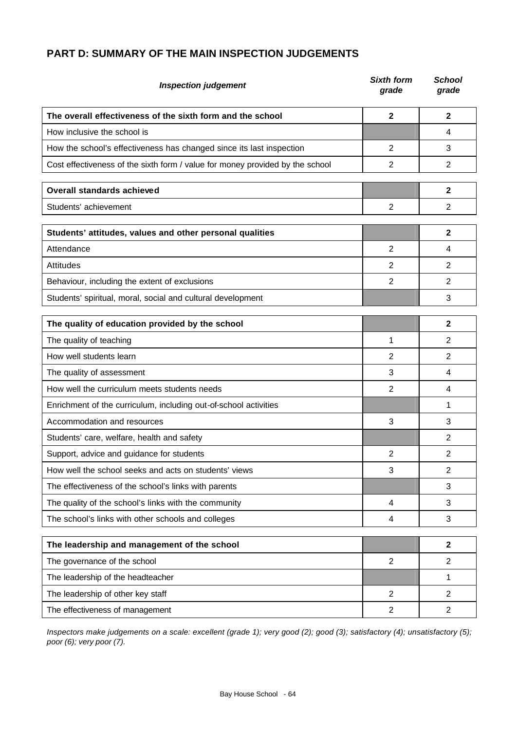## PART D: SUMMARY OF THE MAIN INSPECTION JUDGEMENTS

| *Inspection judgement* | *Sixth form grade* | *School grade* |
|---|---|---|
| **The overall effectiveness of the sixth form and the school** | **2** | **2** |
| How inclusive the school is | | 4 |
| How the school's effectiveness has changed since its last inspection | 2 | 3 |
| Cost effectiveness of the sixth form / value for money provided by the school | 2 | 2 |
| **Overall standards achieved** | | **2** |
| Students' achievement | 2 | 2 |
| **Students' attitudes, values and other personal qualities** | | **2** |
| Attendance | 2 | 4 |
| Attitudes | 2 | 2 |
| Behaviour, including the extent of exclusions | 2 | 2 |
| Students' spiritual, moral, social and cultural development | | 3 |
| **The quality of education provided by the school** | | **2** |
| The quality of teaching | 1 | 2 |
| How well students learn | 2 | 2 |
| The quality of assessment | 3 | 4 |
| How well the curriculum meets students needs | 2 | 4 |
| Enrichment of the curriculum, including out-of-school activities | | 1 |
| Accommodation and resources | 3 | 3 |
| Students' care, welfare, health and safety | | 2 |
| Support, advice and guidance for students | 2 | 2 |
| How well the school seeks and acts on students' views | 3 | 2 |
| The effectiveness of the school's links with parents | | 3 |
| The quality of the school's links with the community | 4 | 3 |
| The school's links with other schools and colleges | 4 | 3 |
| **The leadership and management of the school** | | **2** |
| The governance of the school | 2 | 2 |
| The leadership of the headteacher | | 1 |
| The leadership of other key staff | 2 | 2 |
| The effectiveness of management | 2 | 2 |

*Inspectors make judgements on a scale: excellent (grade 1); very good (2); good (3); satisfactory (4); unsatisfactory (5); poor (6); very poor (7).*